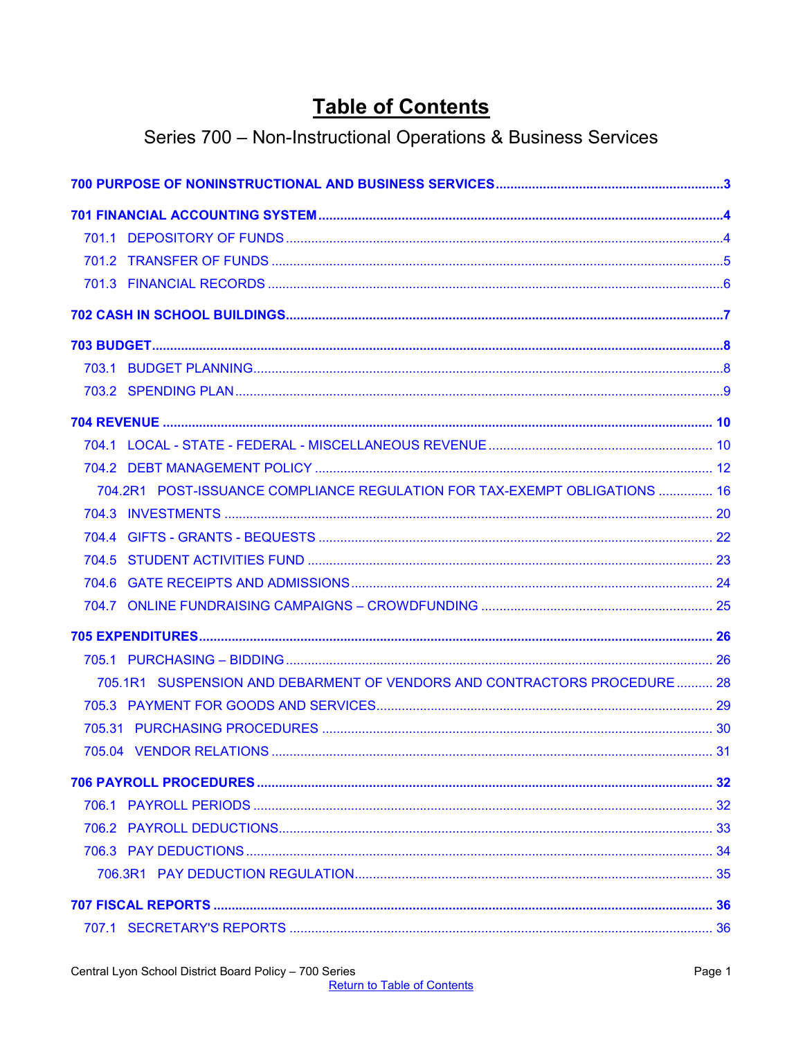# Table of Contents

## Series 700 – Non-Instructional Operations & Business Services

**700 PURPOSE OF NONINSTRUCTIONAL AND BUSINESS SERVICES** .......... 3

**701 FINANCIAL ACCOUNTING SYSTEM** .......... 4

- 701.1 DEPOSITORY OF FUNDS .......... 4
- 701.2 TRANSFER OF FUNDS .......... 5
- 701.3 FINANCIAL RECORDS .......... 6

**702 CASH IN SCHOOL BUILDINGS** .......... 7

**703 BUDGET** .......... 8

- 703.1 BUDGET PLANNING .......... 8
- 703.2 SPENDING PLAN .......... 9

**704 REVENUE** .......... 10

- 704.1 LOCAL - STATE - FEDERAL - MISCELLANEOUS REVENUE .......... 10
- 704.2 DEBT MANAGEMENT POLICY .......... 12
  - 704.2R1 POST-ISSUANCE COMPLIANCE REGULATION FOR TAX-EXEMPT OBLIGATIONS .......... 16
- 704.3 INVESTMENTS .......... 20
- 704.4 GIFTS - GRANTS - BEQUESTS .......... 22
- 704.5 STUDENT ACTIVITIES FUND .......... 23
- 704.6 GATE RECEIPTS AND ADMISSIONS .......... 24
- 704.7 ONLINE FUNDRAISING CAMPAIGNS – CROWDFUNDING .......... 25

**705 EXPENDITURES** .......... 26

- 705.1 PURCHASING – BIDDING .......... 26
  - 705.1R1 SUSPENSION AND DEBARMENT OF VENDORS AND CONTRACTORS PROCEDURE .......... 28
- 705.3 PAYMENT FOR GOODS AND SERVICES .......... 29
- 705.31 PURCHASING PROCEDURES .......... 30
- 705.04 VENDOR RELATIONS .......... 31

**706 PAYROLL PROCEDURES** .......... 32

- 706.1 PAYROLL PERIODS .......... 32
- 706.2 PAYROLL DEDUCTIONS .......... 33
- 706.3 PAY DEDUCTIONS .......... 34
  - 706.3R1 PAY DEDUCTION REGULATION .......... 35

**707 FISCAL REPORTS** .......... 36

- 707.1 SECRETARY'S REPORTS .......... 36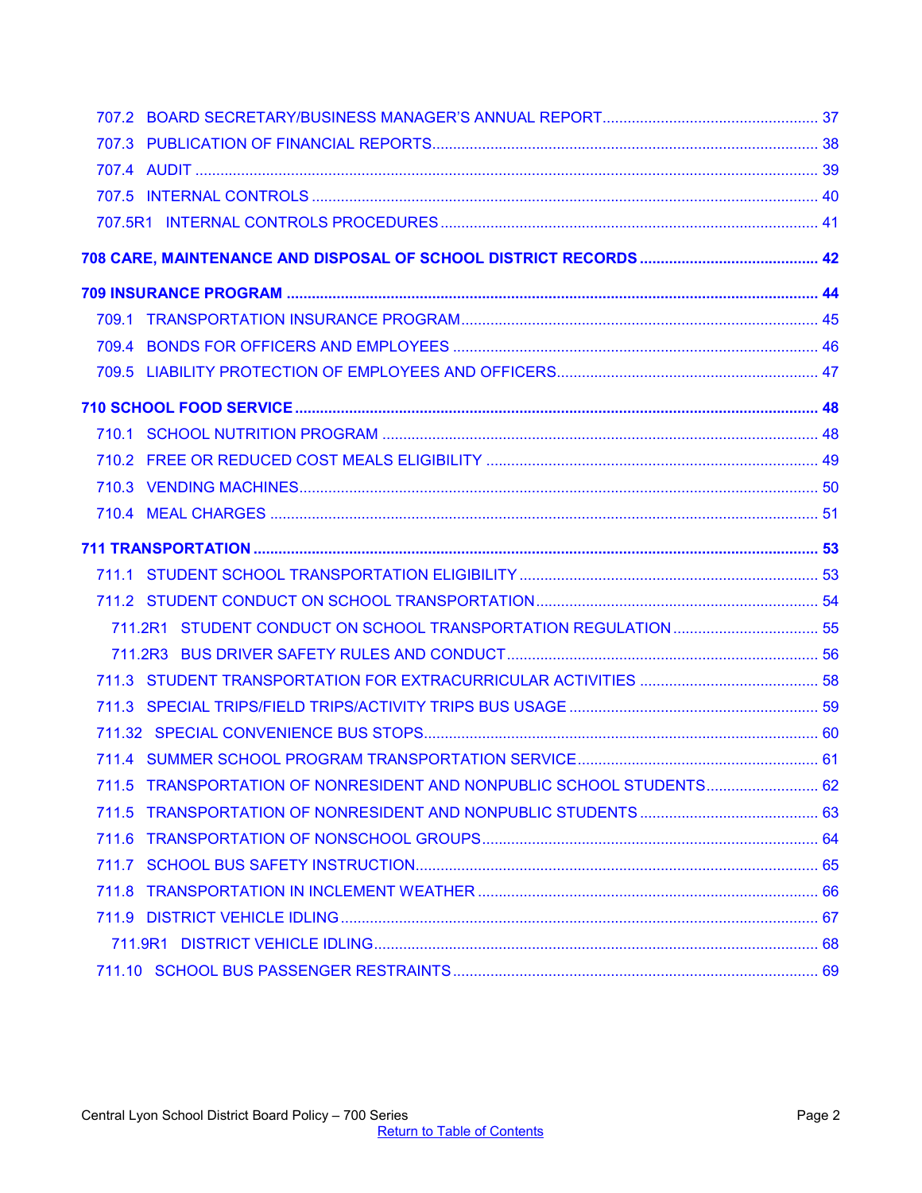707.2 BOARD SECRETARY/BUSINESS MANAGER'S ANNUAL REPORT .......... 37
707.3 PUBLICATION OF FINANCIAL REPORTS .......... 38
707.4 AUDIT .......... 39
707.5 INTERNAL CONTROLS .......... 40
707.5R1 INTERNAL CONTROLS PROCEDURES .......... 41

**708 CARE, MAINTENANCE AND DISPOSAL OF SCHOOL DISTRICT RECORDS .......... 42**

**709 INSURANCE PROGRAM .......... 44**

709.1 TRANSPORTATION INSURANCE PROGRAM .......... 45
709.4 BONDS FOR OFFICERS AND EMPLOYEES .......... 46
709.5 LIABILITY PROTECTION OF EMPLOYEES AND OFFICERS .......... 47

**710 SCHOOL FOOD SERVICE .......... 48**

710.1 SCHOOL NUTRITION PROGRAM .......... 48
710.2 FREE OR REDUCED COST MEALS ELIGIBILITY .......... 49
710.3 VENDING MACHINES .......... 50
710.4 MEAL CHARGES .......... 51

**711 TRANSPORTATION .......... 53**

711.1 STUDENT SCHOOL TRANSPORTATION ELIGIBILITY .......... 53
711.2 STUDENT CONDUCT ON SCHOOL TRANSPORTATION .......... 54
711.2R1 STUDENT CONDUCT ON SCHOOL TRANSPORTATION REGULATION .......... 55
711.2R3 BUS DRIVER SAFETY RULES AND CONDUCT .......... 56
711.3 STUDENT TRANSPORTATION FOR EXTRACURRICULAR ACTIVITIES .......... 58
711.3 SPECIAL TRIPS/FIELD TRIPS/ACTIVITY TRIPS BUS USAGE .......... 59
711.32 SPECIAL CONVENIENCE BUS STOPS .......... 60
711.4 SUMMER SCHOOL PROGRAM TRANSPORTATION SERVICE .......... 61
711.5 TRANSPORTATION OF NONRESIDENT AND NONPUBLIC SCHOOL STUDENTS .......... 62
711.5 TRANSPORTATION OF NONRESIDENT AND NONPUBLIC STUDENTS .......... 63
711.6 TRANSPORTATION OF NONSCHOOL GROUPS .......... 64
711.7 SCHOOL BUS SAFETY INSTRUCTION .......... 65
711.8 TRANSPORTATION IN INCLEMENT WEATHER .......... 66
711.9 DISTRICT VEHICLE IDLING .......... 67
711.9R1 DISTRICT VEHICLE IDLING .......... 68
711.10 SCHOOL BUS PASSENGER RESTRAINTS .......... 69

Return to Table of Contents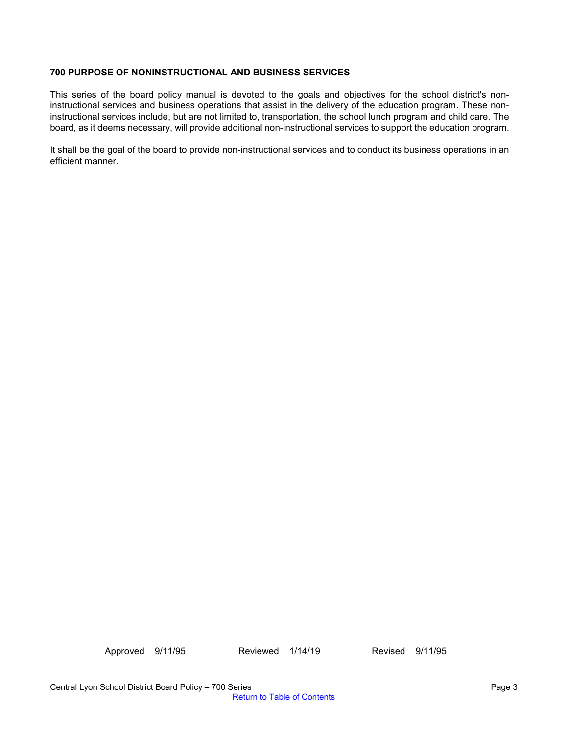**700 PURPOSE OF NONINSTRUCTIONAL AND BUSINESS SERVICES**

This series of the board policy manual is devoted to the goals and objectives for the school district's non-instructional services and business operations that assist in the delivery of the education program. These non-instructional services include, but are not limited to, transportation, the school lunch program and child care. The board, as it deems necessary, will provide additional non-instructional services to support the education program.

It shall be the goal of the board to provide non-instructional services and to conduct its business operations in an efficient manner.

Approved 9/11/95 Reviewed 1/14/19 Revised 9/11/95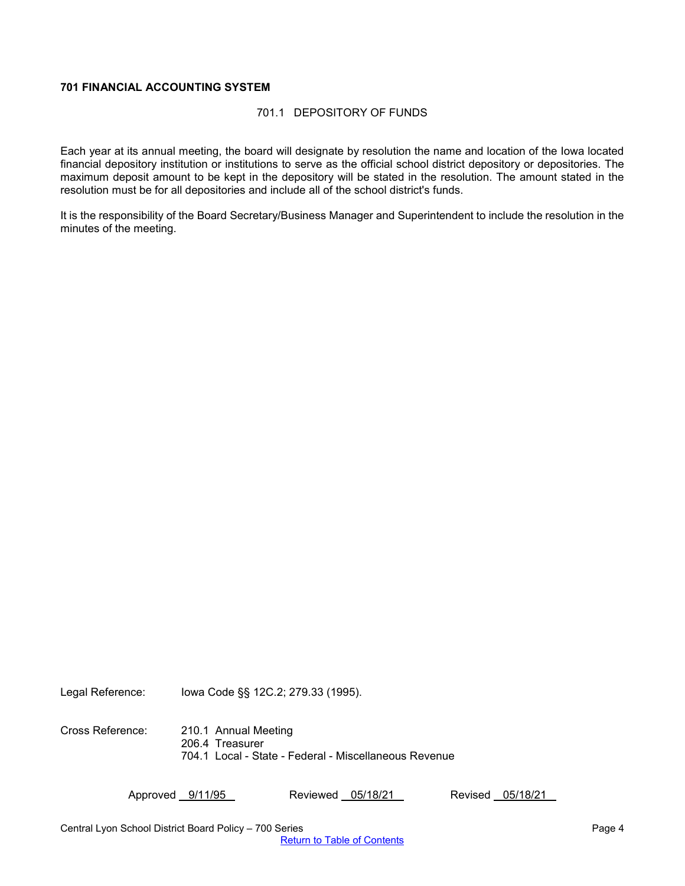# 701 FINANCIAL ACCOUNTING SYSTEM

## 701.1 DEPOSITORY OF FUNDS

Each year at its annual meeting, the board will designate by resolution the name and location of the Iowa located financial depository institution or institutions to serve as the official school district depository or depositories. The maximum deposit amount to be kept in the depository will be stated in the resolution. The amount stated in the resolution must be for all depositories and include all of the school district's funds.

It is the responsibility of the Board Secretary/Business Manager and Superintendent to include the resolution in the minutes of the meeting.

Legal Reference: Iowa Code §§ 12C.2; 279.33 (1995).

Cross Reference:
210.1 Annual Meeting
206.4 Treasurer
704.1 Local - State - Federal - Miscellaneous Revenue

Approved 9/11/95 Reviewed 05/18/21 Revised 05/18/21

Central Lyon School District Board Policy – 700 Series

Return to Table of Contents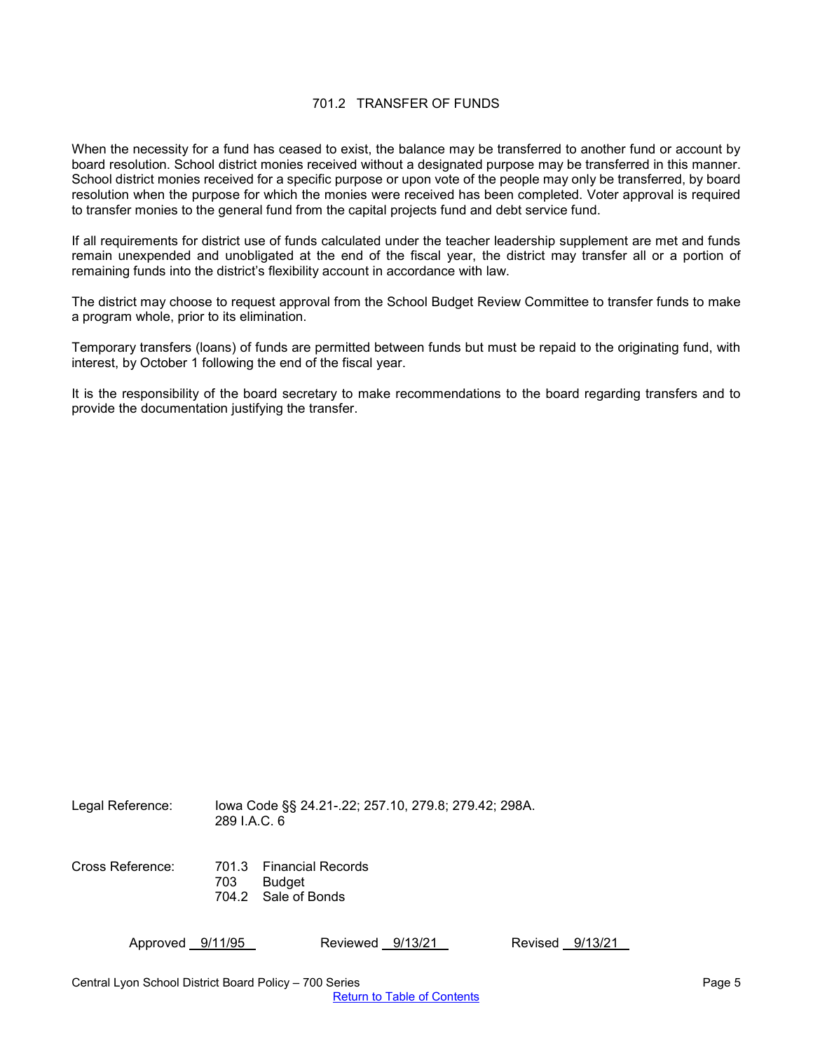## 701.2 TRANSFER OF FUNDS

When the necessity for a fund has ceased to exist, the balance may be transferred to another fund or account by board resolution. School district monies received without a designated purpose may be transferred in this manner. School district monies received for a specific purpose or upon vote of the people may only be transferred, by board resolution when the purpose for which the monies were received has been completed. Voter approval is required to transfer monies to the general fund from the capital projects fund and debt service fund.

If all requirements for district use of funds calculated under the teacher leadership supplement are met and funds remain unexpended and unobligated at the end of the fiscal year, the district may transfer all or a portion of remaining funds into the district's flexibility account in accordance with law.

The district may choose to request approval from the School Budget Review Committee to transfer funds to make a program whole, prior to its elimination.

Temporary transfers (loans) of funds are permitted between funds but must be repaid to the originating fund, with interest, by October 1 following the end of the fiscal year.

It is the responsibility of the board secretary to make recommendations to the board regarding transfers and to provide the documentation justifying the transfer.

Legal Reference: Iowa Code §§ 24.21-.22; 257.10, 279.8; 279.42; 298A.
289 I.A.C. 6

Cross Reference:
701.3 Financial Records
703 Budget
704.2 Sale of Bonds

Approved 9/11/95 Reviewed 9/13/21 Revised 9/13/21

[Return to Table of Contents]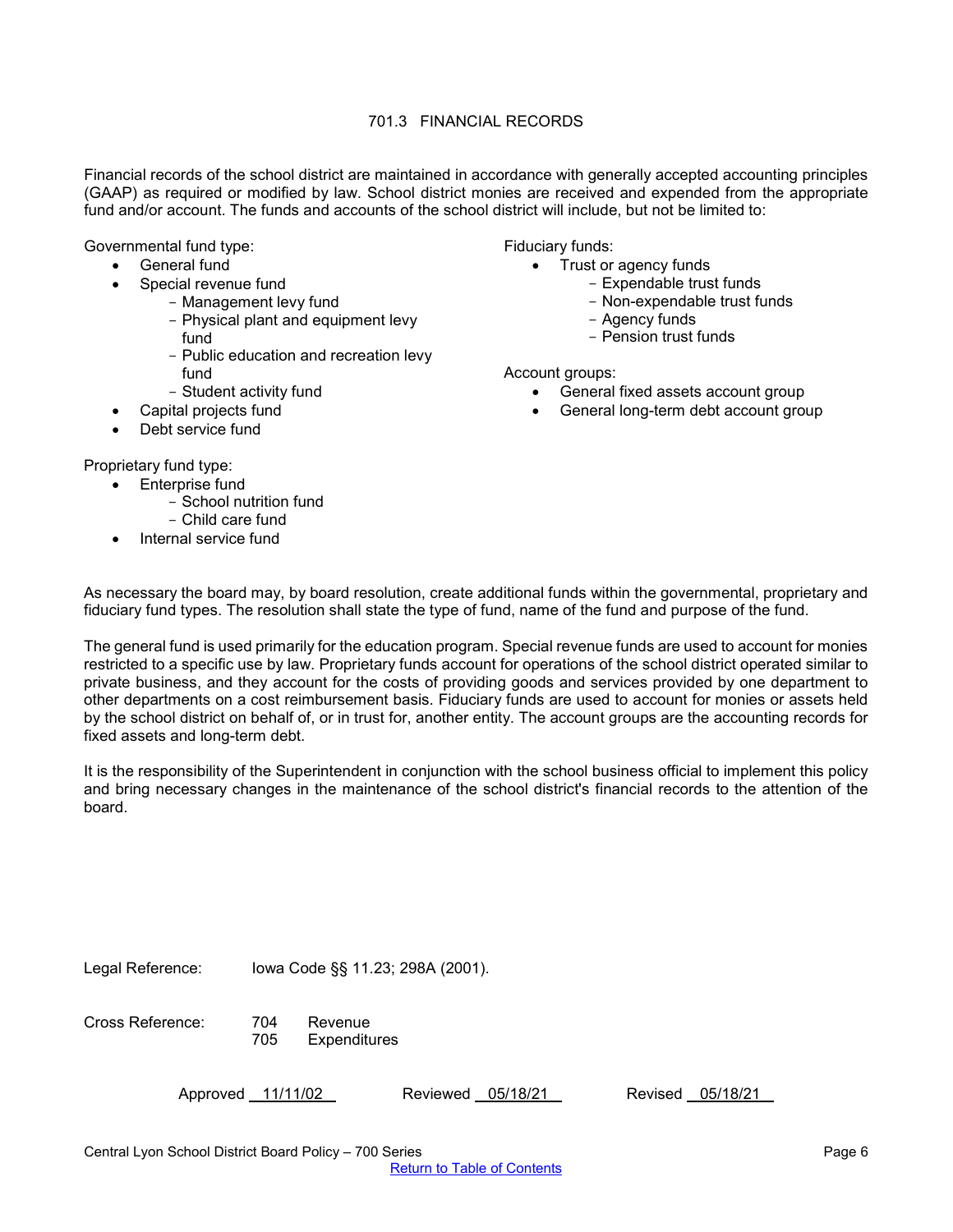# 701.3 FINANCIAL RECORDS

Financial records of the school district are maintained in accordance with generally accepted accounting principles (GAAP) as required or modified by law. School district monies are received and expended from the appropriate fund and/or account. The funds and accounts of the school district will include, but not be limited to:

Governmental fund type:

- General fund
- Special revenue fund
  - Management levy fund
  - Physical plant and equipment levy fund
  - Public education and recreation levy fund
  - Student activity fund
- Capital projects fund
- Debt service fund

Proprietary fund type:

- Enterprise fund
  - School nutrition fund
  - Child care fund
- Internal service fund

Fiduciary funds:

- Trust or agency funds
  - Expendable trust funds
  - Non-expendable trust funds
  - Agency funds
  - Pension trust funds

Account groups:

- General fixed assets account group
- General long-term debt account group

As necessary the board may, by board resolution, create additional funds within the governmental, proprietary and fiduciary fund types. The resolution shall state the type of fund, name of the fund and purpose of the fund.

The general fund is used primarily for the education program. Special revenue funds are used to account for monies restricted to a specific use by law. Proprietary funds account for operations of the school district operated similar to private business, and they account for the costs of providing goods and services provided by one department to other departments on a cost reimbursement basis. Fiduciary funds are used to account for monies or assets held by the school district on behalf of, or in trust for, another entity. The account groups are the accounting records for fixed assets and long-term debt.

It is the responsibility of the Superintendent in conjunction with the school business official to implement this policy and bring necessary changes in the maintenance of the school district's financial records to the attention of the board.

Legal Reference: Iowa Code §§ 11.23; 298A (2001).

Cross Reference: 704 Revenue
705 Expenditures

Approved 11/11/02 Reviewed 05/18/21 Revised 05/18/21

Return to Table of Contents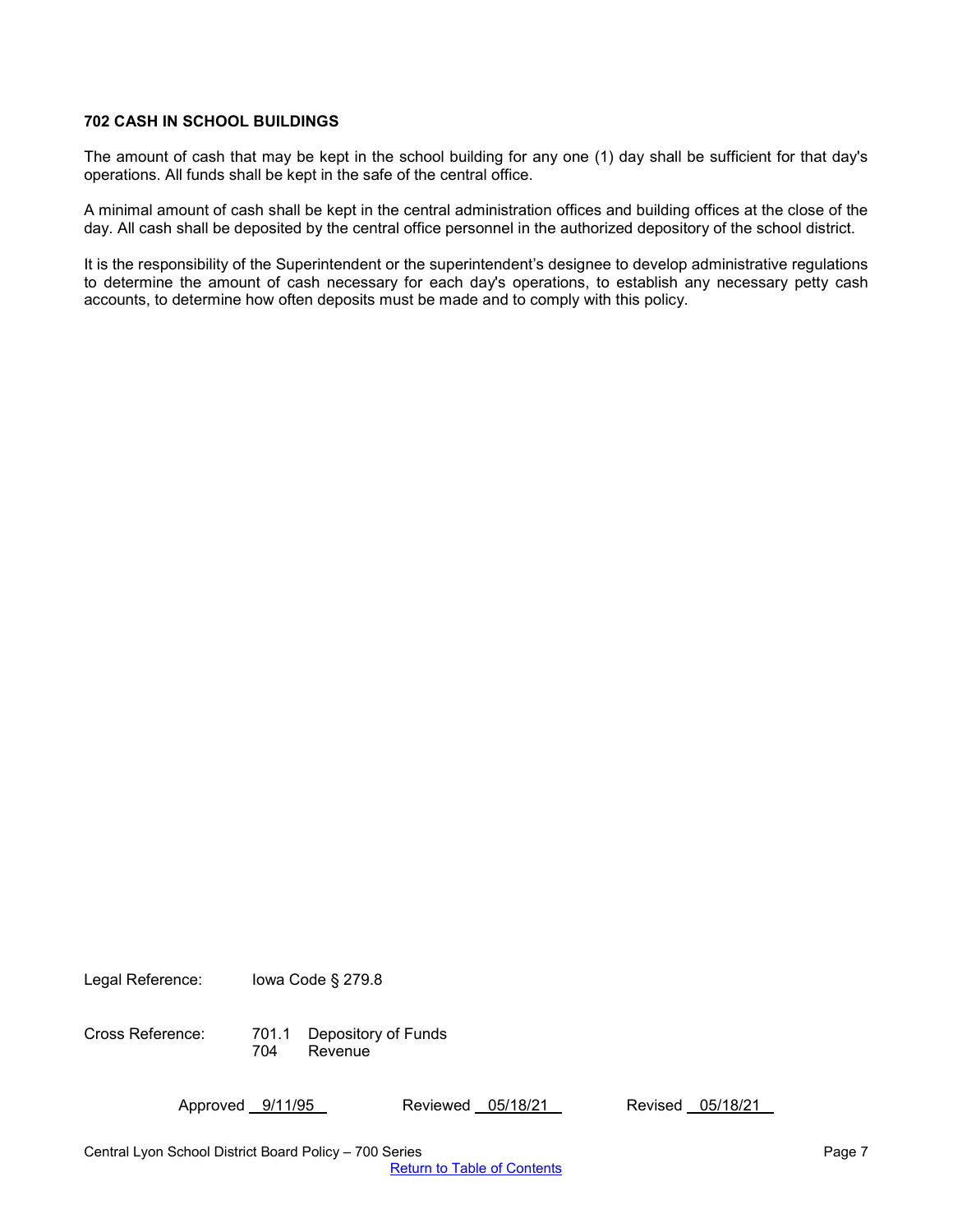# 702 CASH IN SCHOOL BUILDINGS

The amount of cash that may be kept in the school building for any one (1) day shall be sufficient for that day's operations. All funds shall be kept in the safe of the central office.

A minimal amount of cash shall be kept in the central administration offices and building offices at the close of the day. All cash shall be deposited by the central office personnel in the authorized depository of the school district.

It is the responsibility of the Superintendent or the superintendent's designee to develop administrative regulations to determine the amount of cash necessary for each day's operations, to establish any necessary petty cash accounts, to determine how often deposits must be made and to comply with this policy.

Legal Reference: Iowa Code § 279.8

Cross Reference: 701.1 Depository of Funds
704 Revenue

Approved 9/11/95 Reviewed 05/18/21 Revised 05/18/21

Central Lyon School District Board Policy – 700 Series

Return to Table of Contents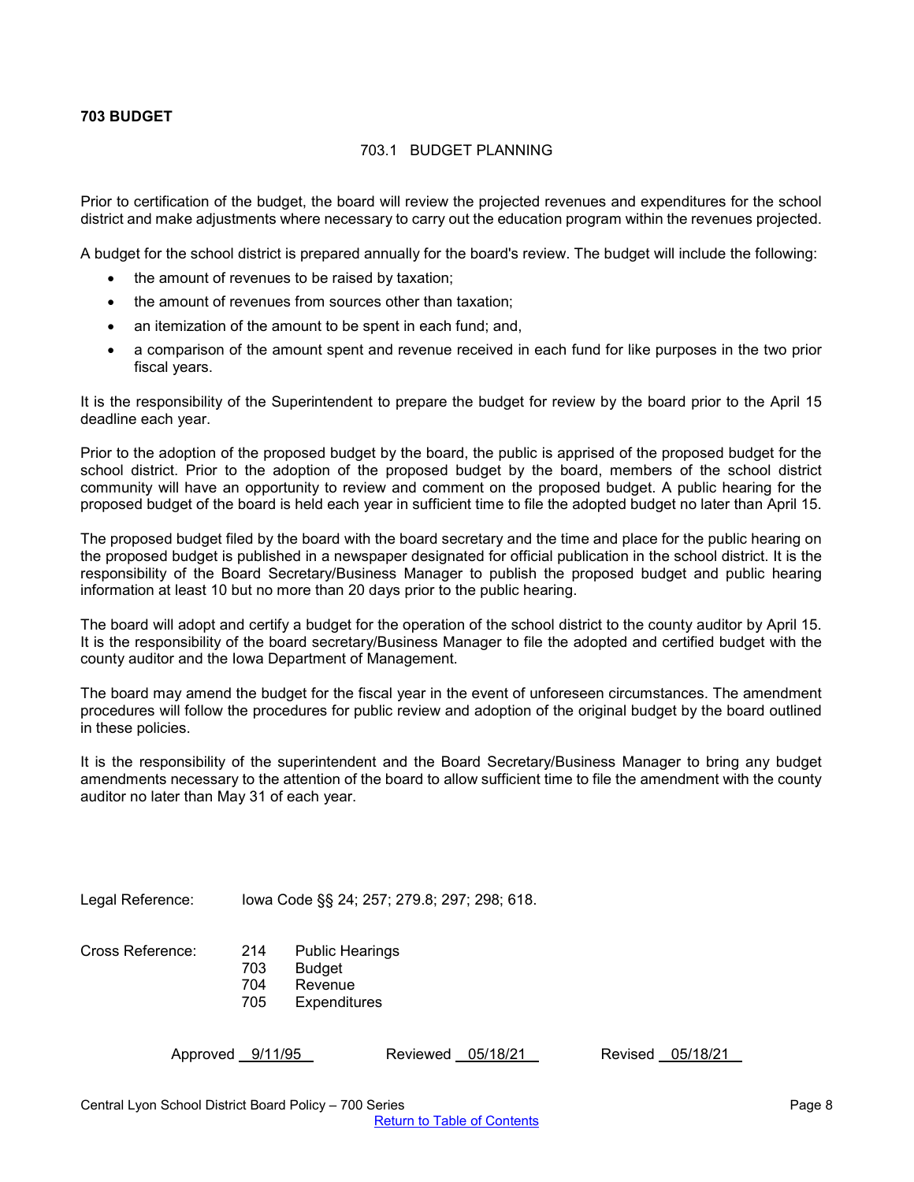# 703 BUDGET

## 703.1 BUDGET PLANNING

Prior to certification of the budget, the board will review the projected revenues and expenditures for the school district and make adjustments where necessary to carry out the education program within the revenues projected.

A budget for the school district is prepared annually for the board's review. The budget will include the following:

- the amount of revenues to be raised by taxation;
- the amount of revenues from sources other than taxation;
- an itemization of the amount to be spent in each fund; and,
- a comparison of the amount spent and revenue received in each fund for like purposes in the two prior fiscal years.

It is the responsibility of the Superintendent to prepare the budget for review by the board prior to the April 15 deadline each year.

Prior to the adoption of the proposed budget by the board, the public is apprised of the proposed budget for the school district. Prior to the adoption of the proposed budget by the board, members of the school district community will have an opportunity to review and comment on the proposed budget. A public hearing for the proposed budget of the board is held each year in sufficient time to file the adopted budget no later than April 15.

The proposed budget filed by the board with the board secretary and the time and place for the public hearing on the proposed budget is published in a newspaper designated for official publication in the school district. It is the responsibility of the Board Secretary/Business Manager to publish the proposed budget and public hearing information at least 10 but no more than 20 days prior to the public hearing.

The board will adopt and certify a budget for the operation of the school district to the county auditor by April 15. It is the responsibility of the board secretary/Business Manager to file the adopted and certified budget with the county auditor and the Iowa Department of Management.

The board may amend the budget for the fiscal year in the event of unforeseen circumstances. The amendment procedures will follow the procedures for public review and adoption of the original budget by the board outlined in these policies.

It is the responsibility of the superintendent and the Board Secretary/Business Manager to bring any budget amendments necessary to the attention of the board to allow sufficient time to file the amendment with the county auditor no later than May 31 of each year.

Legal Reference: Iowa Code §§ 24; 257; 279.8; 297; 298; 618.

Cross Reference:
- 214 Public Hearings
- 703 Budget
- 704 Revenue
- 705 Expenditures

Approved 9/11/95 Reviewed 05/18/21 Revised 05/18/21

Return to Table of Contents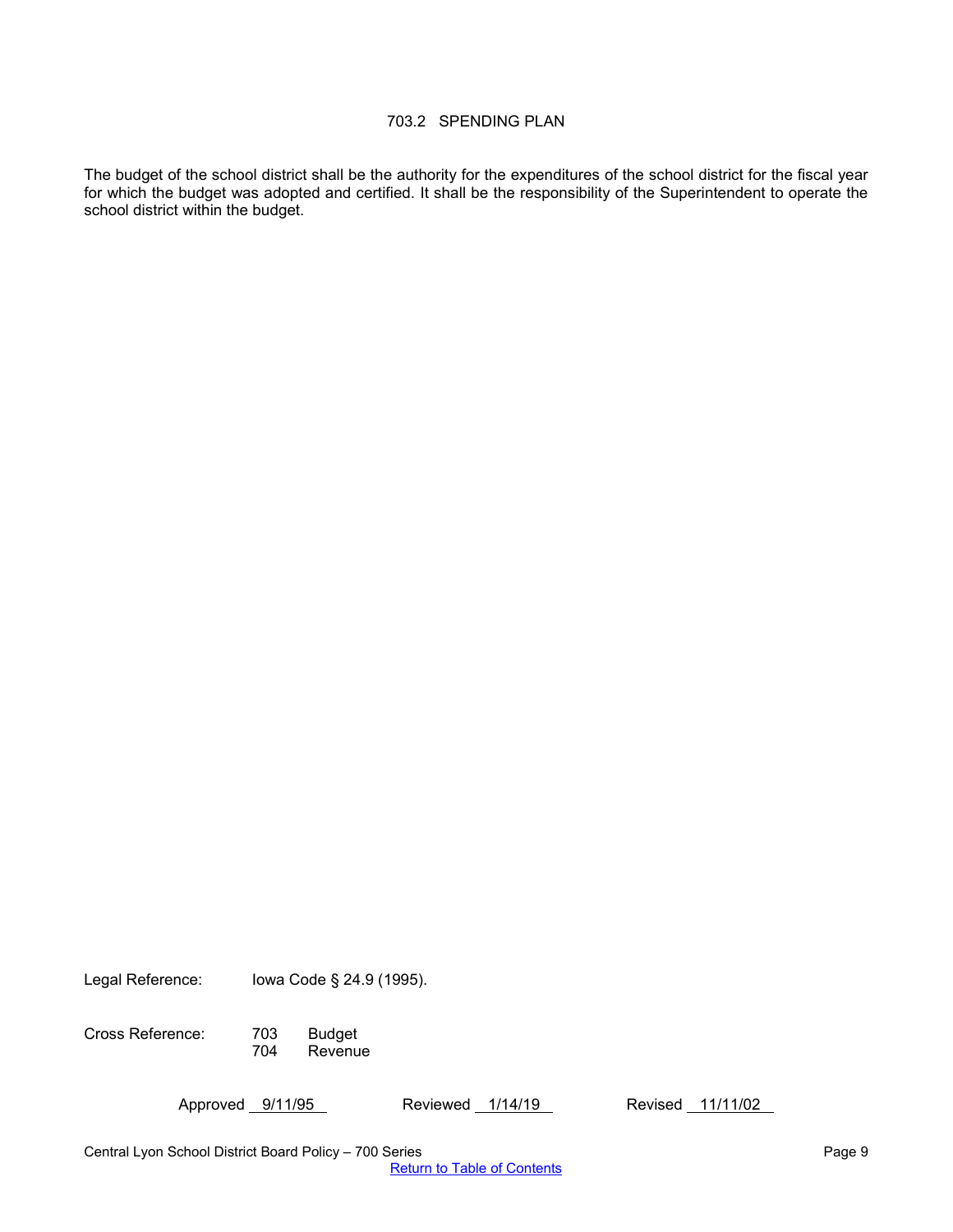# 703.2 SPENDING PLAN

The budget of the school district shall be the authority for the expenditures of the school district for the fiscal year for which the budget was adopted and certified. It shall be the responsibility of the Superintendent to operate the school district within the budget.

Legal Reference: Iowa Code § 24.9 (1995).

Cross Reference: 703 Budget
704 Revenue

Approved 9/11/95 Reviewed 1/14/19 Revised 11/11/02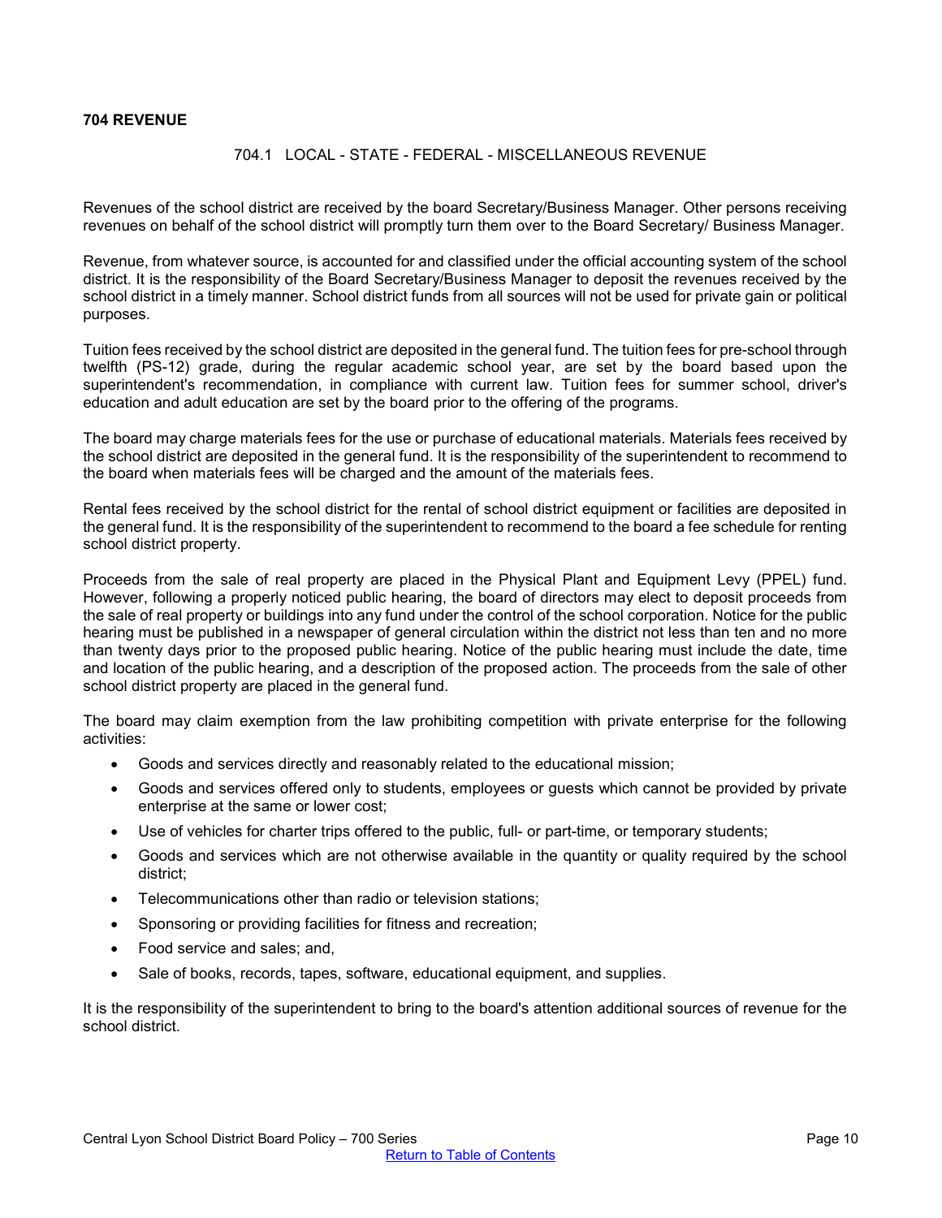# 704 REVENUE

## 704.1 LOCAL - STATE - FEDERAL - MISCELLANEOUS REVENUE

Revenues of the school district are received by the board Secretary/Business Manager. Other persons receiving revenues on behalf of the school district will promptly turn them over to the Board Secretary/ Business Manager.

Revenue, from whatever source, is accounted for and classified under the official accounting system of the school district. It is the responsibility of the Board Secretary/Business Manager to deposit the revenues received by the school district in a timely manner. School district funds from all sources will not be used for private gain or political purposes.

Tuition fees received by the school district are deposited in the general fund. The tuition fees for pre-school through twelfth (PS-12) grade, during the regular academic school year, are set by the board based upon the superintendent's recommendation, in compliance with current law. Tuition fees for summer school, driver's education and adult education are set by the board prior to the offering of the programs.

The board may charge materials fees for the use or purchase of educational materials. Materials fees received by the school district are deposited in the general fund. It is the responsibility of the superintendent to recommend to the board when materials fees will be charged and the amount of the materials fees.

Rental fees received by the school district for the rental of school district equipment or facilities are deposited in the general fund. It is the responsibility of the superintendent to recommend to the board a fee schedule for renting school district property.

Proceeds from the sale of real property are placed in the Physical Plant and Equipment Levy (PPEL) fund. However, following a properly noticed public hearing, the board of directors may elect to deposit proceeds from the sale of real property or buildings into any fund under the control of the school corporation. Notice for the public hearing must be published in a newspaper of general circulation within the district not less than ten and no more than twenty days prior to the proposed public hearing. Notice of the public hearing must include the date, time and location of the public hearing, and a description of the proposed action. The proceeds from the sale of other school district property are placed in the general fund.

The board may claim exemption from the law prohibiting competition with private enterprise for the following activities:

- Goods and services directly and reasonably related to the educational mission;
- Goods and services offered only to students, employees or guests which cannot be provided by private enterprise at the same or lower cost;
- Use of vehicles for charter trips offered to the public, full- or part-time, or temporary students;
- Goods and services which are not otherwise available in the quantity or quality required by the school district;
- Telecommunications other than radio or television stations;
- Sponsoring or providing facilities for fitness and recreation;
- Food service and sales; and,
- Sale of books, records, tapes, software, educational equipment, and supplies.

It is the responsibility of the superintendent to bring to the board's attention additional sources of revenue for the school district.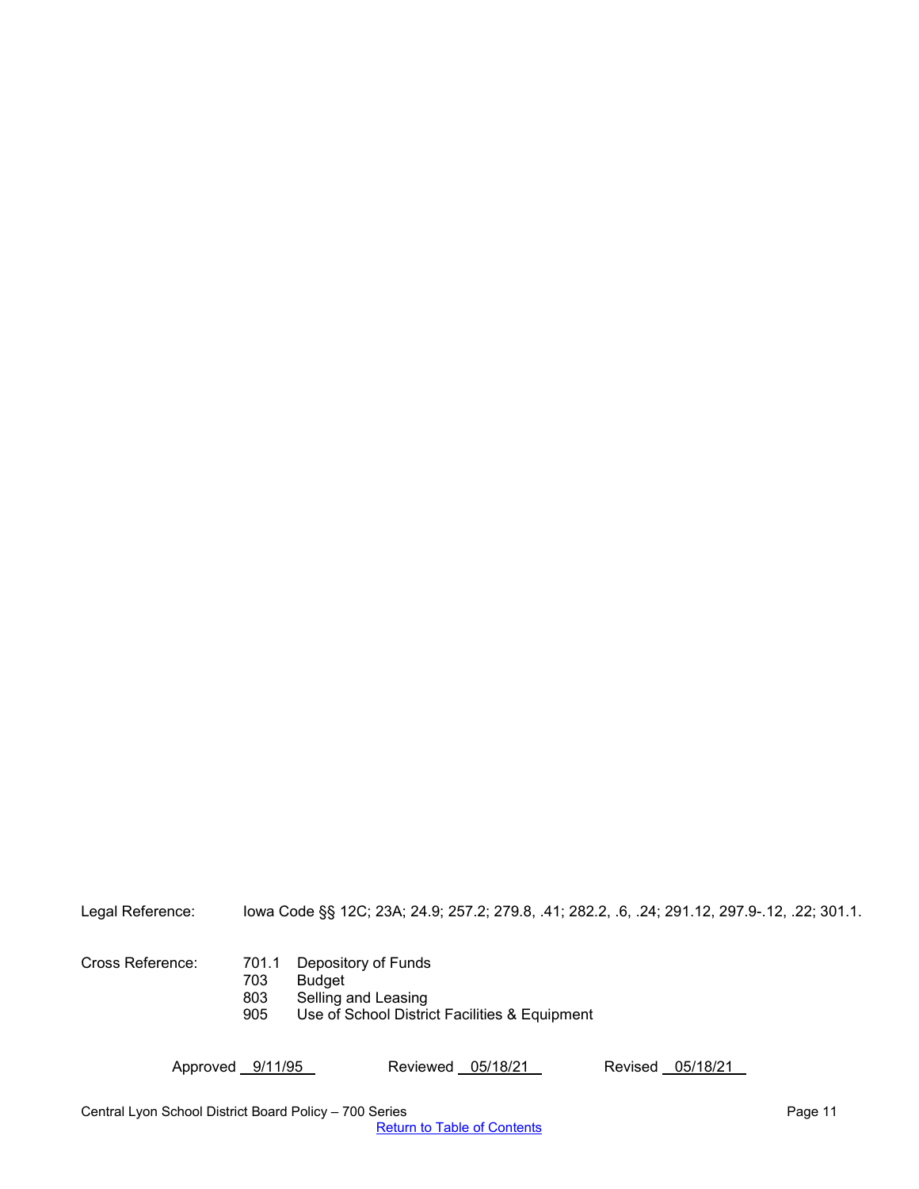Legal Reference: Iowa Code §§ 12C; 23A; 24.9; 257.2; 279.8, .41; 282.2, .6, .24; 291.12, 297.9-.12, .22; 301.1.

Cross Reference:
701.1 Depository of Funds
703 Budget
803 Selling and Leasing
905 Use of School District Facilities & Equipment

Approved 9/11/95 Reviewed 05/18/21 Revised 05/18/21

Return to Table of Contents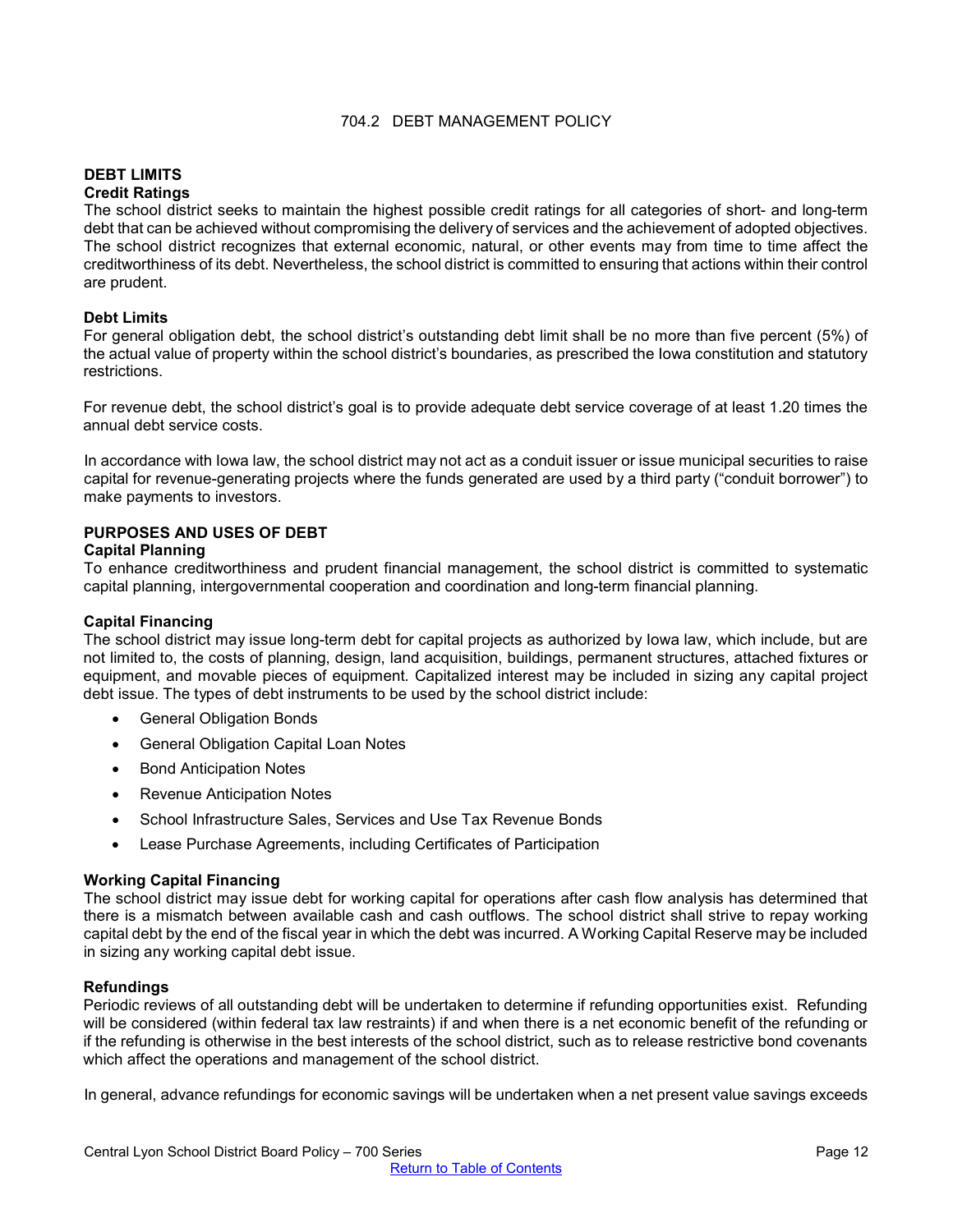# 704.2 DEBT MANAGEMENT POLICY

## DEBT LIMITS

### Credit Ratings

The school district seeks to maintain the highest possible credit ratings for all categories of short- and long-term debt that can be achieved without compromising the delivery of services and the achievement of adopted objectives. The school district recognizes that external economic, natural, or other events may from time to time affect the creditworthiness of its debt. Nevertheless, the school district is committed to ensuring that actions within their control are prudent.

### Debt Limits

For general obligation debt, the school district's outstanding debt limit shall be no more than five percent (5%) of the actual value of property within the school district's boundaries, as prescribed the Iowa constitution and statutory restrictions.

For revenue debt, the school district's goal is to provide adequate debt service coverage of at least 1.20 times the annual debt service costs.

In accordance with Iowa law, the school district may not act as a conduit issuer or issue municipal securities to raise capital for revenue-generating projects where the funds generated are used by a third party ("conduit borrower") to make payments to investors.

## PURPOSES AND USES OF DEBT

### Capital Planning

To enhance creditworthiness and prudent financial management, the school district is committed to systematic capital planning, intergovernmental cooperation and coordination and long-term financial planning.

### Capital Financing

The school district may issue long-term debt for capital projects as authorized by Iowa law, which include, but are not limited to, the costs of planning, design, land acquisition, buildings, permanent structures, attached fixtures or equipment, and movable pieces of equipment. Capitalized interest may be included in sizing any capital project debt issue. The types of debt instruments to be used by the school district include:

- General Obligation Bonds
- General Obligation Capital Loan Notes
- Bond Anticipation Notes
- Revenue Anticipation Notes
- School Infrastructure Sales, Services and Use Tax Revenue Bonds
- Lease Purchase Agreements, including Certificates of Participation

### Working Capital Financing

The school district may issue debt for working capital for operations after cash flow analysis has determined that there is a mismatch between available cash and cash outflows. The school district shall strive to repay working capital debt by the end of the fiscal year in which the debt was incurred. A Working Capital Reserve may be included in sizing any working capital debt issue.

### Refundings

Periodic reviews of all outstanding debt will be undertaken to determine if refunding opportunities exist. Refunding will be considered (within federal tax law restraints) if and when there is a net economic benefit of the refunding or if the refunding is otherwise in the best interests of the school district, such as to release restrictive bond covenants which affect the operations and management of the school district.

In general, advance refundings for economic savings will be undertaken when a net present value savings exceeds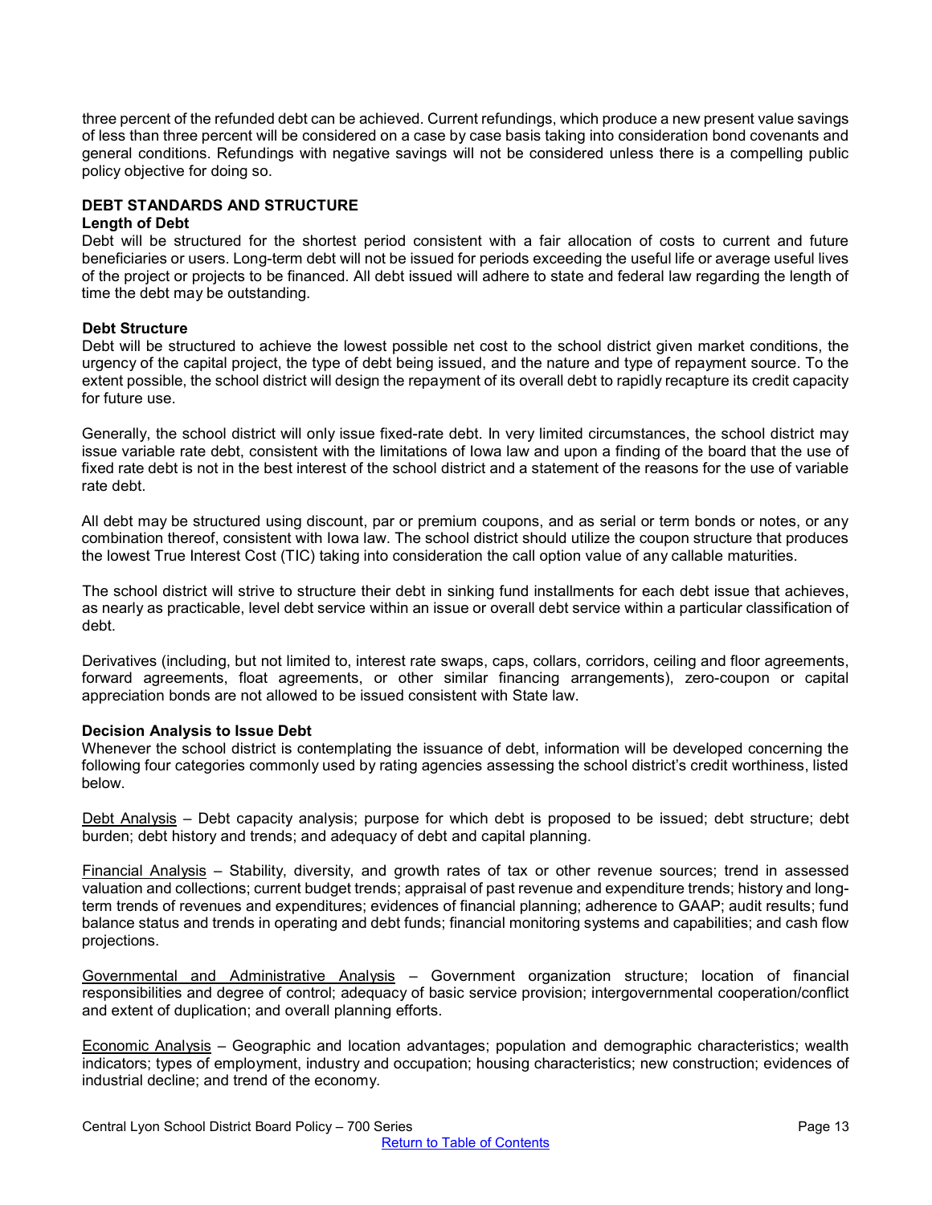three percent of the refunded debt can be achieved. Current refundings, which produce a new present value savings of less than three percent will be considered on a case by case basis taking into consideration bond covenants and general conditions. Refundings with negative savings will not be considered unless there is a compelling public policy objective for doing so.

## DEBT STANDARDS AND STRUCTURE

### Length of Debt

Debt will be structured for the shortest period consistent with a fair allocation of costs to current and future beneficiaries or users. Long-term debt will not be issued for periods exceeding the useful life or average useful lives of the project or projects to be financed. All debt issued will adhere to state and federal law regarding the length of time the debt may be outstanding.

### Debt Structure

Debt will be structured to achieve the lowest possible net cost to the school district given market conditions, the urgency of the capital project, the type of debt being issued, and the nature and type of repayment source. To the extent possible, the school district will design the repayment of its overall debt to rapidly recapture its credit capacity for future use.

Generally, the school district will only issue fixed-rate debt. In very limited circumstances, the school district may issue variable rate debt, consistent with the limitations of Iowa law and upon a finding of the board that the use of fixed rate debt is not in the best interest of the school district and a statement of the reasons for the use of variable rate debt.

All debt may be structured using discount, par or premium coupons, and as serial or term bonds or notes, or any combination thereof, consistent with Iowa law. The school district should utilize the coupon structure that produces the lowest True Interest Cost (TIC) taking into consideration the call option value of any callable maturities.

The school district will strive to structure their debt in sinking fund installments for each debt issue that achieves, as nearly as practicable, level debt service within an issue or overall debt service within a particular classification of debt.

Derivatives (including, but not limited to, interest rate swaps, caps, collars, corridors, ceiling and floor agreements, forward agreements, float agreements, or other similar financing arrangements), zero-coupon or capital appreciation bonds are not allowed to be issued consistent with State law.

### Decision Analysis to Issue Debt

Whenever the school district is contemplating the issuance of debt, information will be developed concerning the following four categories commonly used by rating agencies assessing the school district's credit worthiness, listed below.

<u>Debt Analysis</u> – Debt capacity analysis; purpose for which debt is proposed to be issued; debt structure; debt burden; debt history and trends; and adequacy of debt and capital planning.

<u>Financial Analysis</u> – Stability, diversity, and growth rates of tax or other revenue sources; trend in assessed valuation and collections; current budget trends; appraisal of past revenue and expenditure trends; history and long-term trends of revenues and expenditures; evidences of financial planning; adherence to GAAP; audit results; fund balance status and trends in operating and debt funds; financial monitoring systems and capabilities; and cash flow projections.

<u>Governmental and Administrative Analysis</u> – Government organization structure; location of financial responsibilities and degree of control; adequacy of basic service provision; intergovernmental cooperation/conflict and extent of duplication; and overall planning efforts.

<u>Economic Analysis</u> – Geographic and location advantages; population and demographic characteristics; wealth indicators; types of employment, industry and occupation; housing characteristics; new construction; evidences of industrial decline; and trend of the economy.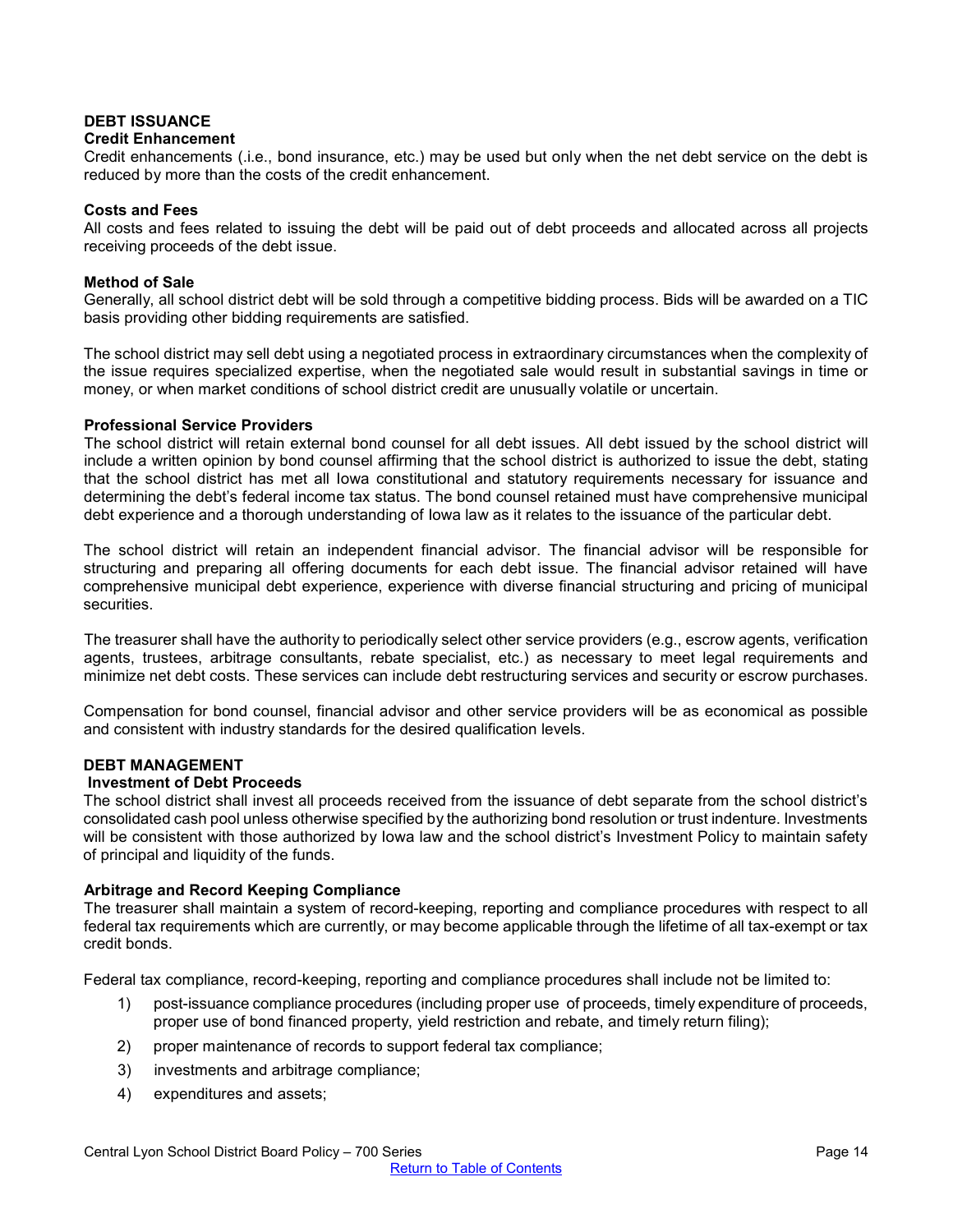## DEBT ISSUANCE

### Credit Enhancement

Credit enhancements (.i.e., bond insurance, etc.) may be used but only when the net debt service on the debt is reduced by more than the costs of the credit enhancement.

### Costs and Fees

All costs and fees related to issuing the debt will be paid out of debt proceeds and allocated across all projects receiving proceeds of the debt issue.

### Method of Sale

Generally, all school district debt will be sold through a competitive bidding process. Bids will be awarded on a TIC basis providing other bidding requirements are satisfied.

The school district may sell debt using a negotiated process in extraordinary circumstances when the complexity of the issue requires specialized expertise, when the negotiated sale would result in substantial savings in time or money, or when market conditions of school district credit are unusually volatile or uncertain.

### Professional Service Providers

The school district will retain external bond counsel for all debt issues. All debt issued by the school district will include a written opinion by bond counsel affirming that the school district is authorized to issue the debt, stating that the school district has met all Iowa constitutional and statutory requirements necessary for issuance and determining the debt's federal income tax status. The bond counsel retained must have comprehensive municipal debt experience and a thorough understanding of Iowa law as it relates to the issuance of the particular debt.

The school district will retain an independent financial advisor. The financial advisor will be responsible for structuring and preparing all offering documents for each debt issue. The financial advisor retained will have comprehensive municipal debt experience, experience with diverse financial structuring and pricing of municipal securities.

The treasurer shall have the authority to periodically select other service providers (e.g., escrow agents, verification agents, trustees, arbitrage consultants, rebate specialist, etc.) as necessary to meet legal requirements and minimize net debt costs. These services can include debt restructuring services and security or escrow purchases.

Compensation for bond counsel, financial advisor and other service providers will be as economical as possible and consistent with industry standards for the desired qualification levels.

## DEBT MANAGEMENT

### Investment of Debt Proceeds

The school district shall invest all proceeds received from the issuance of debt separate from the school district's consolidated cash pool unless otherwise specified by the authorizing bond resolution or trust indenture. Investments will be consistent with those authorized by Iowa law and the school district's Investment Policy to maintain safety of principal and liquidity of the funds.

### Arbitrage and Record Keeping Compliance

The treasurer shall maintain a system of record-keeping, reporting and compliance procedures with respect to all federal tax requirements which are currently, or may become applicable through the lifetime of all tax-exempt or tax credit bonds.

Federal tax compliance, record-keeping, reporting and compliance procedures shall include not be limited to:

1) post-issuance compliance procedures (including proper use of proceeds, timely expenditure of proceeds, proper use of bond financed property, yield restriction and rebate, and timely return filing);
2) proper maintenance of records to support federal tax compliance;
3) investments and arbitrage compliance;
4) expenditures and assets;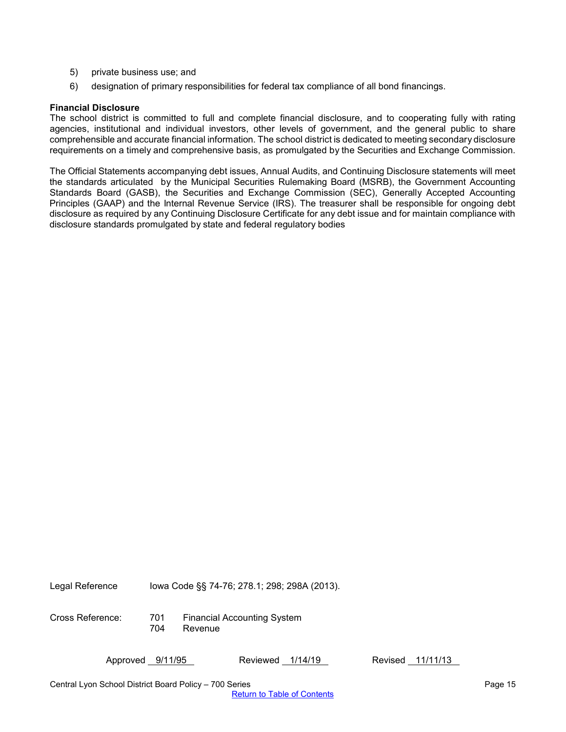5) private business use; and
6) designation of primary responsibilities for federal tax compliance of all bond financings.

**Financial Disclosure**

The school district is committed to full and complete financial disclosure, and to cooperating fully with rating agencies, institutional and individual investors, other levels of government, and the general public to share comprehensible and accurate financial information. The school district is dedicated to meeting secondary disclosure requirements on a timely and comprehensive basis, as promulgated by the Securities and Exchange Commission.

The Official Statements accompanying debt issues, Annual Audits, and Continuing Disclosure statements will meet the standards articulated by the Municipal Securities Rulemaking Board (MSRB), the Government Accounting Standards Board (GASB), the Securities and Exchange Commission (SEC), Generally Accepted Accounting Principles (GAAP) and the Internal Revenue Service (IRS). The treasurer shall be responsible for ongoing debt disclosure as required by any Continuing Disclosure Certificate for any debt issue and for maintain compliance with disclosure standards promulgated by state and federal regulatory bodies

Legal Reference Iowa Code §§ 74-76; 278.1; 298; 298A (2013).

Cross Reference: 701 Financial Accounting System
704 Revenue

Approved 9/11/95 Reviewed 1/14/19 Revised 11/11/13

Central Lyon School District Board Policy – 700 Series

Return to Table of Contents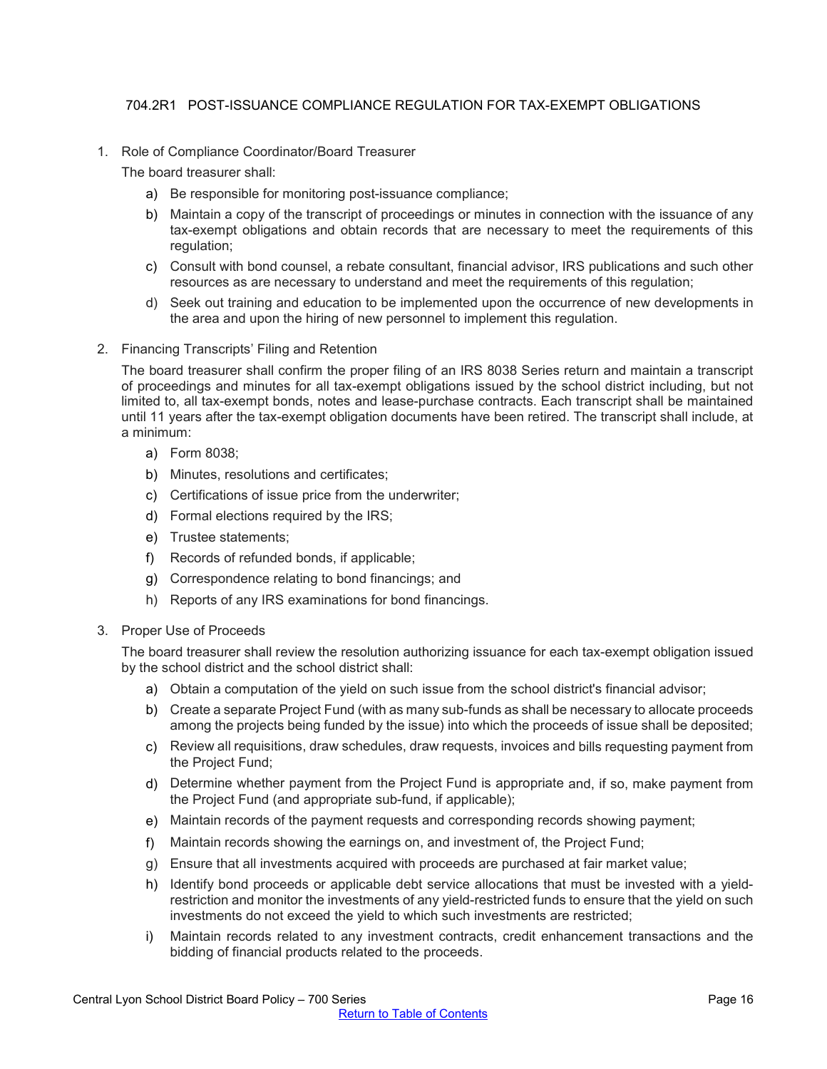## 704.2R1 POST-ISSUANCE COMPLIANCE REGULATION FOR TAX-EXEMPT OBLIGATIONS

1. Role of Compliance Coordinator/Board Treasurer

   The board treasurer shall:

   a) Be responsible for monitoring post-issuance compliance;
   b) Maintain a copy of the transcript of proceedings or minutes in connection with the issuance of any tax-exempt obligations and obtain records that are necessary to meet the requirements of this regulation;
   c) Consult with bond counsel, a rebate consultant, financial advisor, IRS publications and such other resources as are necessary to understand and meet the requirements of this regulation;
   d) Seek out training and education to be implemented upon the occurrence of new developments in the area and upon the hiring of new personnel to implement this regulation.

2. Financing Transcripts' Filing and Retention

   The board treasurer shall confirm the proper filing of an IRS 8038 Series return and maintain a transcript of proceedings and minutes for all tax-exempt obligations issued by the school district including, but not limited to, all tax-exempt bonds, notes and lease-purchase contracts. Each transcript shall be maintained until 11 years after the tax-exempt obligation documents have been retired. The transcript shall include, at a minimum:

   a) Form 8038;
   b) Minutes, resolutions and certificates;
   c) Certifications of issue price from the underwriter;
   d) Formal elections required by the IRS;
   e) Trustee statements;
   f) Records of refunded bonds, if applicable;
   g) Correspondence relating to bond financings; and
   h) Reports of any IRS examinations for bond financings.

3. Proper Use of Proceeds

   The board treasurer shall review the resolution authorizing issuance for each tax-exempt obligation issued by the school district and the school district shall:

   a) Obtain a computation of the yield on such issue from the school district's financial advisor;
   b) Create a separate Project Fund (with as many sub-funds as shall be necessary to allocate proceeds among the projects being funded by the issue) into which the proceeds of issue shall be deposited;
   c) Review all requisitions, draw schedules, draw requests, invoices and bills requesting payment from the Project Fund;
   d) Determine whether payment from the Project Fund is appropriate and, if so, make payment from the Project Fund (and appropriate sub-fund, if applicable);
   e) Maintain records of the payment requests and corresponding records showing payment;
   f) Maintain records showing the earnings on, and investment of, the Project Fund;
   g) Ensure that all investments acquired with proceeds are purchased at fair market value;
   h) Identify bond proceeds or applicable debt service allocations that must be invested with a yield-restriction and monitor the investments of any yield-restricted funds to ensure that the yield on such investments do not exceed the yield to which such investments are restricted;
   i) Maintain records related to any investment contracts, credit enhancement transactions and the bidding of financial products related to the proceeds.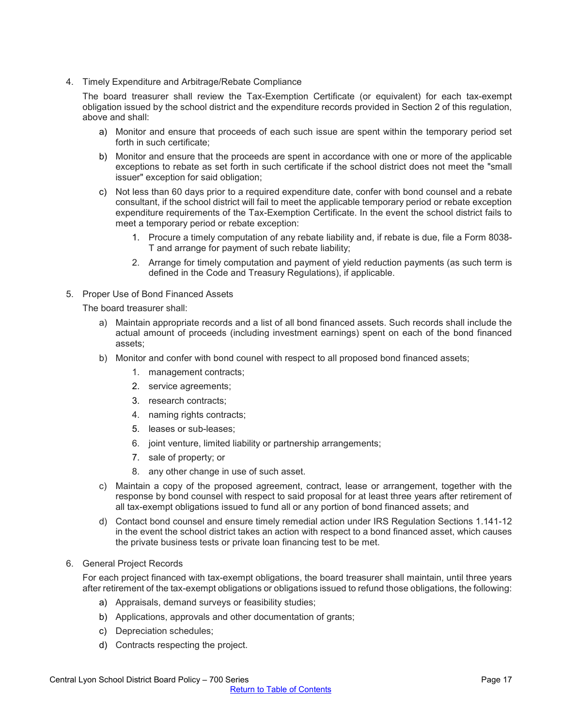4. Timely Expenditure and Arbitrage/Rebate Compliance

   The board treasurer shall review the Tax-Exemption Certificate (or equivalent) for each tax-exempt obligation issued by the school district and the expenditure records provided in Section 2 of this regulation, above and shall:

   a) Monitor and ensure that proceeds of each such issue are spent within the temporary period set forth in such certificate;

   b) Monitor and ensure that the proceeds are spent in accordance with one or more of the applicable exceptions to rebate as set forth in such certificate if the school district does not meet the "small issuer" exception for said obligation;

   c) Not less than 60 days prior to a required expenditure date, confer with bond counsel and a rebate consultant, if the school district will fail to meet the applicable temporary period or rebate exception expenditure requirements of the Tax-Exemption Certificate. In the event the school district fails to meet a temporary period or rebate exception:

      1. Procure a timely computation of any rebate liability and, if rebate is due, file a Form 8038-T and arrange for payment of such rebate liability;

      2. Arrange for timely computation and payment of yield reduction payments (as such term is defined in the Code and Treasury Regulations), if applicable.

5. Proper Use of Bond Financed Assets

   The board treasurer shall:

   a) Maintain appropriate records and a list of all bond financed assets. Such records shall include the actual amount of proceeds (including investment earnings) spent on each of the bond financed assets;

   b) Monitor and confer with bond counel with respect to all proposed bond financed assets;

      1. management contracts;
      2. service agreements;
      3. research contracts;
      4. naming rights contracts;
      5. leases or sub-leases;
      6. joint venture, limited liability or partnership arrangements;
      7. sale of property; or
      8. any other change in use of such asset.

   c) Maintain a copy of the proposed agreement, contract, lease or arrangement, together with the response by bond counsel with respect to said proposal for at least three years after retirement of all tax-exempt obligations issued to fund all or any portion of bond financed assets; and

   d) Contact bond counsel and ensure timely remedial action under IRS Regulation Sections 1.141-12 in the event the school district takes an action with respect to a bond financed asset, which causes the private business tests or private loan financing test to be met.

6. General Project Records

   For each project financed with tax-exempt obligations, the board treasurer shall maintain, until three years after retirement of the tax-exempt obligations or obligations issued to refund those obligations, the following:

   a) Appraisals, demand surveys or feasibility studies;
   b) Applications, approvals and other documentation of grants;
   c) Depreciation schedules;
   d) Contracts respecting the project.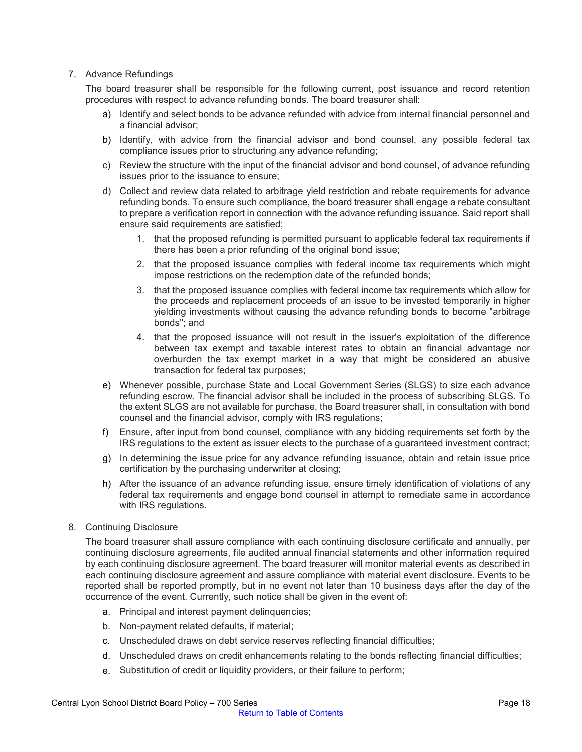7. Advance Refundings

   The board treasurer shall be responsible for the following current, post issuance and record retention procedures with respect to advance refunding bonds. The board treasurer shall:

   a) Identify and select bonds to be advance refunded with advice from internal financial personnel and a financial advisor;
   b) Identify, with advice from the financial advisor and bond counsel, any possible federal tax compliance issues prior to structuring any advance refunding;
   c) Review the structure with the input of the financial advisor and bond counsel, of advance refunding issues prior to the issuance to ensure;
   d) Collect and review data related to arbitrage yield restriction and rebate requirements for advance refunding bonds. To ensure such compliance, the board treasurer shall engage a rebate consultant to prepare a verification report in connection with the advance refunding issuance. Said report shall ensure said requirements are satisfied;
      1. that the proposed refunding is permitted pursuant to applicable federal tax requirements if there has been a prior refunding of the original bond issue;
      2. that the proposed issuance complies with federal income tax requirements which might impose restrictions on the redemption date of the refunded bonds;
      3. that the proposed issuance complies with federal income tax requirements which allow for the proceeds and replacement proceeds of an issue to be invested temporarily in higher yielding investments without causing the advance refunding bonds to become "arbitrage bonds"; and
      4. that the proposed issuance will not result in the issuer's exploitation of the difference between tax exempt and taxable interest rates to obtain an financial advantage nor overburden the tax exempt market in a way that might be considered an abusive transaction for federal tax purposes;
   e) Whenever possible, purchase State and Local Government Series (SLGS) to size each advance refunding escrow. The financial advisor shall be included in the process of subscribing SLGS. To the extent SLGS are not available for purchase, the Board treasurer shall, in consultation with bond counsel and the financial advisor, comply with IRS regulations;
   f) Ensure, after input from bond counsel, compliance with any bidding requirements set forth by the IRS regulations to the extent as issuer elects to the purchase of a guaranteed investment contract;
   g) In determining the issue price for any advance refunding issuance, obtain and retain issue price certification by the purchasing underwriter at closing;
   h) After the issuance of an advance refunding issue, ensure timely identification of violations of any federal tax requirements and engage bond counsel in attempt to remediate same in accordance with IRS regulations.

8. Continuing Disclosure

   The board treasurer shall assure compliance with each continuing disclosure certificate and annually, per continuing disclosure agreements, file audited annual financial statements and other information required by each continuing disclosure agreement. The board treasurer will monitor material events as described in each continuing disclosure agreement and assure compliance with material event disclosure. Events to be reported shall be reported promptly, but in no event not later than 10 business days after the day of the occurrence of the event. Currently, such notice shall be given in the event of:

   a. Principal and interest payment delinquencies;
   b. Non-payment related defaults, if material;
   c. Unscheduled draws on debt service reserves reflecting financial difficulties;
   d. Unscheduled draws on credit enhancements relating to the bonds reflecting financial difficulties;
   e. Substitution of credit or liquidity providers, or their failure to perform;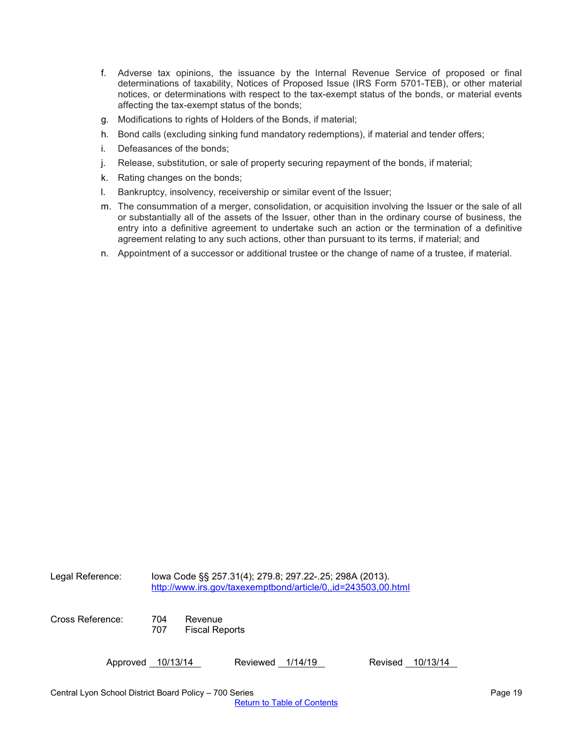f. Adverse tax opinions, the issuance by the Internal Revenue Service of proposed or final determinations of taxability, Notices of Proposed Issue (IRS Form 5701-TEB), or other material notices, or determinations with respect to the tax-exempt status of the bonds, or material events affecting the tax-exempt status of the bonds;

g. Modifications to rights of Holders of the Bonds, if material;

h. Bond calls (excluding sinking fund mandatory redemptions), if material and tender offers;

i. Defeasances of the bonds;

j. Release, substitution, or sale of property securing repayment of the bonds, if material;

k. Rating changes on the bonds;

l. Bankruptcy, insolvency, receivership or similar event of the Issuer;

m. The consummation of a merger, consolidation, or acquisition involving the Issuer or the sale of all or substantially all of the assets of the Issuer, other than in the ordinary course of business, the entry into a definitive agreement to undertake such an action or the termination of a definitive agreement relating to any such actions, other than pursuant to its terms, if material; and

n. Appointment of a successor or additional trustee or the change of name of a trustee, if material.

Legal Reference: Iowa Code §§ 257.31(4); 279.8; 297.22-.25; 298A (2013).
[http://www.irs.gov/taxexemptbond/article/0,,id=243503,00.html](http://www.irs.gov/taxexemptbond/article/0,,id=243503,00.html)

Cross Reference: 704 Revenue
707 Fiscal Reports

Approved 10/13/14 Reviewed 1/14/19 Revised 10/13/14

Central Lyon School District Board Policy – 700 Series

Return to Table of Contents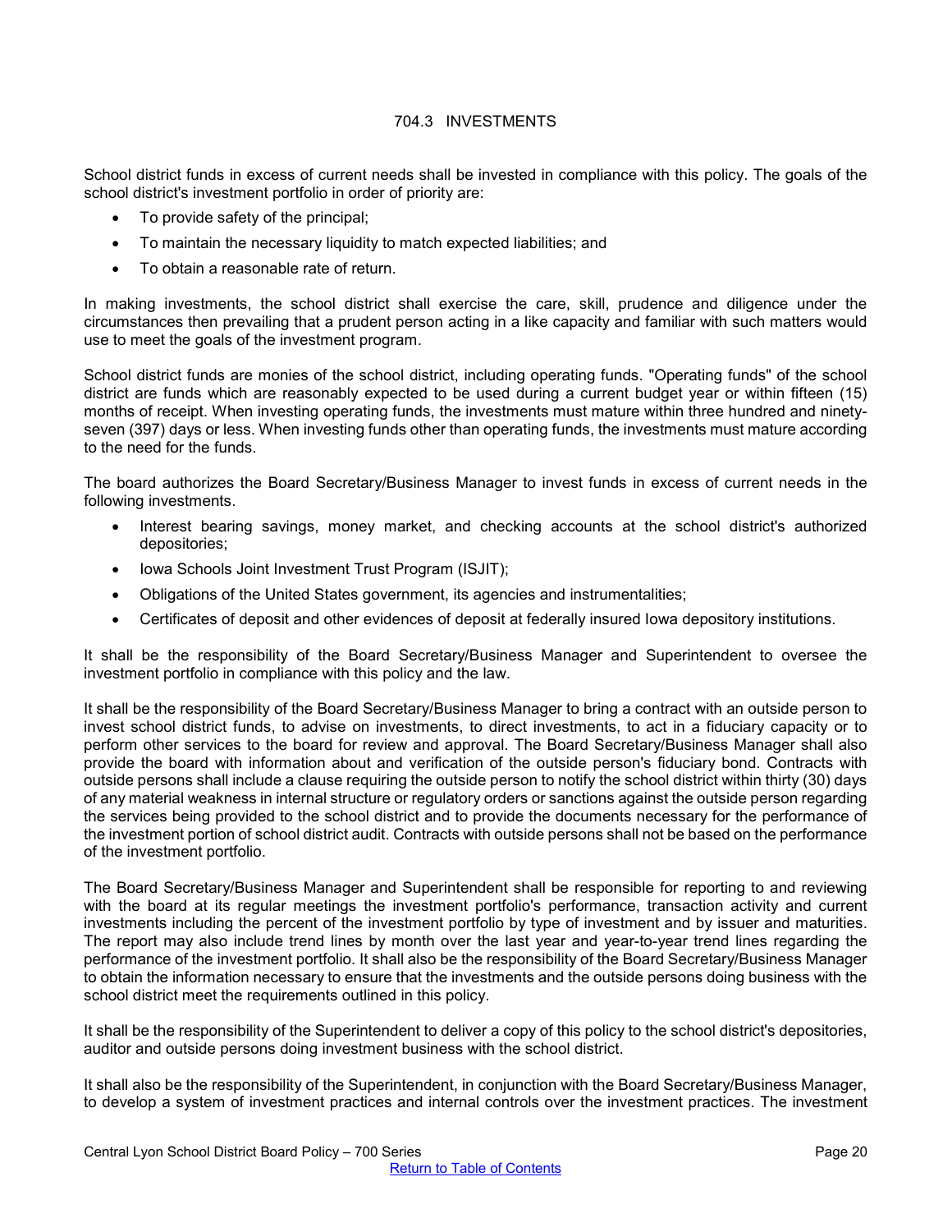# 704.3 INVESTMENTS

School district funds in excess of current needs shall be invested in compliance with this policy. The goals of the school district's investment portfolio in order of priority are:

- To provide safety of the principal;
- To maintain the necessary liquidity to match expected liabilities; and
- To obtain a reasonable rate of return.

In making investments, the school district shall exercise the care, skill, prudence and diligence under the circumstances then prevailing that a prudent person acting in a like capacity and familiar with such matters would use to meet the goals of the investment program.

School district funds are monies of the school district, including operating funds. "Operating funds" of the school district are funds which are reasonably expected to be used during a current budget year or within fifteen (15) months of receipt. When investing operating funds, the investments must mature within three hundred and ninety-seven (397) days or less. When investing funds other than operating funds, the investments must mature according to the need for the funds.

The board authorizes the Board Secretary/Business Manager to invest funds in excess of current needs in the following investments.

- Interest bearing savings, money market, and checking accounts at the school district's authorized depositories;
- Iowa Schools Joint Investment Trust Program (ISJIT);
- Obligations of the United States government, its agencies and instrumentalities;
- Certificates of deposit and other evidences of deposit at federally insured Iowa depository institutions.

It shall be the responsibility of the Board Secretary/Business Manager and Superintendent to oversee the investment portfolio in compliance with this policy and the law.

It shall be the responsibility of the Board Secretary/Business Manager to bring a contract with an outside person to invest school district funds, to advise on investments, to direct investments, to act in a fiduciary capacity or to perform other services to the board for review and approval. The Board Secretary/Business Manager shall also provide the board with information about and verification of the outside person's fiduciary bond. Contracts with outside persons shall include a clause requiring the outside person to notify the school district within thirty (30) days of any material weakness in internal structure or regulatory orders or sanctions against the outside person regarding the services being provided to the school district and to provide the documents necessary for the performance of the investment portion of school district audit. Contracts with outside persons shall not be based on the performance of the investment portfolio.

The Board Secretary/Business Manager and Superintendent shall be responsible for reporting to and reviewing with the board at its regular meetings the investment portfolio's performance, transaction activity and current investments including the percent of the investment portfolio by type of investment and by issuer and maturities. The report may also include trend lines by month over the last year and year-to-year trend lines regarding the performance of the investment portfolio. It shall also be the responsibility of the Board Secretary/Business Manager to obtain the information necessary to ensure that the investments and the outside persons doing business with the school district meet the requirements outlined in this policy.

It shall be the responsibility of the Superintendent to deliver a copy of this policy to the school district's depositories, auditor and outside persons doing investment business with the school district.

It shall also be the responsibility of the Superintendent, in conjunction with the Board Secretary/Business Manager, to develop a system of investment practices and internal controls over the investment practices. The investment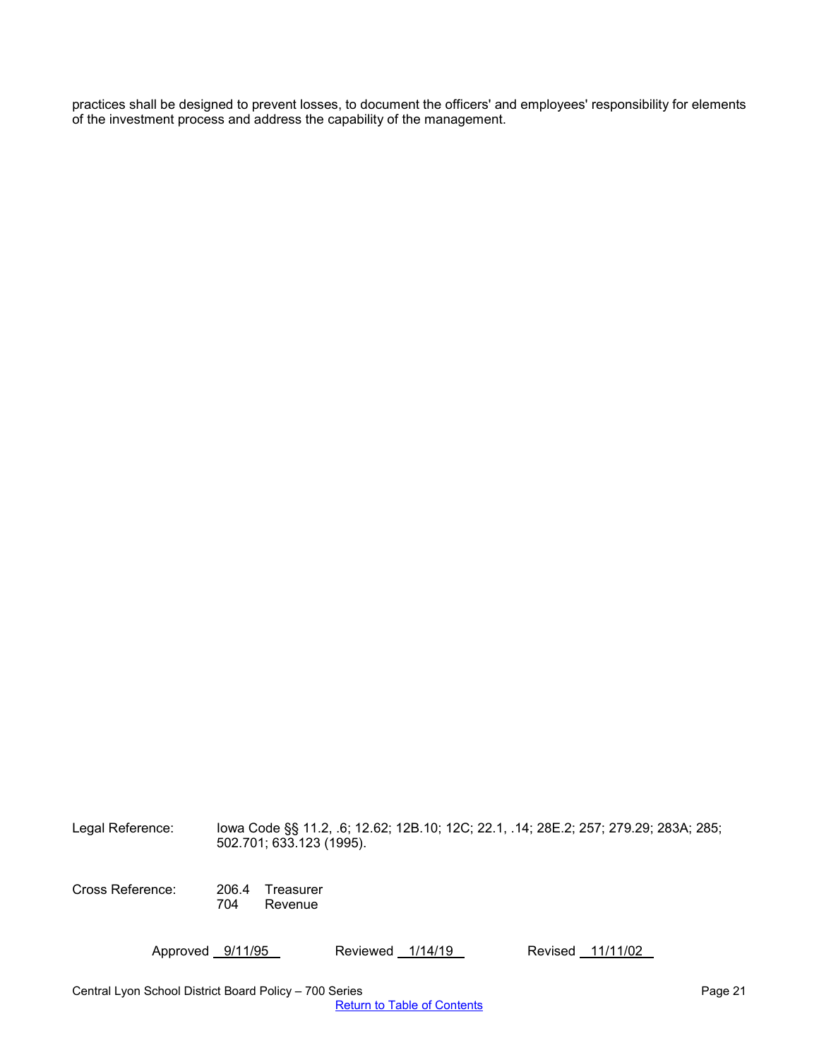practices shall be designed to prevent losses, to document the officers' and employees' responsibility for elements of the investment process and address the capability of the management.

Legal Reference: Iowa Code §§ 11.2, .6; 12.62; 12B.10; 12C; 22.1, .14; 28E.2; 257; 279.29; 283A; 285; 502.701; 633.123 (1995).

Cross Reference: 206.4 Treasurer
704 Revenue

Approved 9/11/95 Reviewed 1/14/19 Revised 11/11/02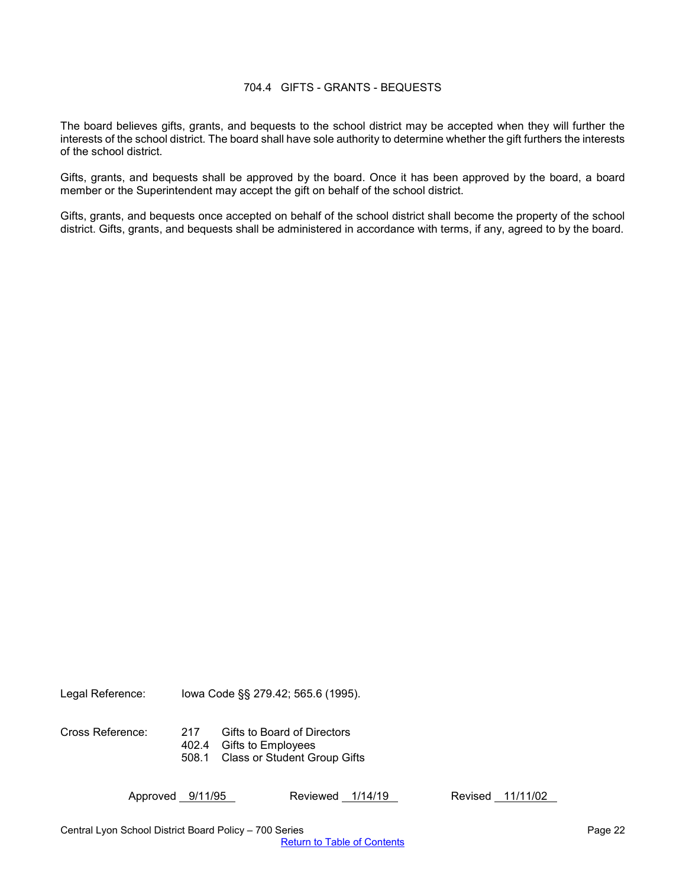## 704.4 GIFTS - GRANTS - BEQUESTS

The board believes gifts, grants, and bequests to the school district may be accepted when they will further the interests of the school district. The board shall have sole authority to determine whether the gift furthers the interests of the school district.

Gifts, grants, and bequests shall be approved by the board. Once it has been approved by the board, a board member or the Superintendent may accept the gift on behalf of the school district.

Gifts, grants, and bequests once accepted on behalf of the school district shall become the property of the school district. Gifts, grants, and bequests shall be administered in accordance with terms, if any, agreed to by the board.

Legal Reference: Iowa Code §§ 279.42; 565.6 (1995).

Cross Reference:
- 217 Gifts to Board of Directors
- 402.4 Gifts to Employees
- 508.1 Class or Student Group Gifts

Approved 9/11/95 Reviewed 1/14/19 Revised 11/11/02

Central Lyon School District Board Policy – 700 Series

Return to Table of Contents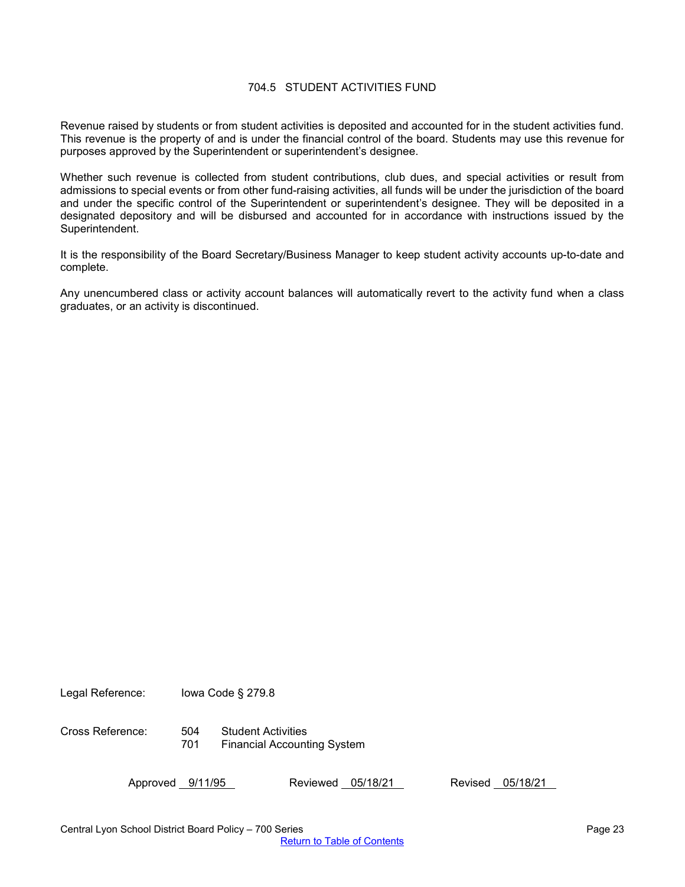# 704.5 STUDENT ACTIVITIES FUND

Revenue raised by students or from student activities is deposited and accounted for in the student activities fund. This revenue is the property of and is under the financial control of the board. Students may use this revenue for purposes approved by the Superintendent or superintendent's designee.

Whether such revenue is collected from student contributions, club dues, and special activities or result from admissions to special events or from other fund-raising activities, all funds will be under the jurisdiction of the board and under the specific control of the Superintendent or superintendent's designee. They will be deposited in a designated depository and will be disbursed and accounted for in accordance with instructions issued by the Superintendent.

It is the responsibility of the Board Secretary/Business Manager to keep student activity accounts up-to-date and complete.

Any unencumbered class or activity account balances will automatically revert to the activity fund when a class graduates, or an activity is discontinued.

Legal Reference: Iowa Code § 279.8

Cross Reference: 504 Student Activities
701 Financial Accounting System

Approved 9/11/95 Reviewed 05/18/21 Revised 05/18/21

Return to Table of Contents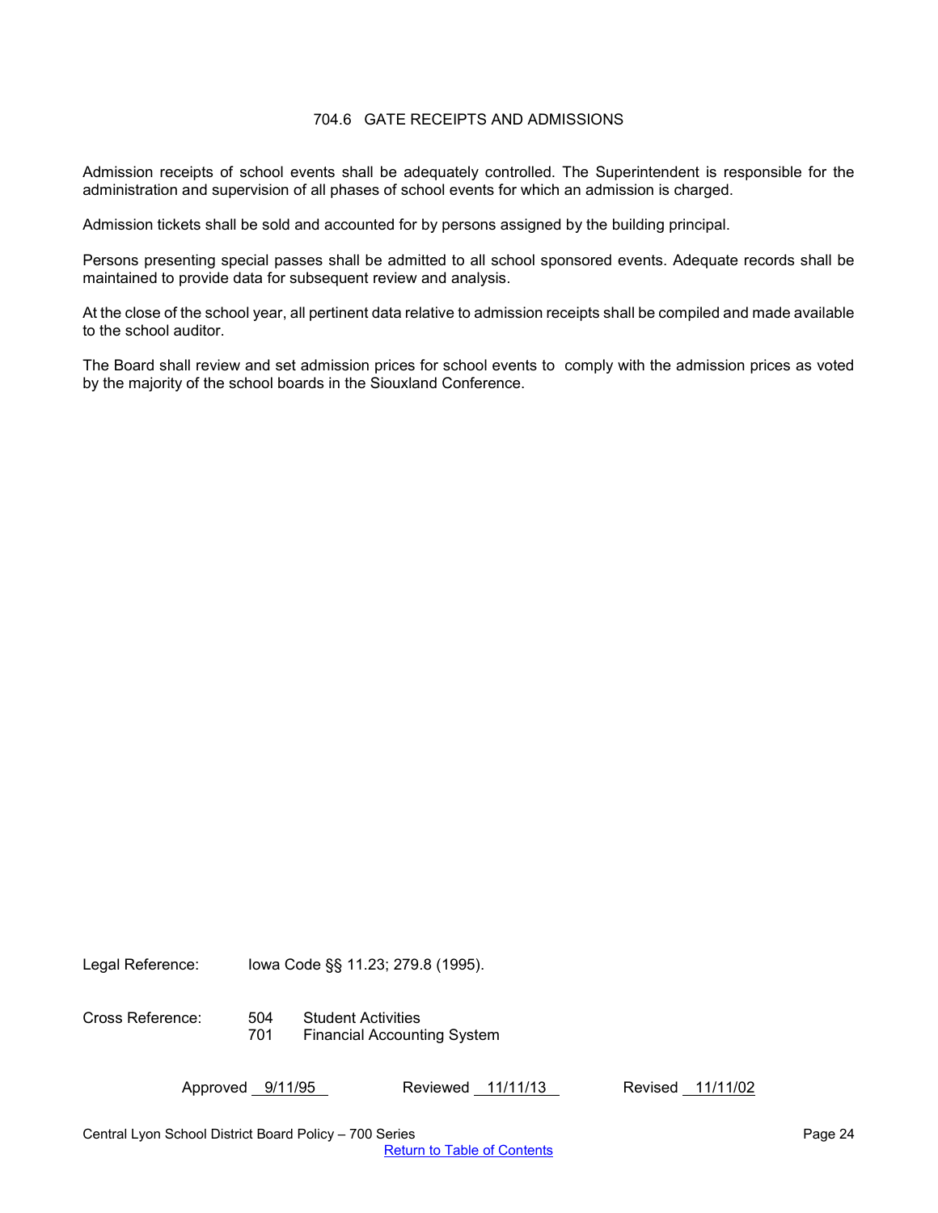# 704.6 GATE RECEIPTS AND ADMISSIONS

Admission receipts of school events shall be adequately controlled. The Superintendent is responsible for the administration and supervision of all phases of school events for which an admission is charged.

Admission tickets shall be sold and accounted for by persons assigned by the building principal.

Persons presenting special passes shall be admitted to all school sponsored events. Adequate records shall be maintained to provide data for subsequent review and analysis.

At the close of the school year, all pertinent data relative to admission receipts shall be compiled and made available to the school auditor.

The Board shall review and set admission prices for school events to comply with the admission prices as voted by the majority of the school boards in the Siouxland Conference.

Legal Reference: Iowa Code §§ 11.23; 279.8 (1995).

Cross Reference:
- 504 Student Activities
- 701 Financial Accounting System

Approved 9/11/95 Reviewed 11/11/13 Revised 11/11/02

Central Lyon School District Board Policy – 700 Series

Return to Table of Contents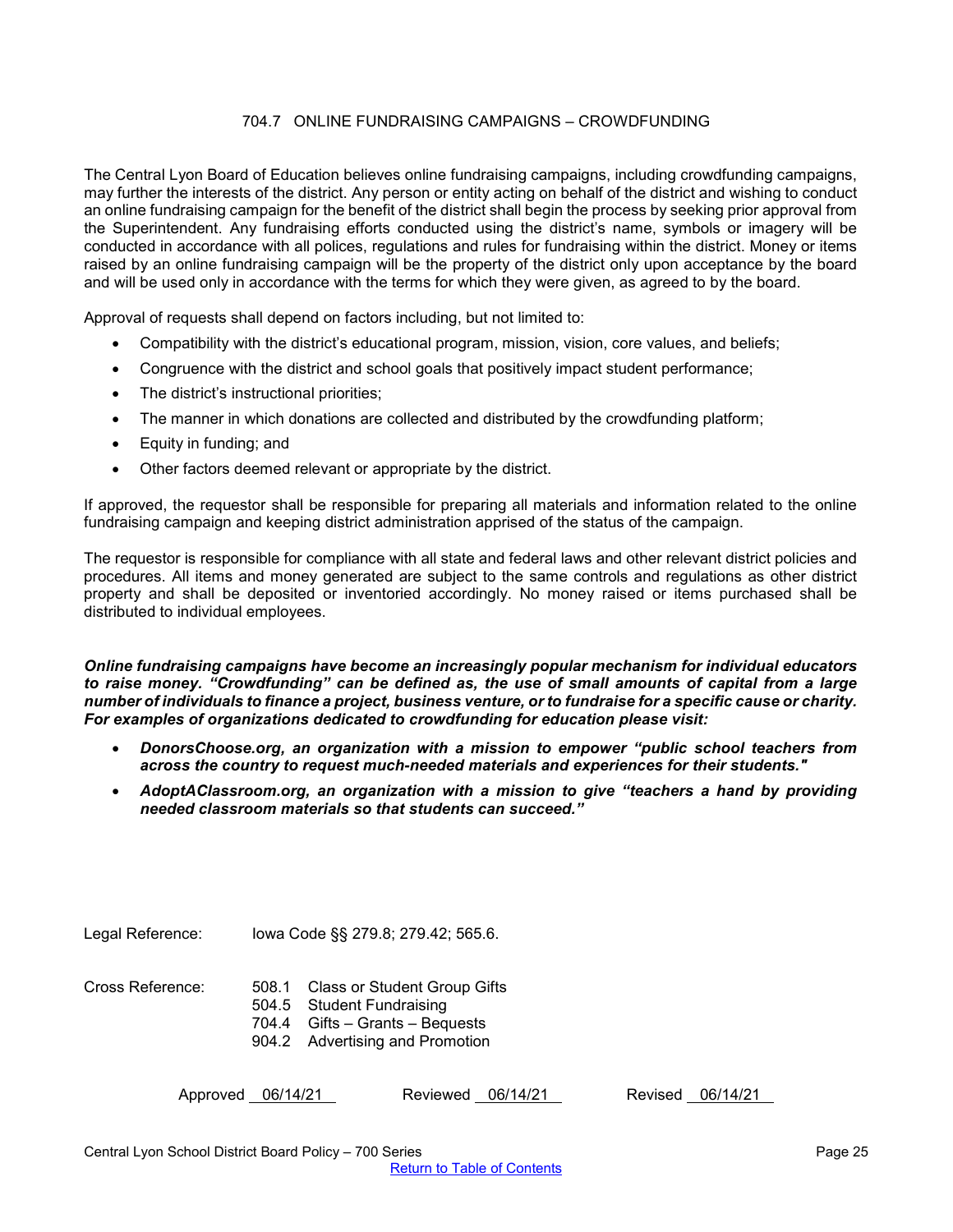# 704.7 ONLINE FUNDRAISING CAMPAIGNS – CROWDFUNDING

The Central Lyon Board of Education believes online fundraising campaigns, including crowdfunding campaigns, may further the interests of the district. Any person or entity acting on behalf of the district and wishing to conduct an online fundraising campaign for the benefit of the district shall begin the process by seeking prior approval from the Superintendent. Any fundraising efforts conducted using the district's name, symbols or imagery will be conducted in accordance with all polices, regulations and rules for fundraising within the district. Money or items raised by an online fundraising campaign will be the property of the district only upon acceptance by the board and will be used only in accordance with the terms for which they were given, as agreed to by the board.

Approval of requests shall depend on factors including, but not limited to:

- Compatibility with the district's educational program, mission, vision, core values, and beliefs;
- Congruence with the district and school goals that positively impact student performance;
- The district's instructional priorities;
- The manner in which donations are collected and distributed by the crowdfunding platform;
- Equity in funding; and
- Other factors deemed relevant or appropriate by the district.

If approved, the requestor shall be responsible for preparing all materials and information related to the online fundraising campaign and keeping district administration apprised of the status of the campaign.

The requestor is responsible for compliance with all state and federal laws and other relevant district policies and procedures. All items and money generated are subject to the same controls and regulations as other district property and shall be deposited or inventoried accordingly. No money raised or items purchased shall be distributed to individual employees.

***Online fundraising campaigns have become an increasingly popular mechanism for individual educators to raise money. "Crowdfunding" can be defined as, the use of small amounts of capital from a large number of individuals to finance a project, business venture, or to fundraise for a specific cause or charity. For examples of organizations dedicated to crowdfunding for education please visit:***

- ***DonorsChoose.org, an organization with a mission to empower "public school teachers from across the country to request much-needed materials and experiences for their students."***
- ***AdoptAClassroom.org, an organization with a mission to give "teachers a hand by providing needed classroom materials so that students can succeed."***

Legal Reference: Iowa Code §§ 279.8; 279.42; 565.6.

Cross Reference:
508.1 Class or Student Group Gifts
504.5 Student Fundraising
704.4 Gifts – Grants – Bequests
904.2 Advertising and Promotion

Approved 06/14/21 Reviewed 06/14/21 Revised 06/14/21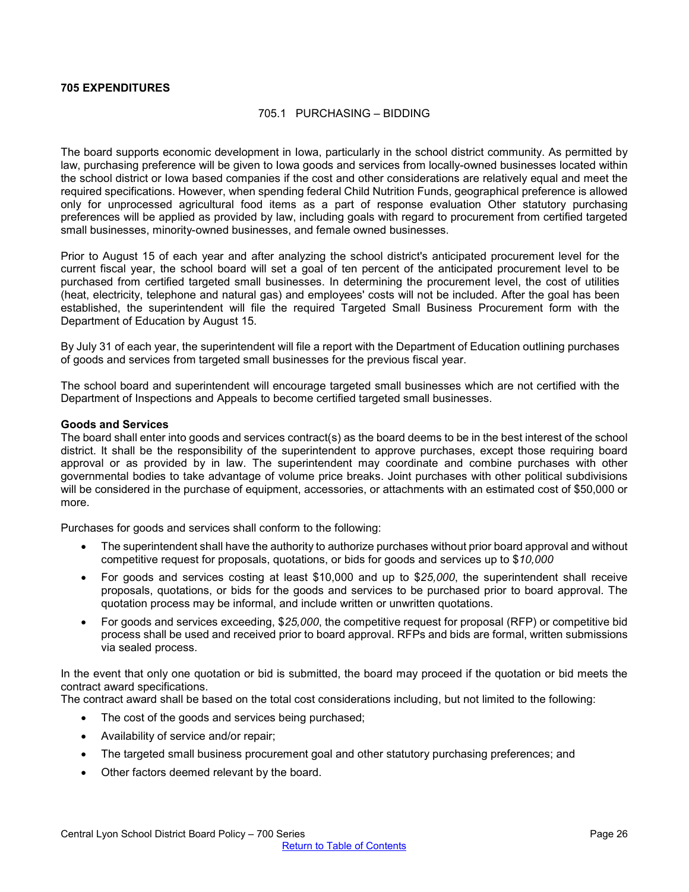## 705 EXPENDITURES

### 705.1 PURCHASING – BIDDING

The board supports economic development in Iowa, particularly in the school district community. As permitted by law, purchasing preference will be given to Iowa goods and services from locally-owned businesses located within the school district or Iowa based companies if the cost and other considerations are relatively equal and meet the required specifications. However, when spending federal Child Nutrition Funds, geographical preference is allowed only for unprocessed agricultural food items as a part of response evaluation Other statutory purchasing preferences will be applied as provided by law, including goals with regard to procurement from certified targeted small businesses, minority-owned businesses, and female owned businesses.

Prior to August 15 of each year and after analyzing the school district's anticipated procurement level for the current fiscal year, the school board will set a goal of ten percent of the anticipated procurement level to be purchased from certified targeted small businesses. In determining the procurement level, the cost of utilities (heat, electricity, telephone and natural gas) and employees' costs will not be included. After the goal has been established, the superintendent will file the required Targeted Small Business Procurement form with the Department of Education by August 15.

By July 31 of each year, the superintendent will file a report with the Department of Education outlining purchases of goods and services from targeted small businesses for the previous fiscal year.

The school board and superintendent will encourage targeted small businesses which are not certified with the Department of Inspections and Appeals to become certified targeted small businesses.

**Goods and Services**

The board shall enter into goods and services contract(s) as the board deems to be in the best interest of the school district. It shall be the responsibility of the superintendent to approve purchases, except those requiring board approval or as provided by in law. The superintendent may coordinate and combine purchases with other governmental bodies to take advantage of volume price breaks. Joint purchases with other political subdivisions will be considered in the purchase of equipment, accessories, or attachments with an estimated cost of $50,000 or more.

Purchases for goods and services shall conform to the following:

- The superintendent shall have the authority to authorize purchases without prior board approval and without competitive request for proposals, quotations, or bids for goods and services up to $*10,000*
- For goods and services costing at least $10,000 and up to $*25,000*, the superintendent shall receive proposals, quotations, or bids for the goods and services to be purchased prior to board approval. The quotation process may be informal, and include written or unwritten quotations.
- For goods and services exceeding, $*25,000*, the competitive request for proposal (RFP) or competitive bid process shall be used and received prior to board approval. RFPs and bids are formal, written submissions via sealed process.

In the event that only one quotation or bid is submitted, the board may proceed if the quotation or bid meets the contract award specifications.
The contract award shall be based on the total cost considerations including, but not limited to the following:

- The cost of the goods and services being purchased;
- Availability of service and/or repair;
- The targeted small business procurement goal and other statutory purchasing preferences; and
- Other factors deemed relevant by the board.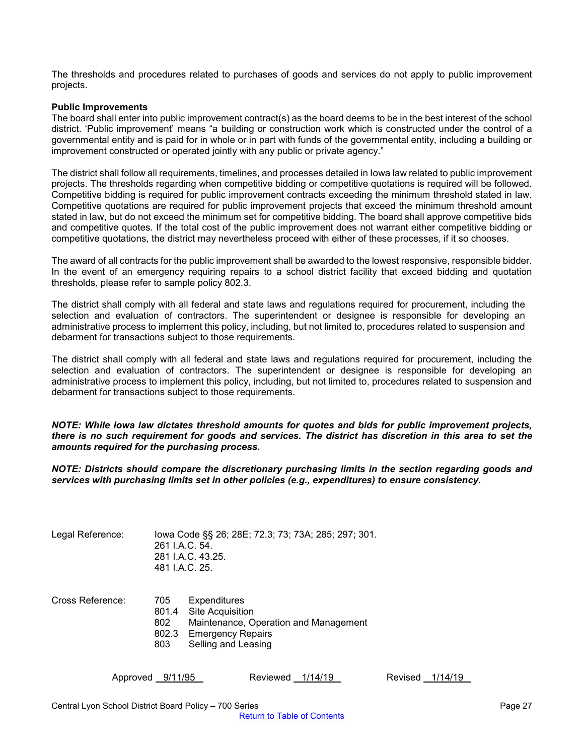The thresholds and procedures related to purchases of goods and services do not apply to public improvement projects.

**Public Improvements**

The board shall enter into public improvement contract(s) as the board deems to be in the best interest of the school district. 'Public improvement' means "a building or construction work which is constructed under the control of a governmental entity and is paid for in whole or in part with funds of the governmental entity, including a building or improvement constructed or operated jointly with any public or private agency."

The district shall follow all requirements, timelines, and processes detailed in Iowa law related to public improvement projects. The thresholds regarding when competitive bidding or competitive quotations is required will be followed. Competitive bidding is required for public improvement contracts exceeding the minimum threshold stated in law. Competitive quotations are required for public improvement projects that exceed the minimum threshold amount stated in law, but do not exceed the minimum set for competitive bidding. The board shall approve competitive bids and competitive quotes. If the total cost of the public improvement does not warrant either competitive bidding or competitive quotations, the district may nevertheless proceed with either of these processes, if it so chooses.

The award of all contracts for the public improvement shall be awarded to the lowest responsive, responsible bidder. In the event of an emergency requiring repairs to a school district facility that exceed bidding and quotation thresholds, please refer to sample policy 802.3.

The district shall comply with all federal and state laws and regulations required for procurement, including the selection and evaluation of contractors. The superintendent or designee is responsible for developing an administrative process to implement this policy, including, but not limited to, procedures related to suspension and debarment for transactions subject to those requirements.

The district shall comply with all federal and state laws and regulations required for procurement, including the selection and evaluation of contractors. The superintendent or designee is responsible for developing an administrative process to implement this policy, including, but not limited to, procedures related to suspension and debarment for transactions subject to those requirements.

***NOTE: While Iowa law dictates threshold amounts for quotes and bids for public improvement projects, there is no such requirement for goods and services. The district has discretion in this area to set the amounts required for the purchasing process.***

***NOTE: Districts should compare the discretionary purchasing limits in the section regarding goods and services with purchasing limits set in other policies (e.g., expenditures) to ensure consistency.***

Legal Reference: Iowa Code §§ 26; 28E; 72.3; 73; 73A; 285; 297; 301.
261 I.A.C. 54.
281 I.A.C. 43.25.
481 I.A.C. 25.

Cross Reference:
705 Expenditures
801.4 Site Acquisition
802 Maintenance, Operation and Management
802.3 Emergency Repairs
803 Selling and Leasing

Approved 9/11/95 Reviewed 1/14/19 Revised 1/14/19

Return to Table of Contents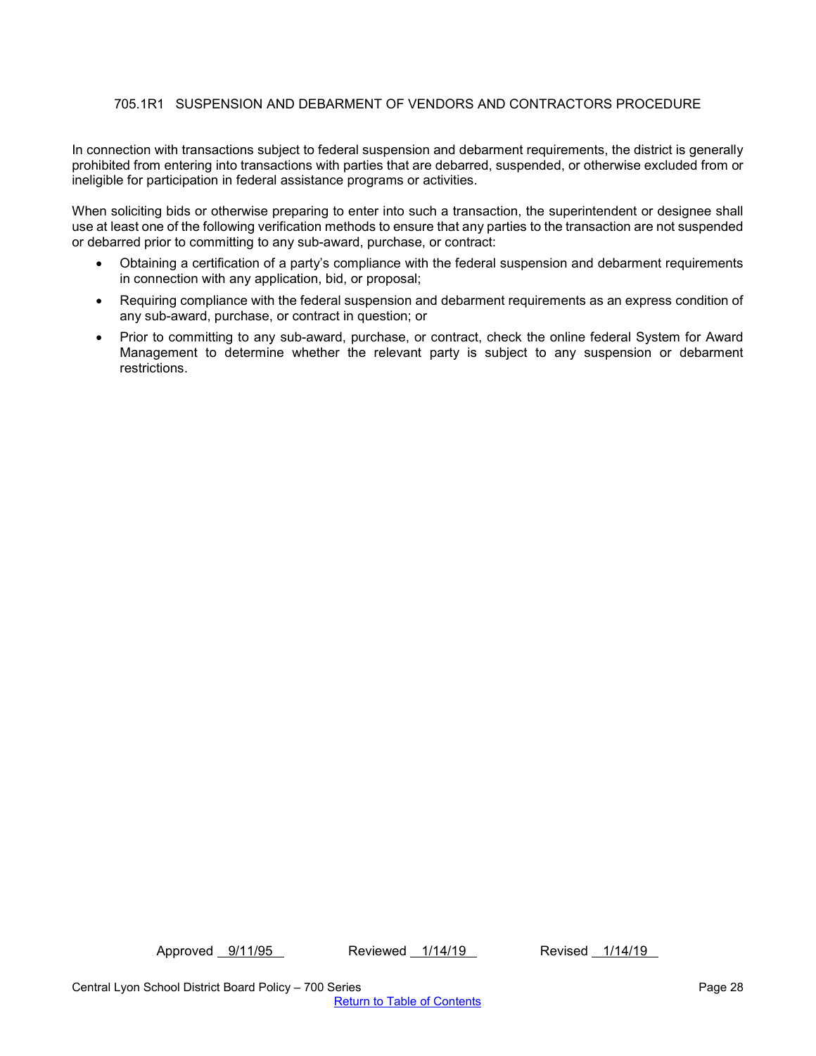## 705.1R1 SUSPENSION AND DEBARMENT OF VENDORS AND CONTRACTORS PROCEDURE

In connection with transactions subject to federal suspension and debarment requirements, the district is generally prohibited from entering into transactions with parties that are debarred, suspended, or otherwise excluded from or ineligible for participation in federal assistance programs or activities.

When soliciting bids or otherwise preparing to enter into such a transaction, the superintendent or designee shall use at least one of the following verification methods to ensure that any parties to the transaction are not suspended or debarred prior to committing to any sub-award, purchase, or contract:

- Obtaining a certification of a party's compliance with the federal suspension and debarment requirements in connection with any application, bid, or proposal;
- Requiring compliance with the federal suspension and debarment requirements as an express condition of any sub-award, purchase, or contract in question; or
- Prior to committing to any sub-award, purchase, or contract, check the online federal System for Award Management to determine whether the relevant party is subject to any suspension or debarment restrictions.

Approved 9/11/95 Reviewed 1/14/19 Revised 1/14/19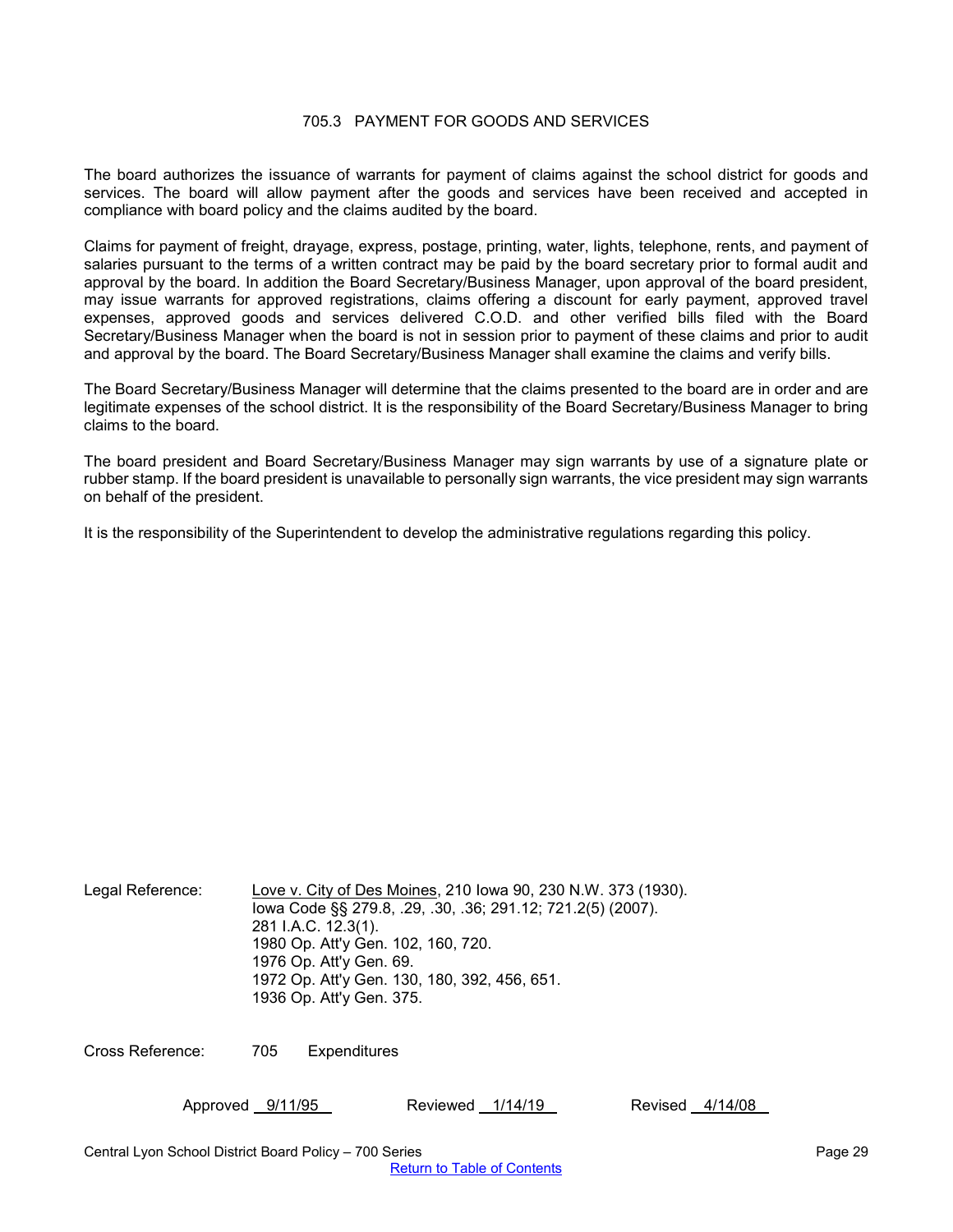# 705.3 PAYMENT FOR GOODS AND SERVICES

The board authorizes the issuance of warrants for payment of claims against the school district for goods and services. The board will allow payment after the goods and services have been received and accepted in compliance with board policy and the claims audited by the board.

Claims for payment of freight, drayage, express, postage, printing, water, lights, telephone, rents, and payment of salaries pursuant to the terms of a written contract may be paid by the board secretary prior to formal audit and approval by the board. In addition the Board Secretary/Business Manager, upon approval of the board president, may issue warrants for approved registrations, claims offering a discount for early payment, approved travel expenses, approved goods and services delivered C.O.D. and other verified bills filed with the Board Secretary/Business Manager when the board is not in session prior to payment of these claims and prior to audit and approval by the board. The Board Secretary/Business Manager shall examine the claims and verify bills.

The Board Secretary/Business Manager will determine that the claims presented to the board are in order and are legitimate expenses of the school district. It is the responsibility of the Board Secretary/Business Manager to bring claims to the board.

The board president and Board Secretary/Business Manager may sign warrants by use of a signature plate or rubber stamp. If the board president is unavailable to personally sign warrants, the vice president may sign warrants on behalf of the president.

It is the responsibility of the Superintendent to develop the administrative regulations regarding this policy.

Legal Reference: Love v. City of Des Moines, 210 Iowa 90, 230 N.W. 373 (1930).
Iowa Code §§ 279.8, .29, .30, .36; 291.12; 721.2(5) (2007).
281 I.A.C. 12.3(1).
1980 Op. Att'y Gen. 102, 160, 720.
1976 Op. Att'y Gen. 69.
1972 Op. Att'y Gen. 130, 180, 392, 456, 651.
1936 Op. Att'y Gen. 375.

Cross Reference: 705 Expenditures

Approved 9/11/95 Reviewed 1/14/19 Revised 4/14/08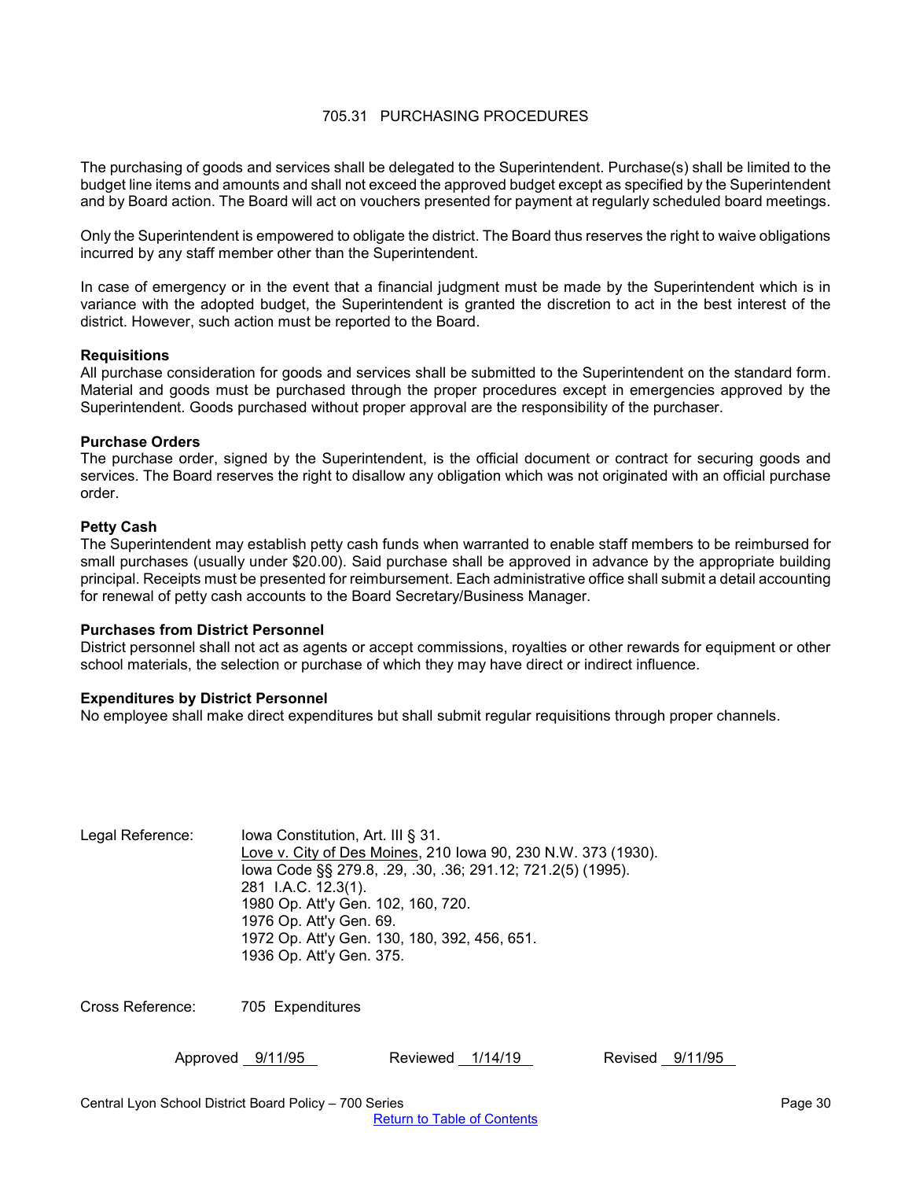# 705.31 PURCHASING PROCEDURES

The purchasing of goods and services shall be delegated to the Superintendent. Purchase(s) shall be limited to the budget line items and amounts and shall not exceed the approved budget except as specified by the Superintendent and by Board action. The Board will act on vouchers presented for payment at regularly scheduled board meetings.

Only the Superintendent is empowered to obligate the district. The Board thus reserves the right to waive obligations incurred by any staff member other than the Superintendent.

In case of emergency or in the event that a financial judgment must be made by the Superintendent which is in variance with the adopted budget, the Superintendent is granted the discretion to act in the best interest of the district. However, such action must be reported to the Board.

**Requisitions**
All purchase consideration for goods and services shall be submitted to the Superintendent on the standard form. Material and goods must be purchased through the proper procedures except in emergencies approved by the Superintendent. Goods purchased without proper approval are the responsibility of the purchaser.

**Purchase Orders**
The purchase order, signed by the Superintendent, is the official document or contract for securing goods and services. The Board reserves the right to disallow any obligation which was not originated with an official purchase order.

**Petty Cash**
The Superintendent may establish petty cash funds when warranted to enable staff members to be reimbursed for small purchases (usually under $20.00). Said purchase shall be approved in advance by the appropriate building principal. Receipts must be presented for reimbursement. Each administrative office shall submit a detail accounting for renewal of petty cash accounts to the Board Secretary/Business Manager.

**Purchases from District Personnel**
District personnel shall not act as agents or accept commissions, royalties or other rewards for equipment or other school materials, the selection or purchase of which they may have direct or indirect influence.

**Expenditures by District Personnel**
No employee shall make direct expenditures but shall submit regular requisitions through proper channels.

Legal Reference: Iowa Constitution, Art. III § 31.
Love v. City of Des Moines, 210 Iowa 90, 230 N.W. 373 (1930).
Iowa Code §§ 279.8, .29, .30, .36; 291.12; 721.2(5) (1995).
281 I.A.C. 12.3(1).
1980 Op. Att'y Gen. 102, 160, 720.
1976 Op. Att'y Gen. 69.
1972 Op. Att'y Gen. 130, 180, 392, 456, 651.
1936 Op. Att'y Gen. 375.

Cross Reference: 705 Expenditures

Approved 9/11/95 Reviewed 1/14/19 Revised 9/11/95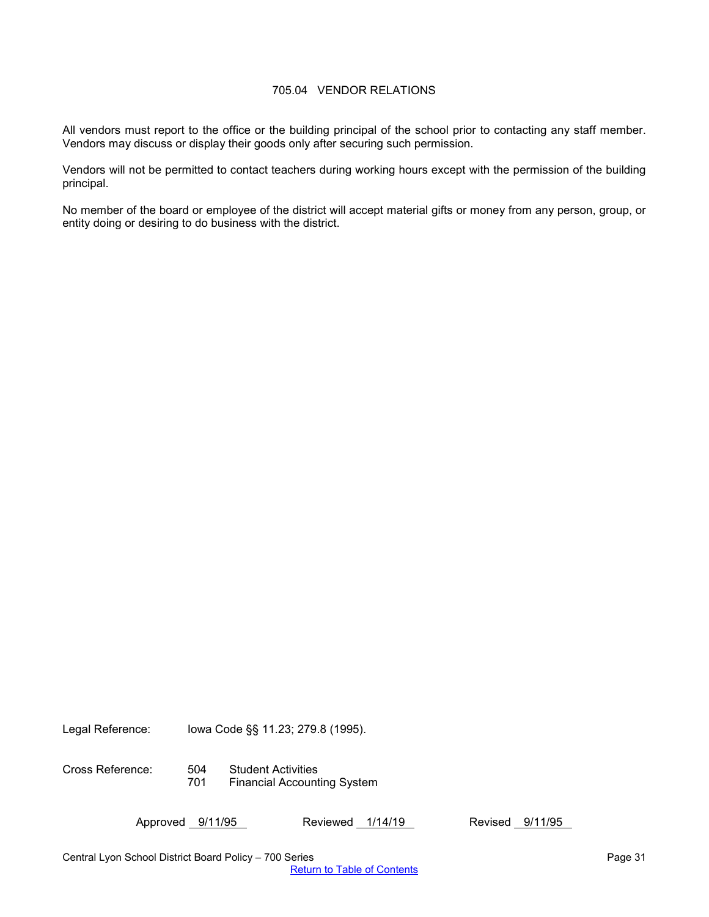# 705.04 VENDOR RELATIONS

All vendors must report to the office or the building principal of the school prior to contacting any staff member. Vendors may discuss or display their goods only after securing such permission.

Vendors will not be permitted to contact teachers during working hours except with the permission of the building principal.

No member of the board or employee of the district will accept material gifts or money from any person, group, or entity doing or desiring to do business with the district.

Legal Reference: Iowa Code §§ 11.23; 279.8 (1995).

Cross Reference:
504 Student Activities
701 Financial Accounting System

Approved 9/11/95 Reviewed 1/14/19 Revised 9/11/95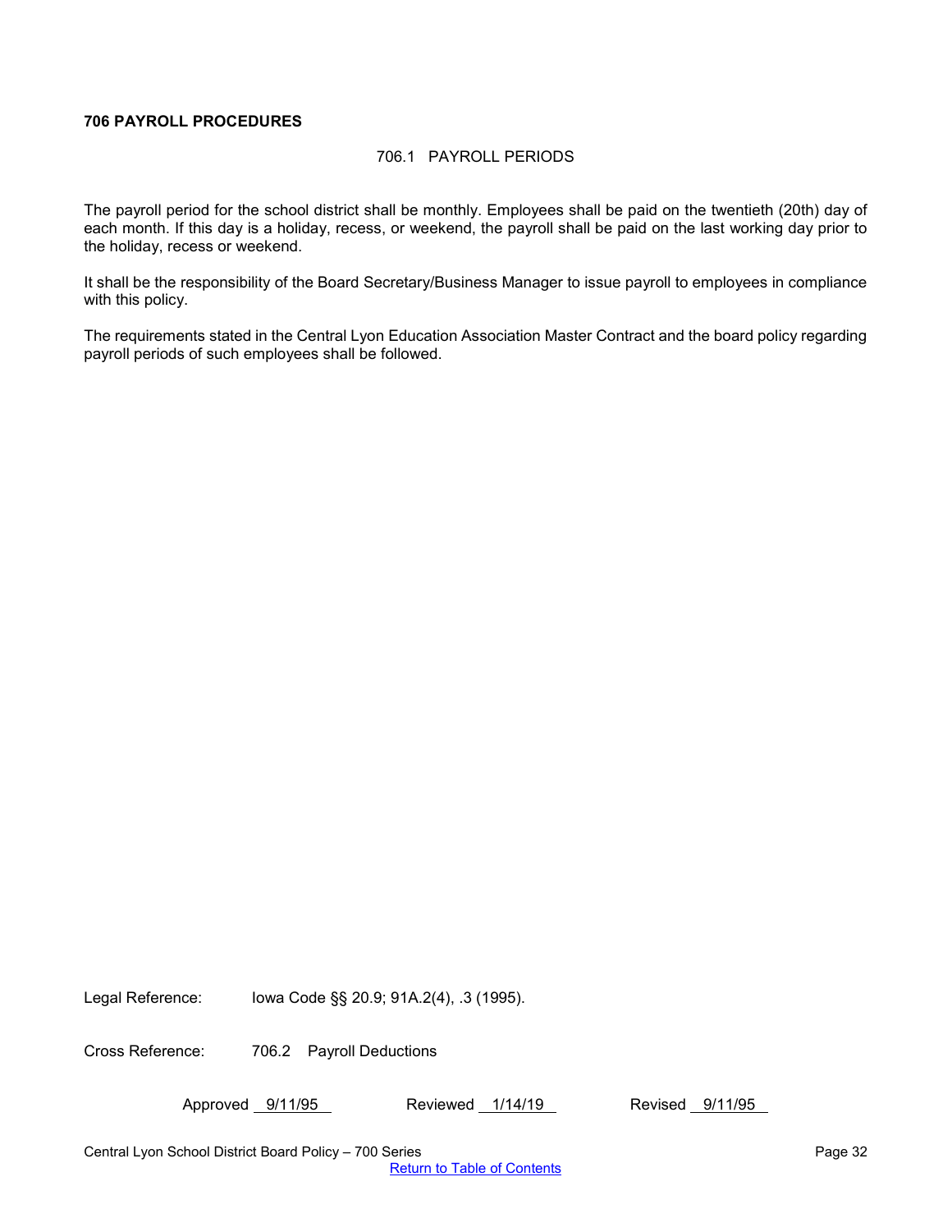# 706 PAYROLL PROCEDURES

## 706.1 PAYROLL PERIODS

The payroll period for the school district shall be monthly. Employees shall be paid on the twentieth (20th) day of each month. If this day is a holiday, recess, or weekend, the payroll shall be paid on the last working day prior to the holiday, recess or weekend.

It shall be the responsibility of the Board Secretary/Business Manager to issue payroll to employees in compliance with this policy.

The requirements stated in the Central Lyon Education Association Master Contract and the board policy regarding payroll periods of such employees shall be followed.

Legal Reference: Iowa Code §§ 20.9; 91A.2(4), .3 (1995).

Cross Reference: 706.2 Payroll Deductions

Approved 9/11/95 Reviewed 1/14/19 Revised 9/11/95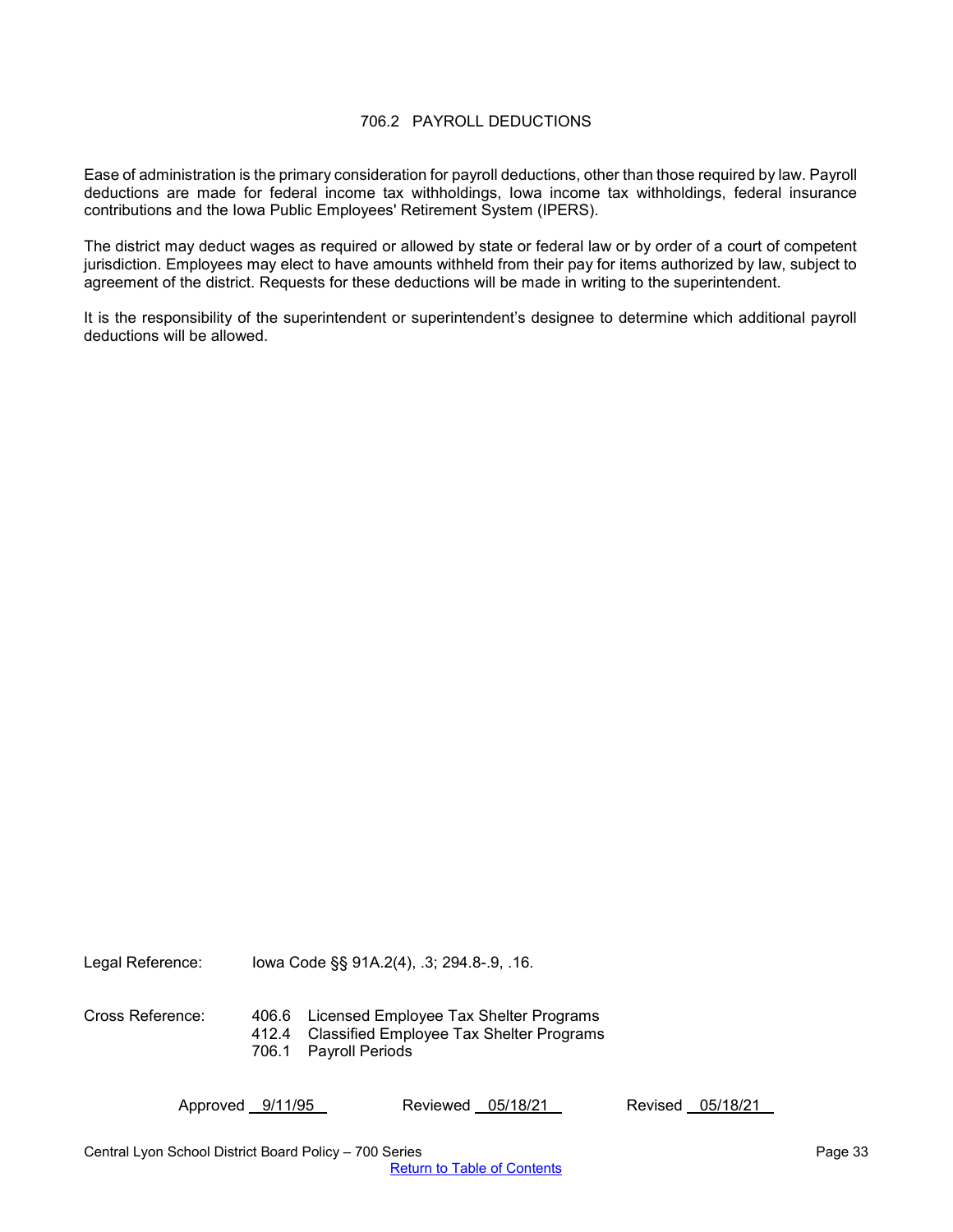# 706.2 PAYROLL DEDUCTIONS

Ease of administration is the primary consideration for payroll deductions, other than those required by law. Payroll deductions are made for federal income tax withholdings, Iowa income tax withholdings, federal insurance contributions and the Iowa Public Employees' Retirement System (IPERS).

The district may deduct wages as required or allowed by state or federal law or by order of a court of competent jurisdiction. Employees may elect to have amounts withheld from their pay for items authorized by law, subject to agreement of the district. Requests for these deductions will be made in writing to the superintendent.

It is the responsibility of the superintendent or superintendent's designee to determine which additional payroll deductions will be allowed.

Legal Reference: Iowa Code §§ 91A.2(4), .3; 294.8-.9, .16.

Cross Reference:
- 406.6 Licensed Employee Tax Shelter Programs
- 412.4 Classified Employee Tax Shelter Programs
- 706.1 Payroll Periods

Approved 9/11/95 Reviewed 05/18/21 Revised 05/18/21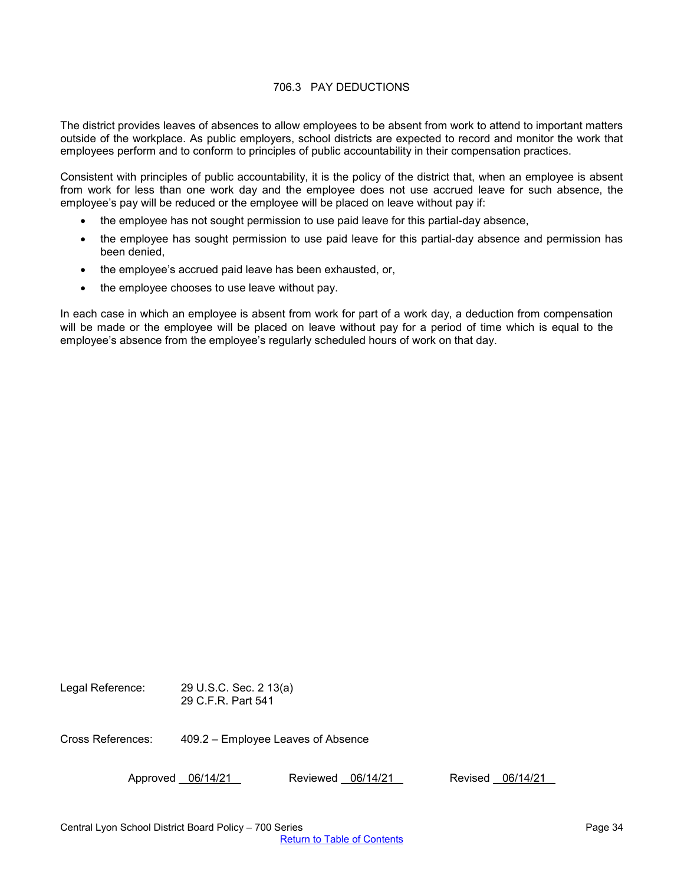# 706.3 PAY DEDUCTIONS

The district provides leaves of absences to allow employees to be absent from work to attend to important matters outside of the workplace. As public employers, school districts are expected to record and monitor the work that employees perform and to conform to principles of public accountability in their compensation practices.

Consistent with principles of public accountability, it is the policy of the district that, when an employee is absent from work for less than one work day and the employee does not use accrued leave for such absence, the employee's pay will be reduced or the employee will be placed on leave without pay if:

- the employee has not sought permission to use paid leave for this partial-day absence,
- the employee has sought permission to use paid leave for this partial-day absence and permission has been denied,
- the employee's accrued paid leave has been exhausted, or,
- the employee chooses to use leave without pay.

In each case in which an employee is absent from work for part of a work day, a deduction from compensation will be made or the employee will be placed on leave without pay for a period of time which is equal to the employee's absence from the employee's regularly scheduled hours of work on that day.

Legal Reference: 29 U.S.C. Sec. 2 13(a)
29 C.F.R. Part 541

Cross References: 409.2 – Employee Leaves of Absence

Approved 06/14/21 Reviewed 06/14/21 Revised 06/14/21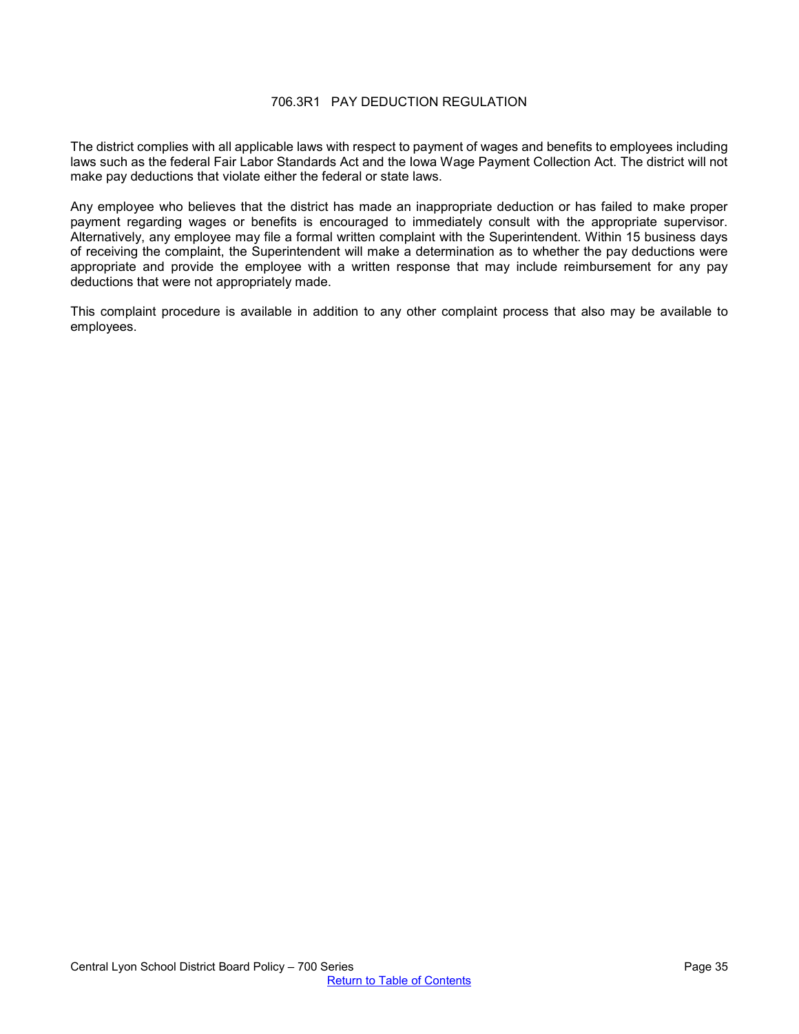# 706.3R1 PAY DEDUCTION REGULATION

The district complies with all applicable laws with respect to payment of wages and benefits to employees including laws such as the federal Fair Labor Standards Act and the Iowa Wage Payment Collection Act. The district will not make pay deductions that violate either the federal or state laws.

Any employee who believes that the district has made an inappropriate deduction or has failed to make proper payment regarding wages or benefits is encouraged to immediately consult with the appropriate supervisor. Alternatively, any employee may file a formal written complaint with the Superintendent. Within 15 business days of receiving the complaint, the Superintendent will make a determination as to whether the pay deductions were appropriate and provide the employee with a written response that may include reimbursement for any pay deductions that were not appropriately made.

This complaint procedure is available in addition to any other complaint process that also may be available to employees.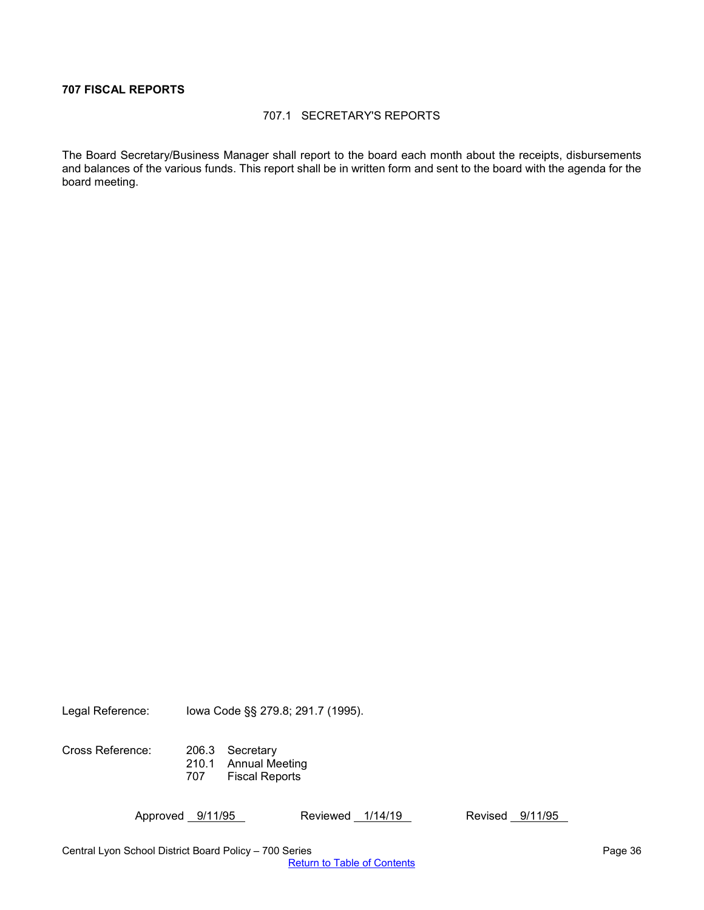**707 FISCAL REPORTS**

707.1 SECRETARY'S REPORTS

The Board Secretary/Business Manager shall report to the board each month about the receipts, disbursements and balances of the various funds. This report shall be in written form and sent to the board with the agenda for the board meeting.

Legal Reference: Iowa Code §§ 279.8; 291.7 (1995).

Cross Reference:
206.3 Secretary
210.1 Annual Meeting
707 Fiscal Reports

Approved 9/11/95 Reviewed 1/14/19 Revised 9/11/95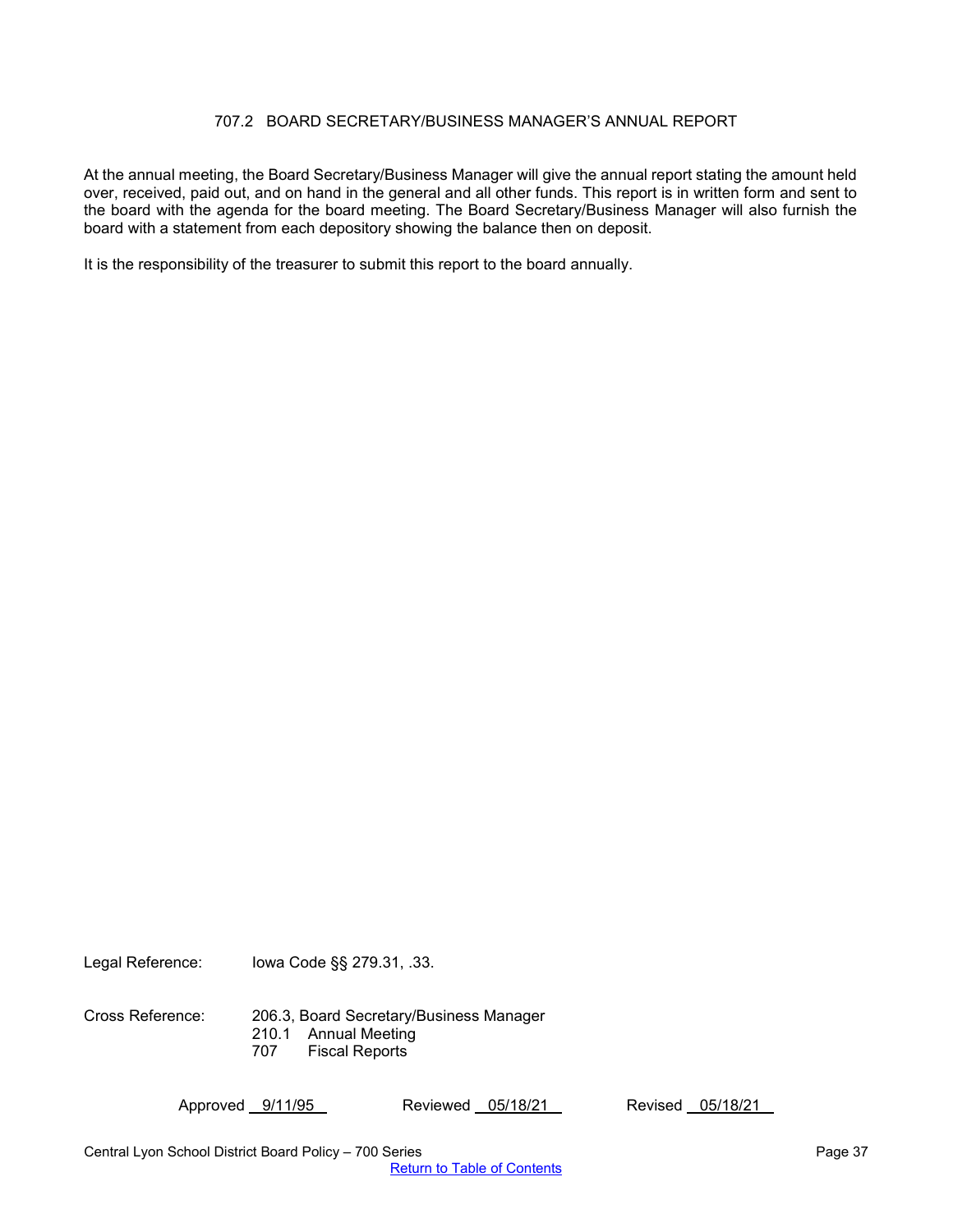# 707.2 BOARD SECRETARY/BUSINESS MANAGER'S ANNUAL REPORT

At the annual meeting, the Board Secretary/Business Manager will give the annual report stating the amount held over, received, paid out, and on hand in the general and all other funds. This report is in written form and sent to the board with the agenda for the board meeting. The Board Secretary/Business Manager will also furnish the board with a statement from each depository showing the balance then on deposit.

It is the responsibility of the treasurer to submit this report to the board annually.

Legal Reference: Iowa Code §§ 279.31, .33.

Cross Reference: 206.3, Board Secretary/Business Manager
210.1 Annual Meeting
707 Fiscal Reports

Approved 9/11/95 Reviewed 05/18/21 Revised 05/18/21

Return to Table of Contents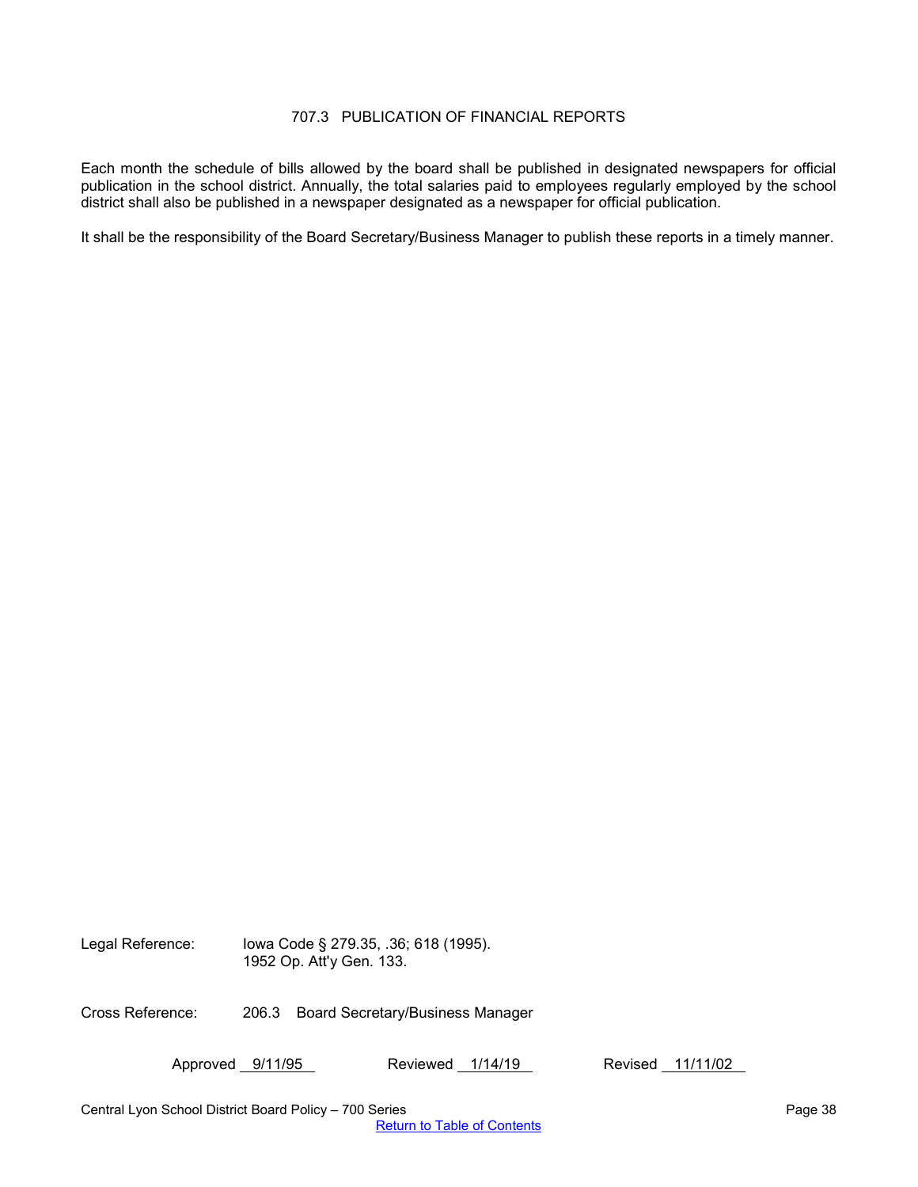# 707.3 PUBLICATION OF FINANCIAL REPORTS

Each month the schedule of bills allowed by the board shall be published in designated newspapers for official publication in the school district. Annually, the total salaries paid to employees regularly employed by the school district shall also be published in a newspaper designated as a newspaper for official publication.

It shall be the responsibility of the Board Secretary/Business Manager to publish these reports in a timely manner.

Legal Reference: Iowa Code § 279.35, .36; 618 (1995).
1952 Op. Att'y Gen. 133.

Cross Reference: 206.3 Board Secretary/Business Manager

Approved 9/11/95 Reviewed 1/14/19 Revised 11/11/02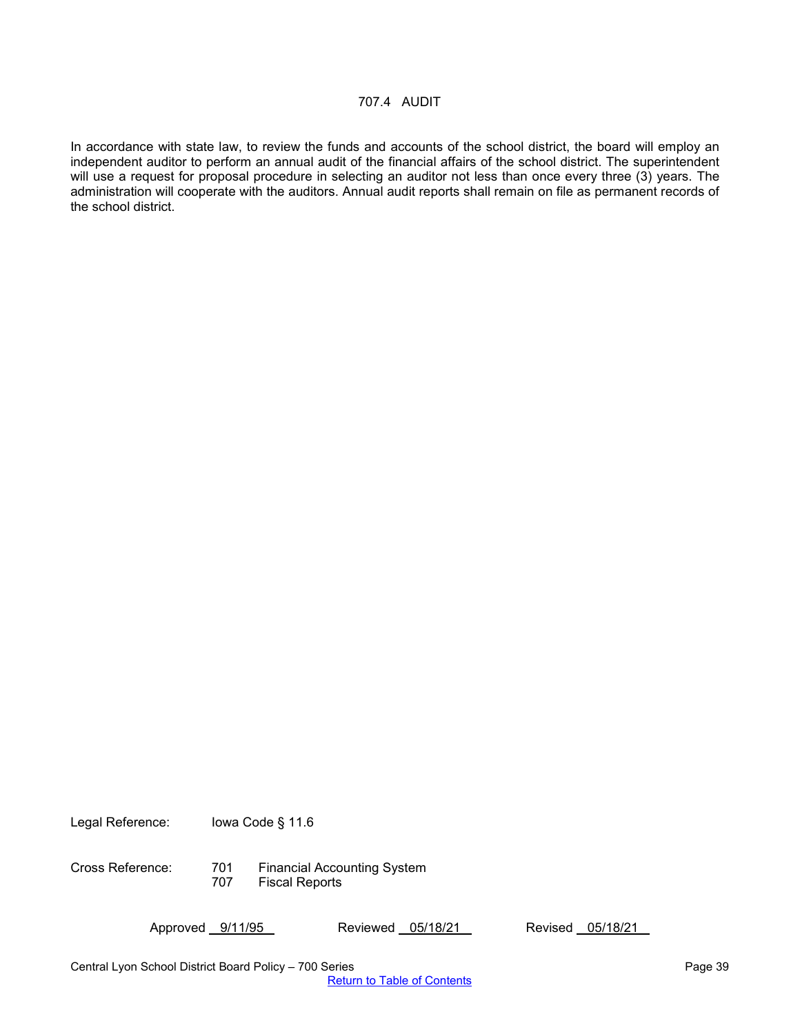# 707.4 AUDIT

In accordance with state law, to review the funds and accounts of the school district, the board will employ an independent auditor to perform an annual audit of the financial affairs of the school district. The superintendent will use a request for proposal procedure in selecting an auditor not less than once every three (3) years. The administration will cooperate with the auditors. Annual audit reports shall remain on file as permanent records of the school district.

Legal Reference: Iowa Code § 11.6

Cross Reference: 701 Financial Accounting System
707 Fiscal Reports

Approved 9/11/95 Reviewed 05/18/21 Revised 05/18/21

Return to Table of Contents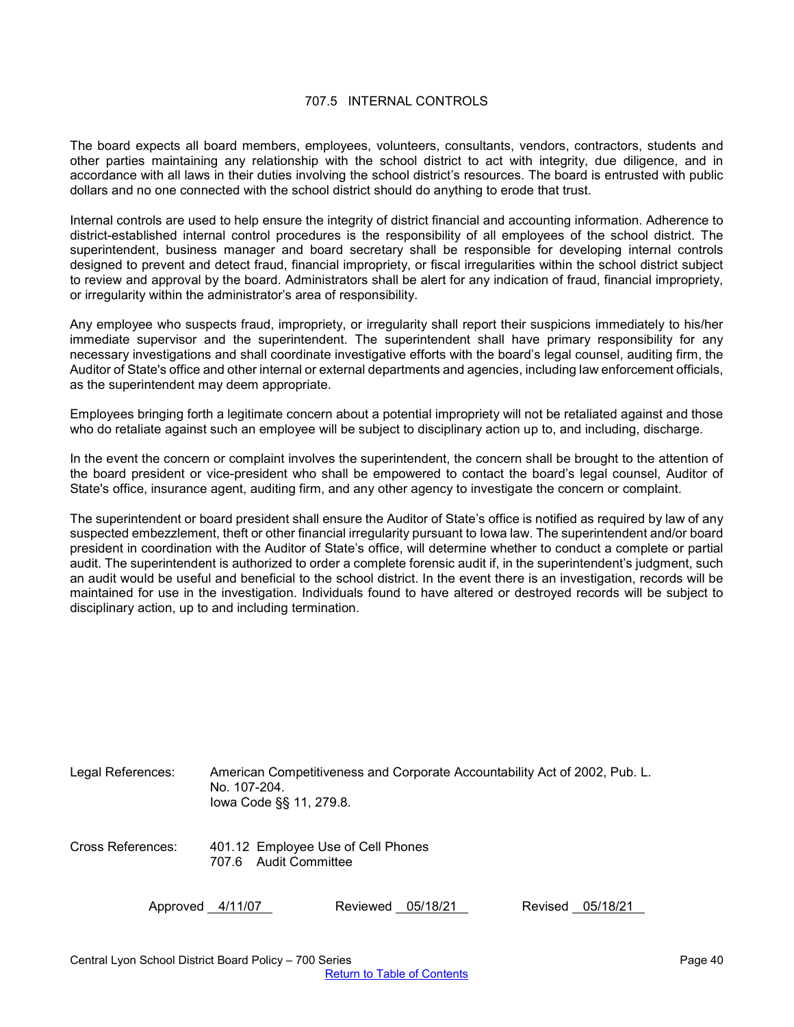# 707.5 INTERNAL CONTROLS

The board expects all board members, employees, volunteers, consultants, vendors, contractors, students and other parties maintaining any relationship with the school district to act with integrity, due diligence, and in accordance with all laws in their duties involving the school district's resources. The board is entrusted with public dollars and no one connected with the school district should do anything to erode that trust.

Internal controls are used to help ensure the integrity of district financial and accounting information. Adherence to district-established internal control procedures is the responsibility of all employees of the school district. The superintendent, business manager and board secretary shall be responsible for developing internal controls designed to prevent and detect fraud, financial impropriety, or fiscal irregularities within the school district subject to review and approval by the board. Administrators shall be alert for any indication of fraud, financial impropriety, or irregularity within the administrator's area of responsibility.

Any employee who suspects fraud, impropriety, or irregularity shall report their suspicions immediately to his/her immediate supervisor and the superintendent. The superintendent shall have primary responsibility for any necessary investigations and shall coordinate investigative efforts with the board's legal counsel, auditing firm, the Auditor of State's office and other internal or external departments and agencies, including law enforcement officials, as the superintendent may deem appropriate.

Employees bringing forth a legitimate concern about a potential impropriety will not be retaliated against and those who do retaliate against such an employee will be subject to disciplinary action up to, and including, discharge.

In the event the concern or complaint involves the superintendent, the concern shall be brought to the attention of the board president or vice-president who shall be empowered to contact the board's legal counsel, Auditor of State's office, insurance agent, auditing firm, and any other agency to investigate the concern or complaint.

The superintendent or board president shall ensure the Auditor of State's office is notified as required by law of any suspected embezzlement, theft or other financial irregularity pursuant to Iowa law. The superintendent and/or board president in coordination with the Auditor of State's office, will determine whether to conduct a complete or partial audit. The superintendent is authorized to order a complete forensic audit if, in the superintendent's judgment, such an audit would be useful and beneficial to the school district. In the event there is an investigation, records will be maintained for use in the investigation. Individuals found to have altered or destroyed records will be subject to disciplinary action, up to and including termination.

Legal References: American Competitiveness and Corporate Accountability Act of 2002, Pub. L. No. 107-204.
Iowa Code §§ 11, 279.8.

Cross References: 401.12 Employee Use of Cell Phones
707.6 Audit Committee

Approved 4/11/07 Reviewed 05/18/21 Revised 05/18/21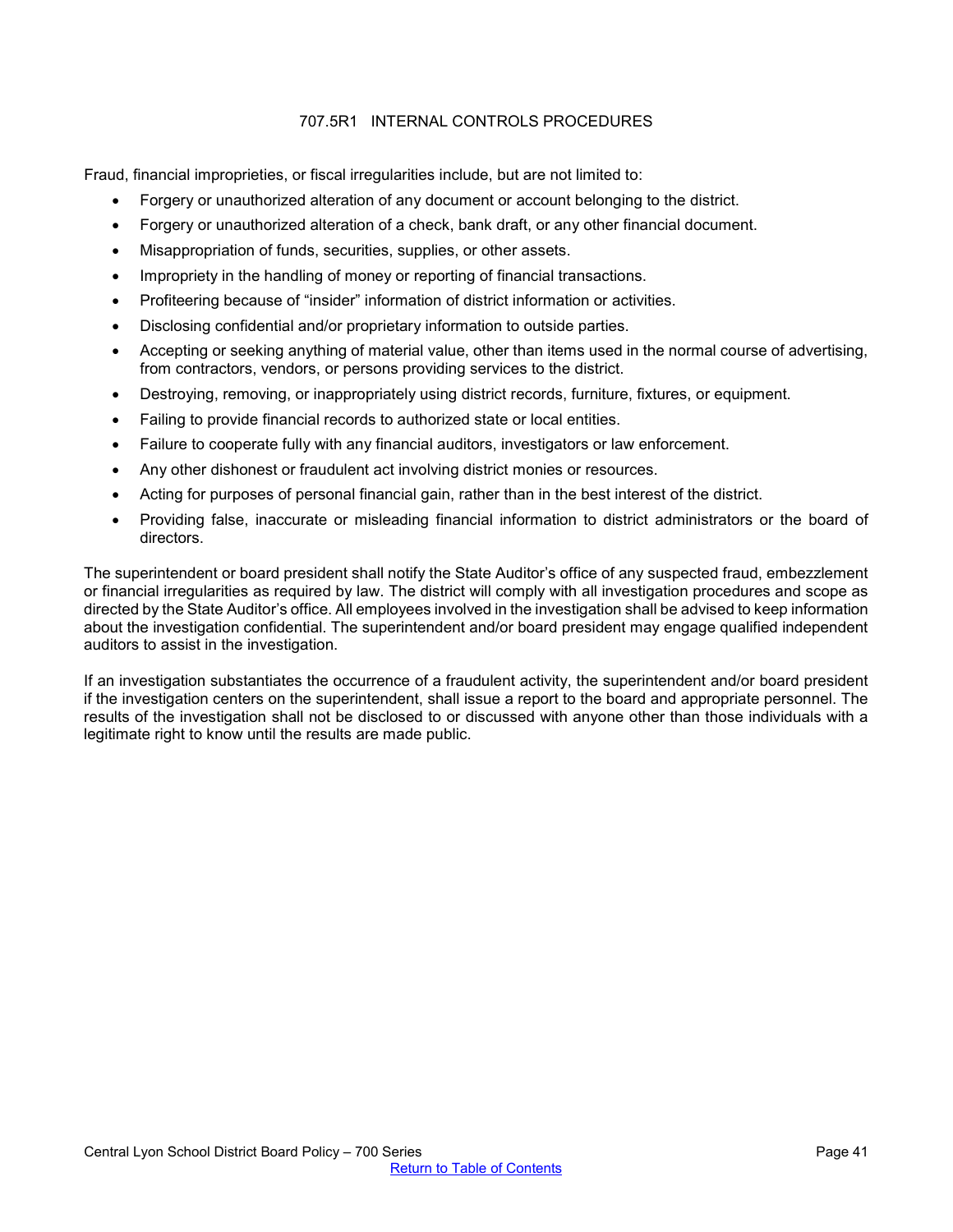# 707.5R1 INTERNAL CONTROLS PROCEDURES

Fraud, financial improprieties, or fiscal irregularities include, but are not limited to:

- Forgery or unauthorized alteration of any document or account belonging to the district.
- Forgery or unauthorized alteration of a check, bank draft, or any other financial document.
- Misappropriation of funds, securities, supplies, or other assets.
- Impropriety in the handling of money or reporting of financial transactions.
- Profiteering because of "insider" information of district information or activities.
- Disclosing confidential and/or proprietary information to outside parties.
- Accepting or seeking anything of material value, other than items used in the normal course of advertising, from contractors, vendors, or persons providing services to the district.
- Destroying, removing, or inappropriately using district records, furniture, fixtures, or equipment.
- Failing to provide financial records to authorized state or local entities.
- Failure to cooperate fully with any financial auditors, investigators or law enforcement.
- Any other dishonest or fraudulent act involving district monies or resources.
- Acting for purposes of personal financial gain, rather than in the best interest of the district.
- Providing false, inaccurate or misleading financial information to district administrators or the board of directors.

The superintendent or board president shall notify the State Auditor's office of any suspected fraud, embezzlement or financial irregularities as required by law. The district will comply with all investigation procedures and scope as directed by the State Auditor's office. All employees involved in the investigation shall be advised to keep information about the investigation confidential. The superintendent and/or board president may engage qualified independent auditors to assist in the investigation.

If an investigation substantiates the occurrence of a fraudulent activity, the superintendent and/or board president if the investigation centers on the superintendent, shall issue a report to the board and appropriate personnel. The results of the investigation shall not be disclosed to or discussed with anyone other than those individuals with a legitimate right to know until the results are made public.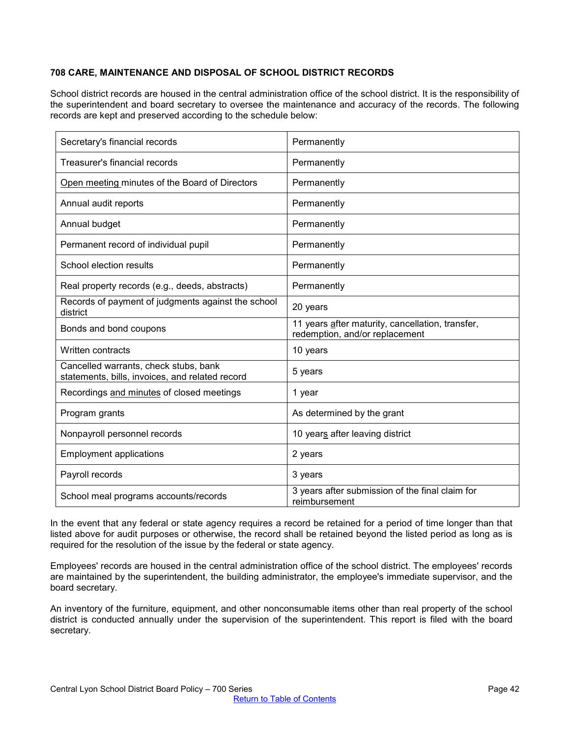**708 CARE, MAINTENANCE AND DISPOSAL OF SCHOOL DISTRICT RECORDS**

School district records are housed in the central administration office of the school district. It is the responsibility of the superintendent and board secretary to oversee the maintenance and accuracy of the records. The following records are kept and preserved according to the schedule below:

| | |
|---|---|
| Secretary's financial records | Permanently |
| Treasurer's financial records | Permanently |
| Open meeting minutes of the Board of Directors | Permanently |
| Annual audit reports | Permanently |
| Annual budget | Permanently |
| Permanent record of individual pupil | Permanently |
| School election results | Permanently |
| Real property records (e.g., deeds, abstracts) | Permanently |
| Records of payment of judgments against the school district | 20 years |
| Bonds and bond coupons | 11 years after maturity, cancellation, transfer, redemption, and/or replacement |
| Written contracts | 10 years |
| Cancelled warrants, check stubs, bank statements, bills, invoices, and related record | 5 years |
| Recordings and minutes of closed meetings | 1 year |
| Program grants | As determined by the grant |
| Nonpayroll personnel records | 10 years after leaving district |
| Employment applications | 2 years |
| Payroll records | 3 years |
| School meal programs accounts/records | 3 years after submission of the final claim for reimbursement |

In the event that any federal or state agency requires a record be retained for a period of time longer than that listed above for audit purposes or otherwise, the record shall be retained beyond the listed period as long as is required for the resolution of the issue by the federal or state agency.

Employees' records are housed in the central administration office of the school district. The employees' records are maintained by the superintendent, the building administrator, the employee's immediate supervisor, and the board secretary.

An inventory of the furniture, equipment, and other nonconsumable items other than real property of the school district is conducted annually under the supervision of the superintendent. This report is filed with the board secretary.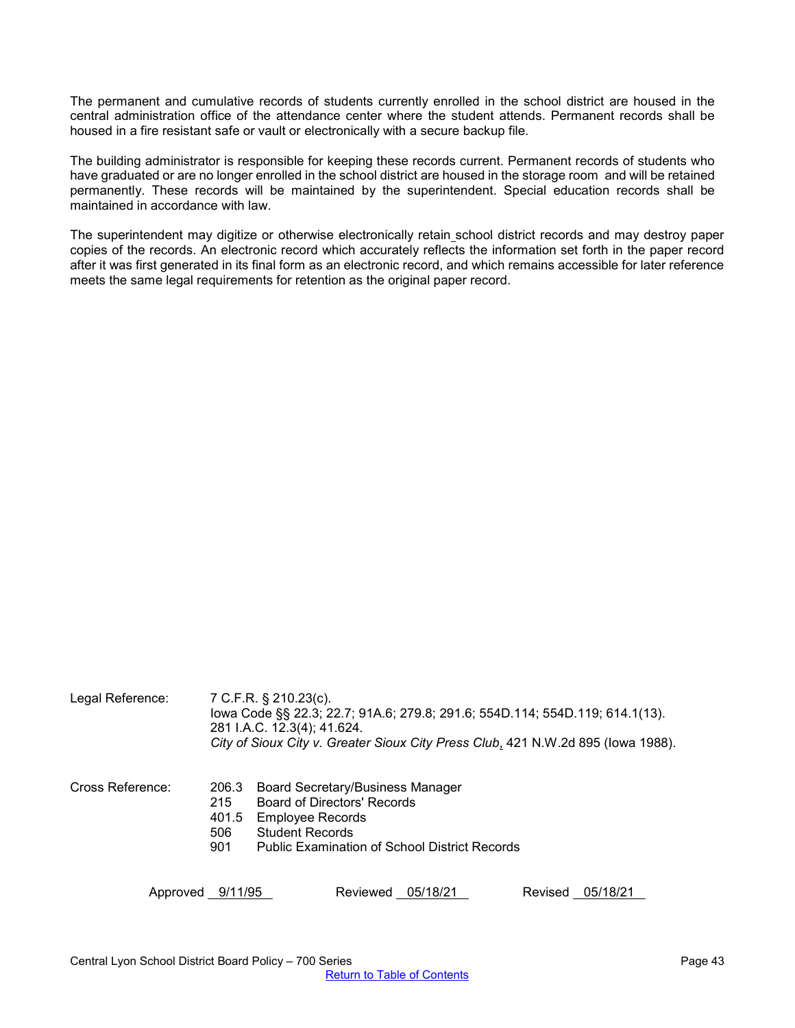The permanent and cumulative records of students currently enrolled in the school district are housed in the central administration office of the attendance center where the student attends. Permanent records shall be housed in a fire resistant safe or vault or electronically with a secure backup file.

The building administrator is responsible for keeping these records current. Permanent records of students who have graduated or are no longer enrolled in the school district are housed in the storage room and will be retained permanently. These records will be maintained by the superintendent. Special education records shall be maintained in accordance with law.

The superintendent may digitize or otherwise electronically retain school district records and may destroy paper copies of the records. An electronic record which accurately reflects the information set forth in the paper record after it was first generated in its final form as an electronic record, and which remains accessible for later reference meets the same legal requirements for retention as the original paper record.

Legal Reference: 7 C.F.R. § 210.23(c).
Iowa Code §§ 22.3; 22.7; 91A.6; 279.8; 291.6; 554D.114; 554D.119; 614.1(13).
281 I.A.C. 12.3(4); 41.624.
*City of Sioux City v. Greater Sioux City Press Club*, 421 N.W.2d 895 (Iowa 1988).

Cross Reference:
- 206.3 Board Secretary/Business Manager
- 215 Board of Directors' Records
- 401.5 Employee Records
- 506 Student Records
- 901 Public Examination of School District Records

Approved 9/11/95 Reviewed 05/18/21 Revised 05/18/21

Central Lyon School District Board Policy – 700 Series

Return to Table of Contents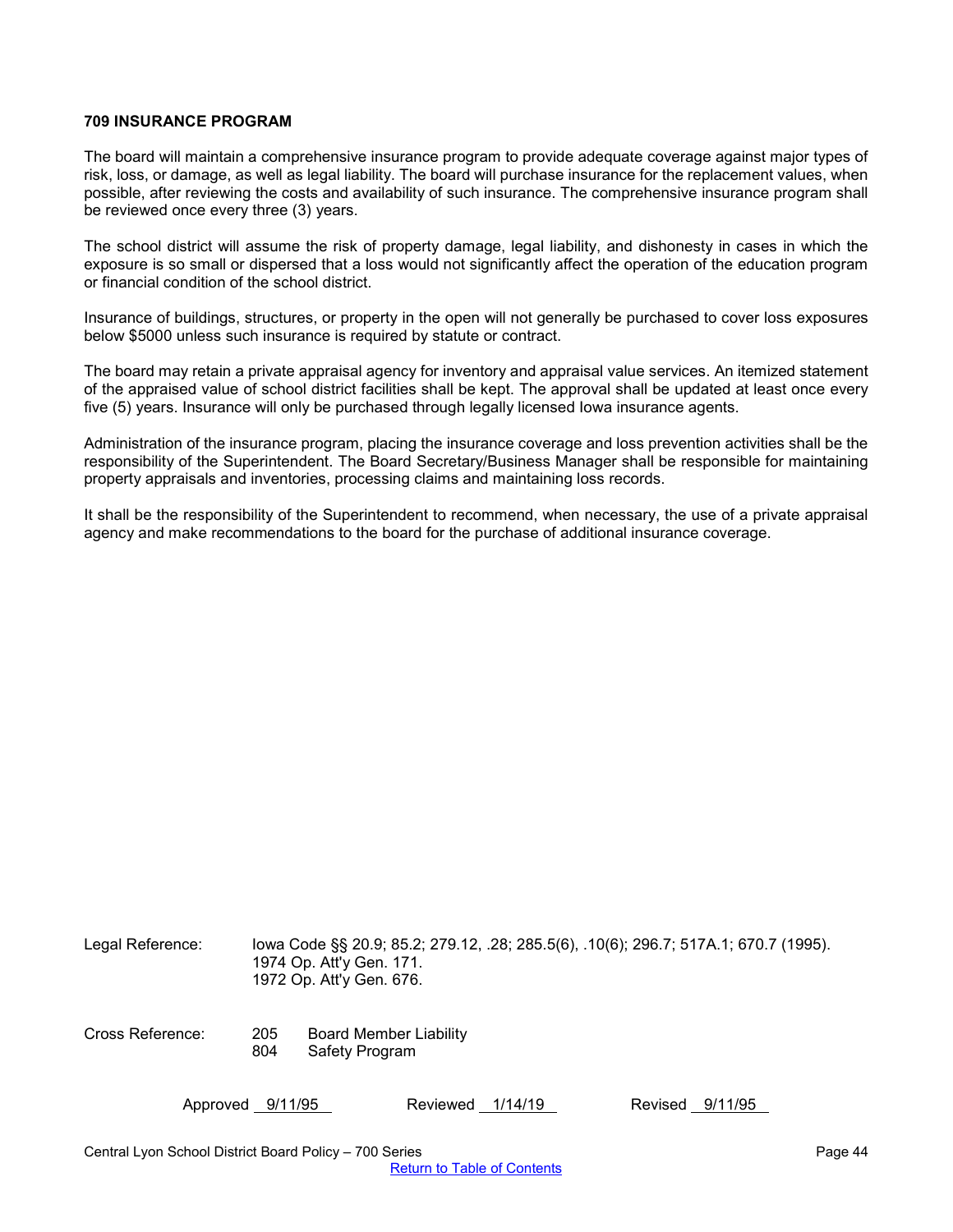# 709 INSURANCE PROGRAM

The board will maintain a comprehensive insurance program to provide adequate coverage against major types of risk, loss, or damage, as well as legal liability. The board will purchase insurance for the replacement values, when possible, after reviewing the costs and availability of such insurance. The comprehensive insurance program shall be reviewed once every three (3) years.

The school district will assume the risk of property damage, legal liability, and dishonesty in cases in which the exposure is so small or dispersed that a loss would not significantly affect the operation of the education program or financial condition of the school district.

Insurance of buildings, structures, or property in the open will not generally be purchased to cover loss exposures below $5000 unless such insurance is required by statute or contract.

The board may retain a private appraisal agency for inventory and appraisal value services. An itemized statement of the appraised value of school district facilities shall be kept. The approval shall be updated at least once every five (5) years. Insurance will only be purchased through legally licensed Iowa insurance agents.

Administration of the insurance program, placing the insurance coverage and loss prevention activities shall be the responsibility of the Superintendent. The Board Secretary/Business Manager shall be responsible for maintaining property appraisals and inventories, processing claims and maintaining loss records.

It shall be the responsibility of the Superintendent to recommend, when necessary, the use of a private appraisal agency and make recommendations to the board for the purchase of additional insurance coverage.

Legal Reference: Iowa Code §§ 20.9; 85.2; 279.12, .28; 285.5(6), .10(6); 296.7; 517A.1; 670.7 (1995).
1974 Op. Att'y Gen. 171.
1972 Op. Att'y Gen. 676.

Cross Reference: 205 Board Member Liability
804 Safety Program

Approved 9/11/95 Reviewed 1/14/19 Revised 9/11/95

Central Lyon School District Board Policy – 700 Series

Return to Table of Contents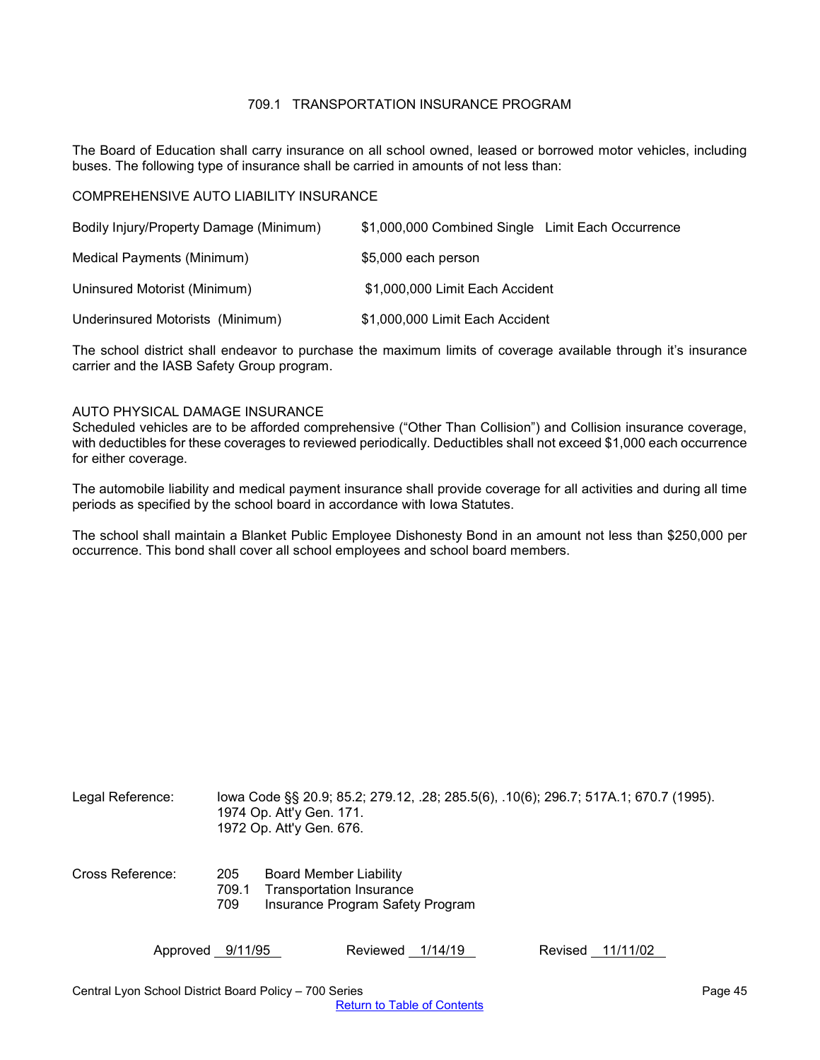# 709.1 TRANSPORTATION INSURANCE PROGRAM

The Board of Education shall carry insurance on all school owned, leased or borrowed motor vehicles, including buses. The following type of insurance shall be carried in amounts of not less than:

COMPREHENSIVE AUTO LIABILITY INSURANCE

| | |
|---|---|
| Bodily Injury/Property Damage (Minimum) | $1,000,000 Combined Single Limit Each Occurrence |
| Medical Payments (Minimum) | $5,000 each person |
| Uninsured Motorist (Minimum) | $1,000,000 Limit Each Accident |
| Underinsured Motorists (Minimum) | $1,000,000 Limit Each Accident |

The school district shall endeavor to purchase the maximum limits of coverage available through it's insurance carrier and the IASB Safety Group program.

AUTO PHYSICAL DAMAGE INSURANCE
Scheduled vehicles are to be afforded comprehensive ("Other Than Collision") and Collision insurance coverage, with deductibles for these coverages to reviewed periodically. Deductibles shall not exceed $1,000 each occurrence for either coverage.

The automobile liability and medical payment insurance shall provide coverage for all activities and during all time periods as specified by the school board in accordance with Iowa Statutes.

The school shall maintain a Blanket Public Employee Dishonesty Bond in an amount not less than $250,000 per occurrence. This bond shall cover all school employees and school board members.

Legal Reference: Iowa Code §§ 20.9; 85.2; 279.12, .28; 285.5(6), .10(6); 296.7; 517A.1; 670.7 (1995).
1974 Op. Att'y Gen. 171.
1972 Op. Att'y Gen. 676.

Cross Reference:
205 Board Member Liability
709.1 Transportation Insurance
709 Insurance Program Safety Program

Approved 9/11/95 Reviewed 1/14/19 Revised 11/11/02

Central Lyon School District Board Policy – 700 Series

Return to Table of Contents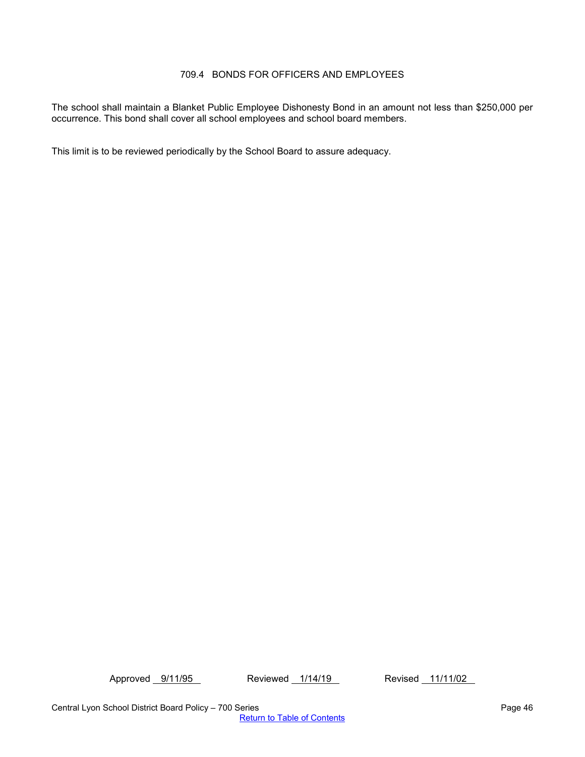## 709.4 BONDS FOR OFFICERS AND EMPLOYEES

The school shall maintain a Blanket Public Employee Dishonesty Bond in an amount not less than $250,000 per occurrence. This bond shall cover all school employees and school board members.

This limit is to be reviewed periodically by the School Board to assure adequacy.

Approved 9/11/95 Reviewed 1/14/19 Revised 11/11/02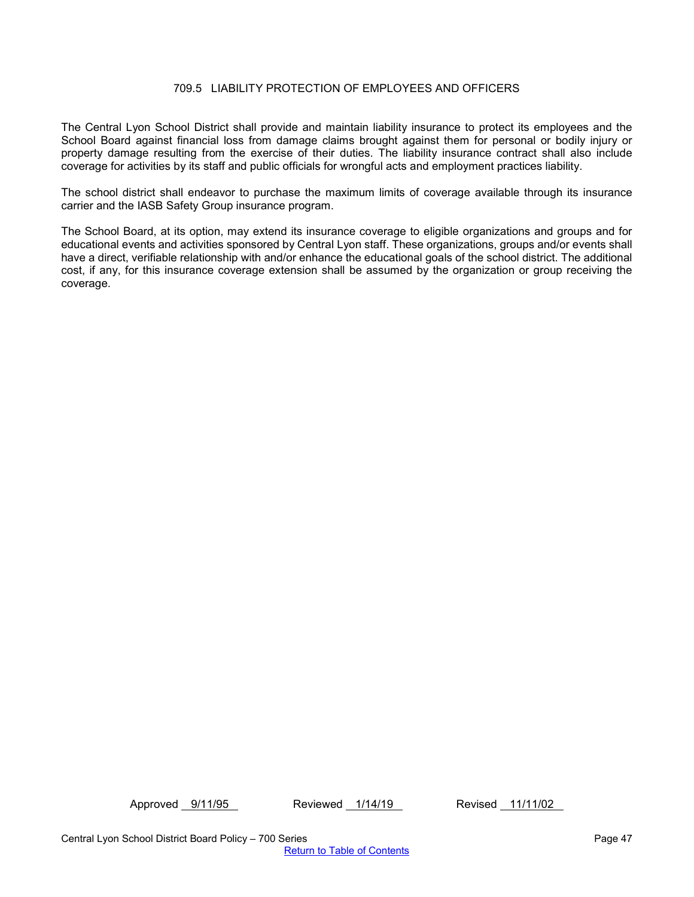# 709.5 LIABILITY PROTECTION OF EMPLOYEES AND OFFICERS

The Central Lyon School District shall provide and maintain liability insurance to protect its employees and the School Board against financial loss from damage claims brought against them for personal or bodily injury or property damage resulting from the exercise of their duties. The liability insurance contract shall also include coverage for activities by its staff and public officials for wrongful acts and employment practices liability.

The school district shall endeavor to purchase the maximum limits of coverage available through its insurance carrier and the IASB Safety Group insurance program.

The School Board, at its option, may extend its insurance coverage to eligible organizations and groups and for educational events and activities sponsored by Central Lyon staff. These organizations, groups and/or events shall have a direct, verifiable relationship with and/or enhance the educational goals of the school district. The additional cost, if any, for this insurance coverage extension shall be assumed by the organization or group receiving the coverage.

Approved 9/11/95 Reviewed 1/14/19 Revised 11/11/02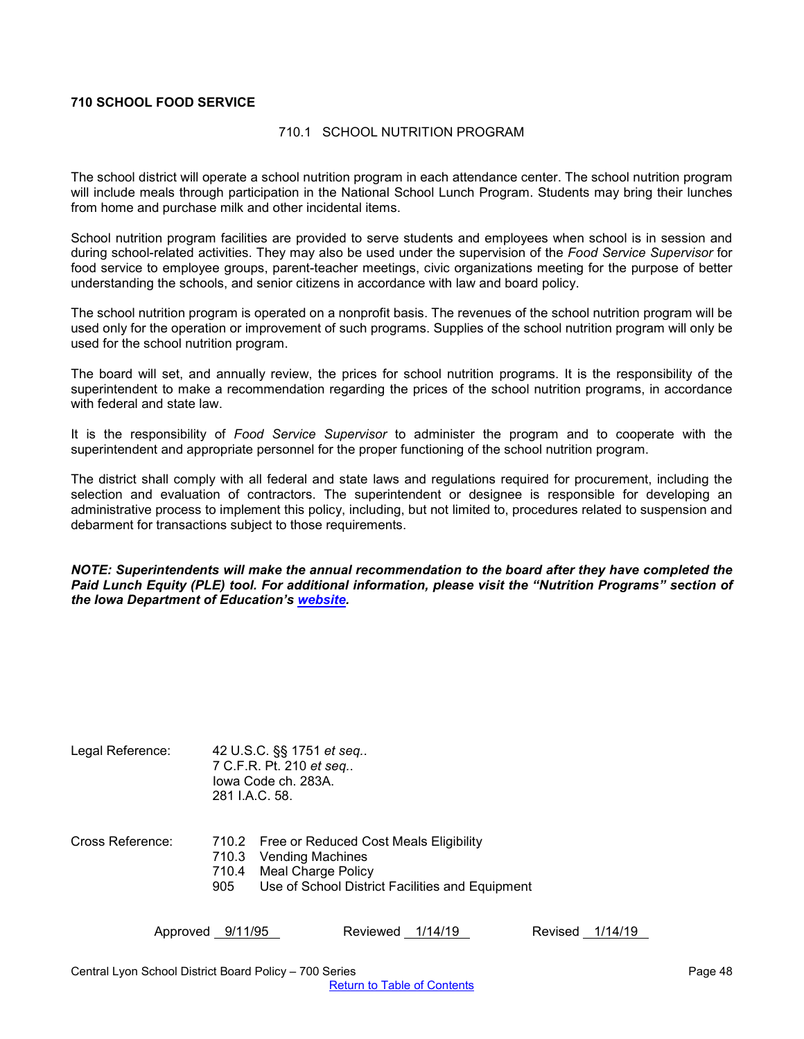# 710 SCHOOL FOOD SERVICE

## 710.1 SCHOOL NUTRITION PROGRAM

The school district will operate a school nutrition program in each attendance center. The school nutrition program will include meals through participation in the National School Lunch Program. Students may bring their lunches from home and purchase milk and other incidental items.

School nutrition program facilities are provided to serve students and employees when school is in session and during school-related activities. They may also be used under the supervision of the *Food Service Supervisor* for food service to employee groups, parent-teacher meetings, civic organizations meeting for the purpose of better understanding the schools, and senior citizens in accordance with law and board policy.

The school nutrition program is operated on a nonprofit basis. The revenues of the school nutrition program will be used only for the operation or improvement of such programs. Supplies of the school nutrition program will only be used for the school nutrition program.

The board will set, and annually review, the prices for school nutrition programs. It is the responsibility of the superintendent to make a recommendation regarding the prices of the school nutrition programs, in accordance with federal and state law.

It is the responsibility of *Food Service Supervisor* to administer the program and to cooperate with the superintendent and appropriate personnel for the proper functioning of the school nutrition program.

The district shall comply with all federal and state laws and regulations required for procurement, including the selection and evaluation of contractors. The superintendent or designee is responsible for developing an administrative process to implement this policy, including, but not limited to, procedures related to suspension and debarment for transactions subject to those requirements.

***NOTE: Superintendents will make the annual recommendation to the board after they have completed the Paid Lunch Equity (PLE) tool. For additional information, please visit the "Nutrition Programs" section of the Iowa Department of Education's website.***

Legal Reference:
42 U.S.C. §§ 1751 *et seq.*.
7 C.F.R. Pt. 210 *et seq.*.
Iowa Code ch. 283A.
281 I.A.C. 58.

Cross Reference:
710.2 Free or Reduced Cost Meals Eligibility
710.3 Vending Machines
710.4 Meal Charge Policy
905 Use of School District Facilities and Equipment

Approved 9/11/95 | Reviewed 1/14/19 | Revised 1/14/19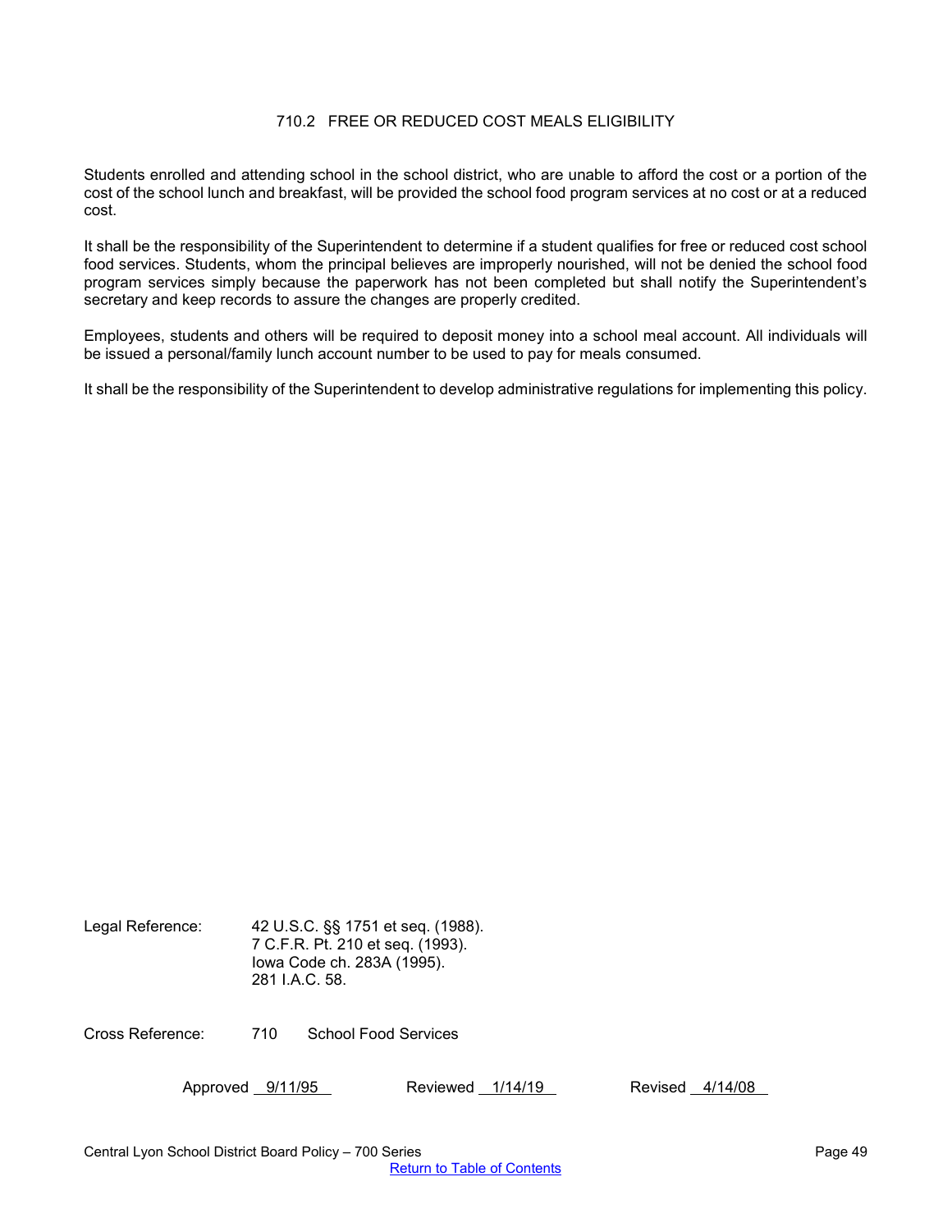# 710.2 FREE OR REDUCED COST MEALS ELIGIBILITY

Students enrolled and attending school in the school district, who are unable to afford the cost or a portion of the cost of the school lunch and breakfast, will be provided the school food program services at no cost or at a reduced cost.

It shall be the responsibility of the Superintendent to determine if a student qualifies for free or reduced cost school food services. Students, whom the principal believes are improperly nourished, will not be denied the school food program services simply because the paperwork has not been completed but shall notify the Superintendent's secretary and keep records to assure the changes are properly credited.

Employees, students and others will be required to deposit money into a school meal account. All individuals will be issued a personal/family lunch account number to be used to pay for meals consumed.

It shall be the responsibility of the Superintendent to develop administrative regulations for implementing this policy.

Legal Reference: 42 U.S.C. §§ 1751 et seq. (1988).
7 C.F.R. Pt. 210 et seq. (1993).
Iowa Code ch. 283A (1995).
281 I.A.C. 58.

Cross Reference: 710 School Food Services

Approved 9/11/95 Reviewed 1/14/19 Revised 4/14/08

Return to Table of Contents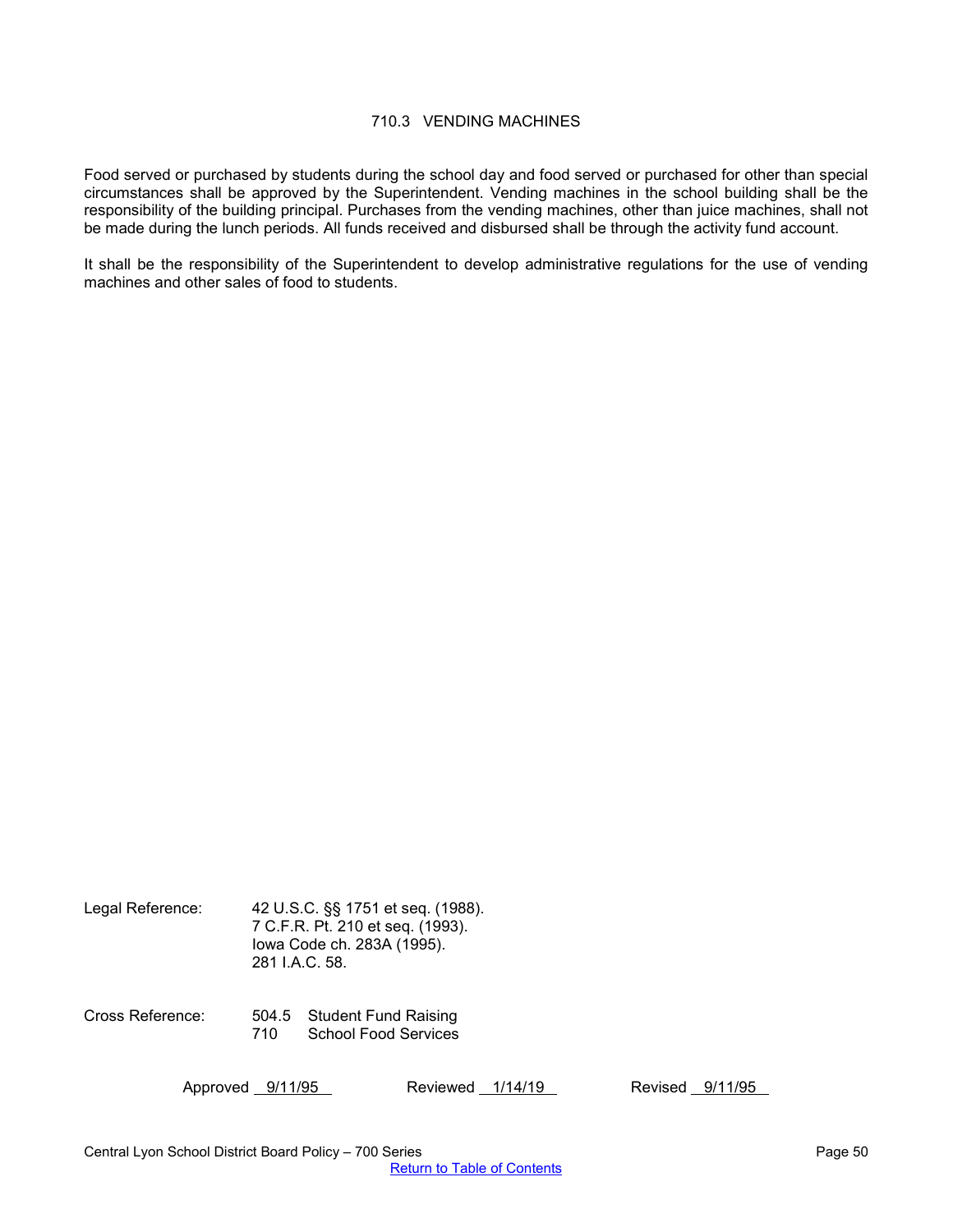# 710.3 VENDING MACHINES

Food served or purchased by students during the school day and food served or purchased for other than special circumstances shall be approved by the Superintendent. Vending machines in the school building shall be the responsibility of the building principal. Purchases from the vending machines, other than juice machines, shall not be made during the lunch periods. All funds received and disbursed shall be through the activity fund account.

It shall be the responsibility of the Superintendent to develop administrative regulations for the use of vending machines and other sales of food to students.

Legal Reference: 42 U.S.C. §§ 1751 et seq. (1988).
7 C.F.R. Pt. 210 et seq. (1993).
Iowa Code ch. 283A (1995).
281 I.A.C. 58.

Cross Reference: 504.5 Student Fund Raising
710 School Food Services

Approved 9/11/95 Reviewed 1/14/19 Revised 9/11/95

Return to Table of Contents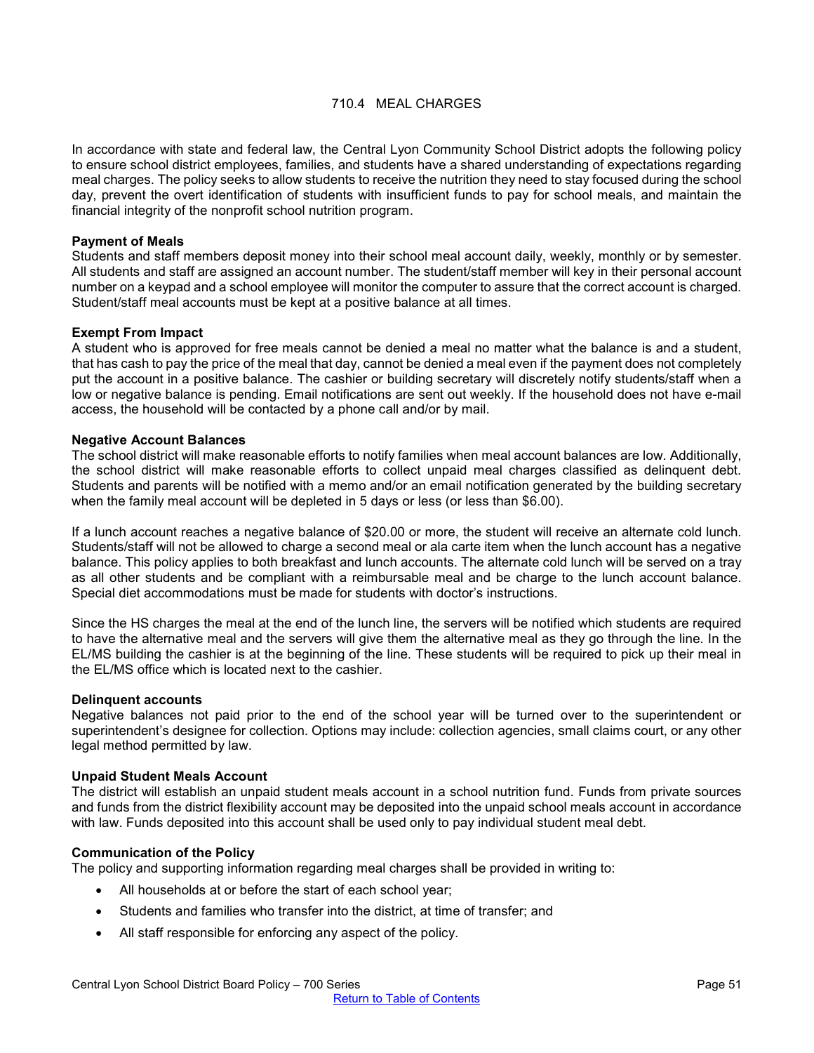# 710.4 MEAL CHARGES

In accordance with state and federal law, the Central Lyon Community School District adopts the following policy to ensure school district employees, families, and students have a shared understanding of expectations regarding meal charges. The policy seeks to allow students to receive the nutrition they need to stay focused during the school day, prevent the overt identification of students with insufficient funds to pay for school meals, and maintain the financial integrity of the nonprofit school nutrition program.

**Payment of Meals**
Students and staff members deposit money into their school meal account daily, weekly, monthly or by semester. All students and staff are assigned an account number. The student/staff member will key in their personal account number on a keypad and a school employee will monitor the computer to assure that the correct account is charged. Student/staff meal accounts must be kept at a positive balance at all times.

**Exempt From Impact**
A student who is approved for free meals cannot be denied a meal no matter what the balance is and a student, that has cash to pay the price of the meal that day, cannot be denied a meal even if the payment does not completely put the account in a positive balance. The cashier or building secretary will discretely notify students/staff when a low or negative balance is pending. Email notifications are sent out weekly. If the household does not have e-mail access, the household will be contacted by a phone call and/or by mail.

**Negative Account Balances**
The school district will make reasonable efforts to notify families when meal account balances are low. Additionally, the school district will make reasonable efforts to collect unpaid meal charges classified as delinquent debt. Students and parents will be notified with a memo and/or an email notification generated by the building secretary when the family meal account will be depleted in 5 days or less (or less than $6.00).

If a lunch account reaches a negative balance of $20.00 or more, the student will receive an alternate cold lunch. Students/staff will not be allowed to charge a second meal or ala carte item when the lunch account has a negative balance. This policy applies to both breakfast and lunch accounts. The alternate cold lunch will be served on a tray as all other students and be compliant with a reimbursable meal and be charge to the lunch account balance. Special diet accommodations must be made for students with doctor's instructions.

Since the HS charges the meal at the end of the lunch line, the servers will be notified which students are required to have the alternative meal and the servers will give them the alternative meal as they go through the line. In the EL/MS building the cashier is at the beginning of the line. These students will be required to pick up their meal in the EL/MS office which is located next to the cashier.

**Delinquent accounts**
Negative balances not paid prior to the end of the school year will be turned over to the superintendent or superintendent's designee for collection. Options may include: collection agencies, small claims court, or any other legal method permitted by law.

**Unpaid Student Meals Account**
The district will establish an unpaid student meals account in a school nutrition fund. Funds from private sources and funds from the district flexibility account may be deposited into the unpaid school meals account in accordance with law. Funds deposited into this account shall be used only to pay individual student meal debt.

**Communication of the Policy**
The policy and supporting information regarding meal charges shall be provided in writing to:

- All households at or before the start of each school year;
- Students and families who transfer into the district, at time of transfer; and
- All staff responsible for enforcing any aspect of the policy.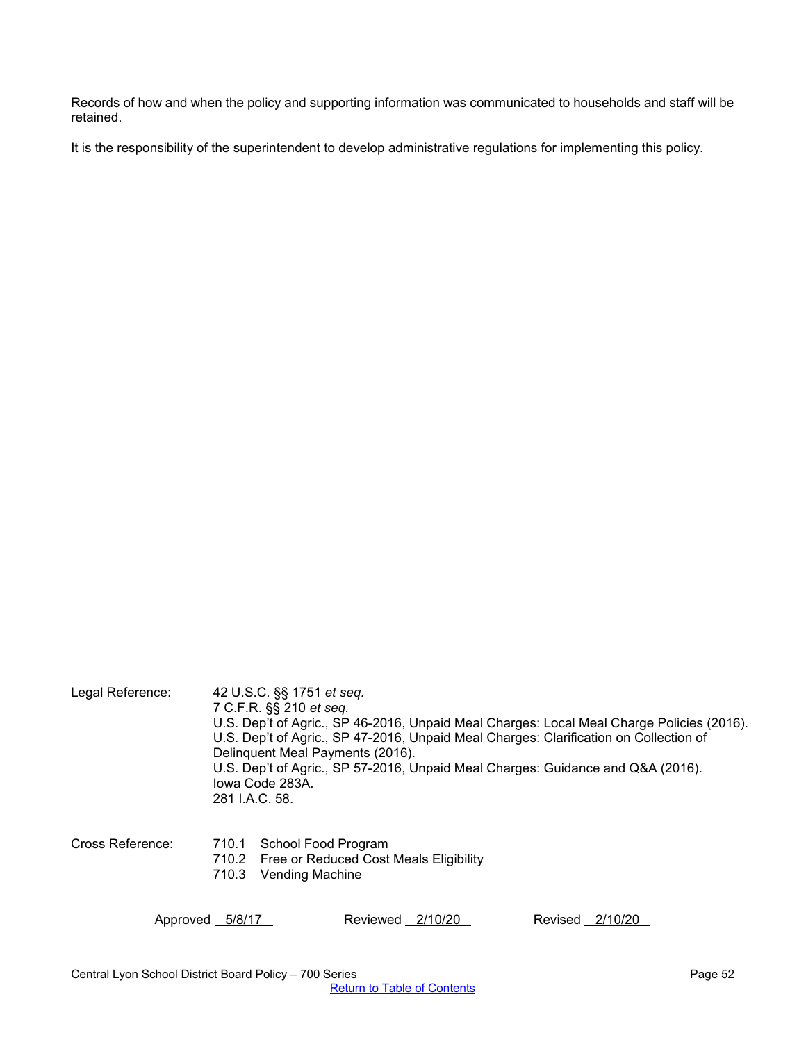Records of how and when the policy and supporting information was communicated to households and staff will be retained.

It is the responsibility of the superintendent to develop administrative regulations for implementing this policy.

Legal Reference: 42 U.S.C. §§ 1751 *et seq.*
7 C.F.R. §§ 210 *et seq.*
U.S. Dep't of Agric., SP 46-2016, Unpaid Meal Charges: Local Meal Charge Policies (2016).
U.S. Dep't of Agric., SP 47-2016, Unpaid Meal Charges: Clarification on Collection of Delinquent Meal Payments (2016).
U.S. Dep't of Agric., SP 57-2016, Unpaid Meal Charges: Guidance and Q&A (2016).
Iowa Code 283A.
281 I.A.C. 58.

Cross Reference: 710.1 School Food Program
710.2 Free or Reduced Cost Meals Eligibility
710.3 Vending Machine

Approved 5/8/17 Reviewed 2/10/20 Revised 2/10/20

Central Lyon School District Board Policy – 700 Series

Return to Table of Contents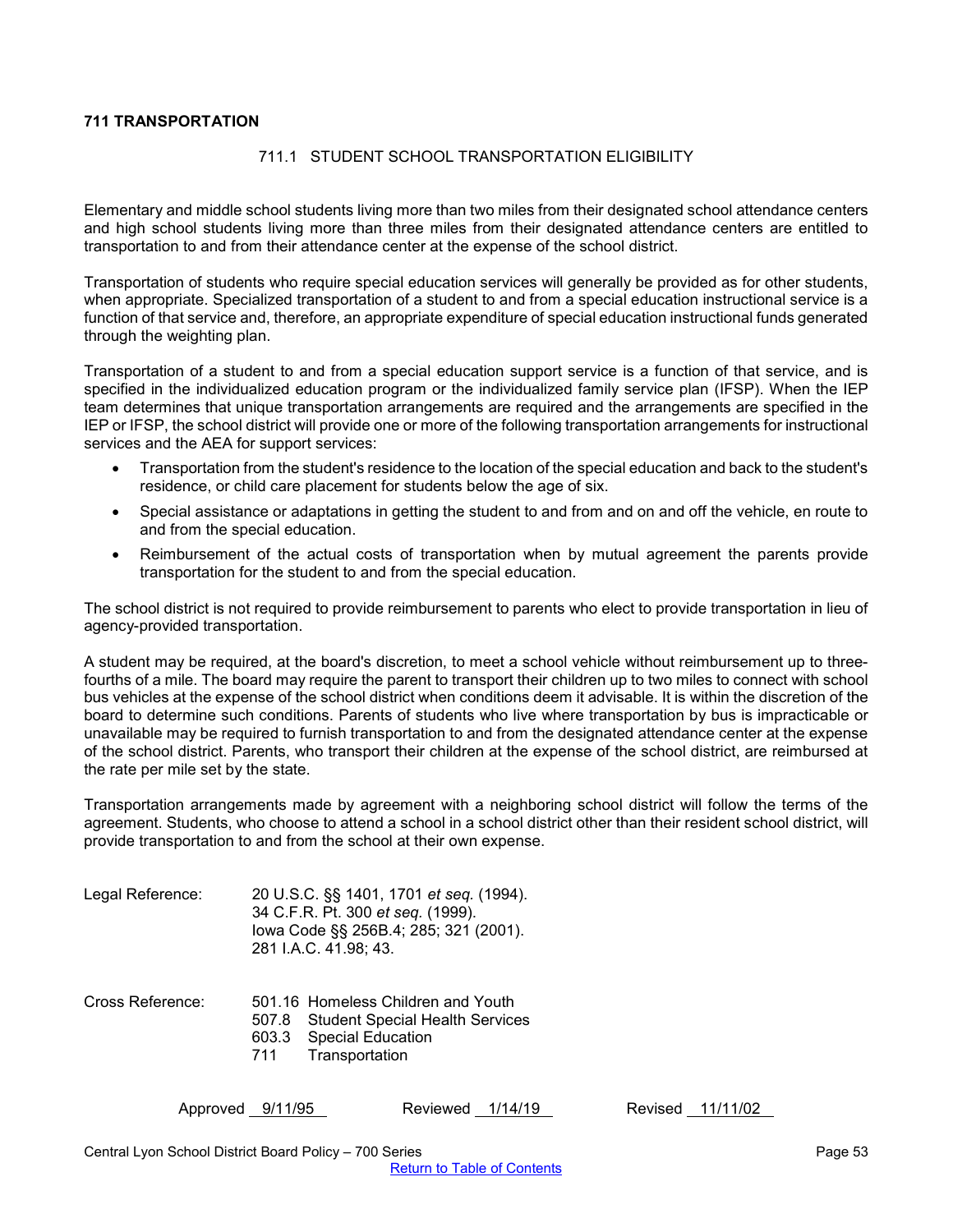# 711 TRANSPORTATION

## 711.1 STUDENT SCHOOL TRANSPORTATION ELIGIBILITY

Elementary and middle school students living more than two miles from their designated school attendance centers and high school students living more than three miles from their designated attendance centers are entitled to transportation to and from their attendance center at the expense of the school district.

Transportation of students who require special education services will generally be provided as for other students, when appropriate. Specialized transportation of a student to and from a special education instructional service is a function of that service and, therefore, an appropriate expenditure of special education instructional funds generated through the weighting plan.

Transportation of a student to and from a special education support service is a function of that service, and is specified in the individualized education program or the individualized family service plan (IFSP). When the IEP team determines that unique transportation arrangements are required and the arrangements are specified in the IEP or IFSP, the school district will provide one or more of the following transportation arrangements for instructional services and the AEA for support services:

- Transportation from the student's residence to the location of the special education and back to the student's residence, or child care placement for students below the age of six.
- Special assistance or adaptations in getting the student to and from and on and off the vehicle, en route to and from the special education.
- Reimbursement of the actual costs of transportation when by mutual agreement the parents provide transportation for the student to and from the special education.

The school district is not required to provide reimbursement to parents who elect to provide transportation in lieu of agency-provided transportation.

A student may be required, at the board's discretion, to meet a school vehicle without reimbursement up to three-fourths of a mile. The board may require the parent to transport their children up to two miles to connect with school bus vehicles at the expense of the school district when conditions deem it advisable. It is within the discretion of the board to determine such conditions. Parents of students who live where transportation by bus is impracticable or unavailable may be required to furnish transportation to and from the designated attendance center at the expense of the school district. Parents, who transport their children at the expense of the school district, are reimbursed at the rate per mile set by the state.

Transportation arrangements made by agreement with a neighboring school district will follow the terms of the agreement. Students, who choose to attend a school in a school district other than their resident school district, will provide transportation to and from the school at their own expense.

Legal Reference: 20 U.S.C. §§ 1401, 1701 *et seq.* (1994).
34 C.F.R. Pt. 300 *et seq.* (1999).
Iowa Code §§ 256B.4; 285; 321 (2001).
281 I.A.C. 41.98; 43.

Cross Reference:
501.16 Homeless Children and Youth
507.8 Student Special Health Services
603.3 Special Education
711 Transportation

Approved 9/11/95 Reviewed 1/14/19 Revised 11/11/02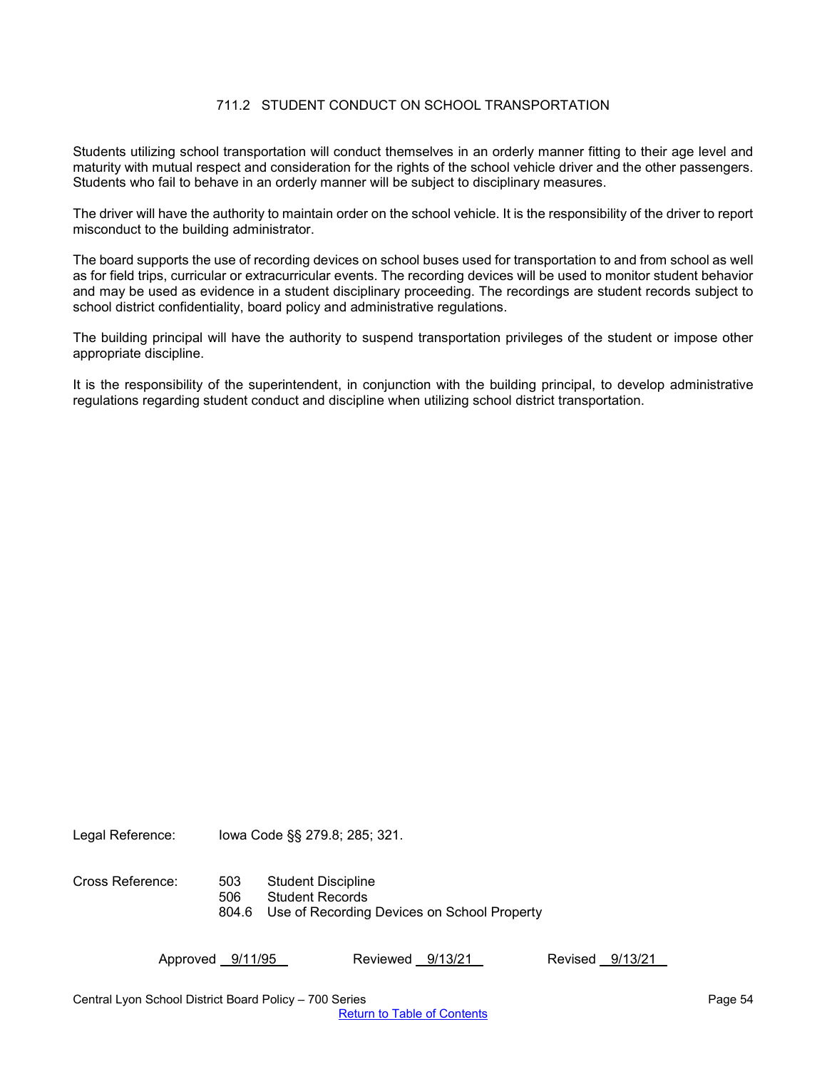# 711.2 STUDENT CONDUCT ON SCHOOL TRANSPORTATION

Students utilizing school transportation will conduct themselves in an orderly manner fitting to their age level and maturity with mutual respect and consideration for the rights of the school vehicle driver and the other passengers. Students who fail to behave in an orderly manner will be subject to disciplinary measures.

The driver will have the authority to maintain order on the school vehicle. It is the responsibility of the driver to report misconduct to the building administrator.

The board supports the use of recording devices on school buses used for transportation to and from school as well as for field trips, curricular or extracurricular events. The recording devices will be used to monitor student behavior and may be used as evidence in a student disciplinary proceeding. The recordings are student records subject to school district confidentiality, board policy and administrative regulations.

The building principal will have the authority to suspend transportation privileges of the student or impose other appropriate discipline.

It is the responsibility of the superintendent, in conjunction with the building principal, to develop administrative regulations regarding student conduct and discipline when utilizing school district transportation.

Legal Reference: Iowa Code §§ 279.8; 285; 321.

Cross Reference:
- 503 Student Discipline
- 506 Student Records
- 804.6 Use of Recording Devices on School Property

Approved 9/11/95 Reviewed 9/13/21 Revised 9/13/21

Central Lyon School District Board Policy – 700 Series

Return to Table of Contents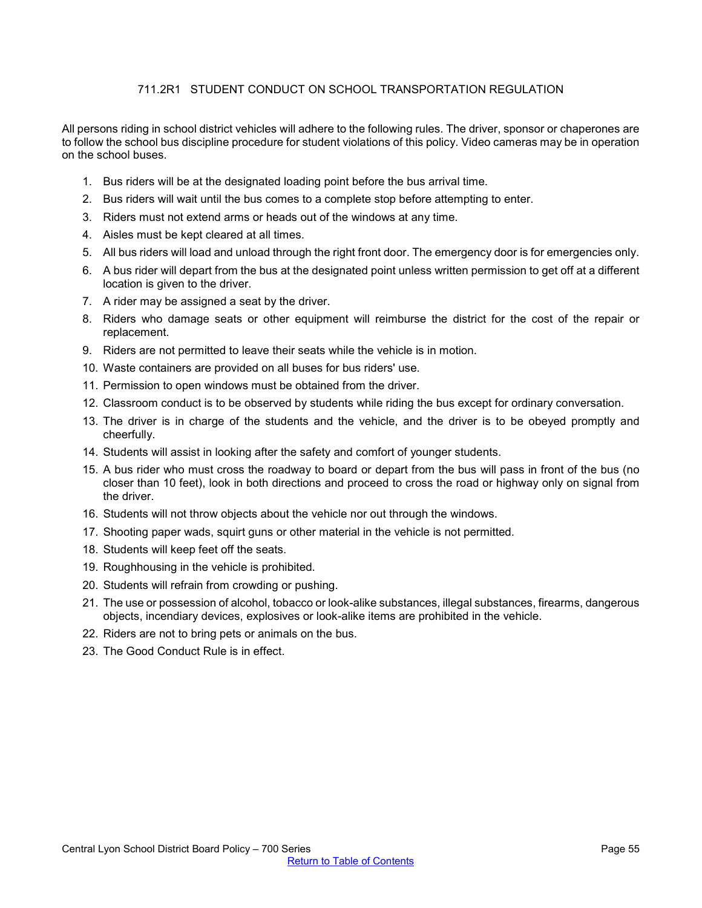## 711.2R1 STUDENT CONDUCT ON SCHOOL TRANSPORTATION REGULATION

All persons riding in school district vehicles will adhere to the following rules. The driver, sponsor or chaperones are to follow the school bus discipline procedure for student violations of this policy. Video cameras may be in operation on the school buses.

1. Bus riders will be at the designated loading point before the bus arrival time.
2. Bus riders will wait until the bus comes to a complete stop before attempting to enter.
3. Riders must not extend arms or heads out of the windows at any time.
4. Aisles must be kept cleared at all times.
5. All bus riders will load and unload through the right front door. The emergency door is for emergencies only.
6. A bus rider will depart from the bus at the designated point unless written permission to get off at a different location is given to the driver.
7. A rider may be assigned a seat by the driver.
8. Riders who damage seats or other equipment will reimburse the district for the cost of the repair or replacement.
9. Riders are not permitted to leave their seats while the vehicle is in motion.
10. Waste containers are provided on all buses for bus riders' use.
11. Permission to open windows must be obtained from the driver.
12. Classroom conduct is to be observed by students while riding the bus except for ordinary conversation.
13. The driver is in charge of the students and the vehicle, and the driver is to be obeyed promptly and cheerfully.
14. Students will assist in looking after the safety and comfort of younger students.
15. A bus rider who must cross the roadway to board or depart from the bus will pass in front of the bus (no closer than 10 feet), look in both directions and proceed to cross the road or highway only on signal from the driver.
16. Students will not throw objects about the vehicle nor out through the windows.
17. Shooting paper wads, squirt guns or other material in the vehicle is not permitted.
18. Students will keep feet off the seats.
19. Roughhousing in the vehicle is prohibited.
20. Students will refrain from crowding or pushing.
21. The use or possession of alcohol, tobacco or look-alike substances, illegal substances, firearms, dangerous objects, incendiary devices, explosives or look-alike items are prohibited in the vehicle.
22. Riders are not to bring pets or animals on the bus.
23. The Good Conduct Rule is in effect.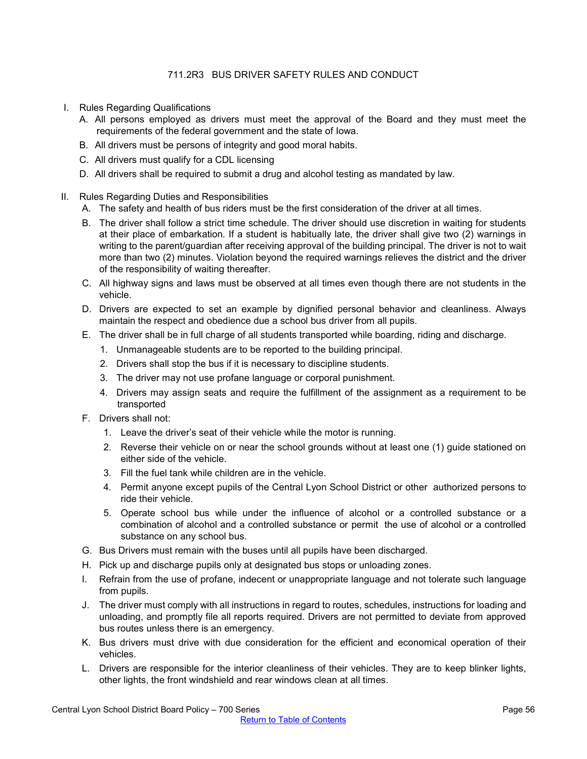# 711.2R3 BUS DRIVER SAFETY RULES AND CONDUCT

I. Rules Regarding Qualifications
   A. All persons employed as drivers must meet the approval of the Board and they must meet the requirements of the federal government and the state of Iowa.
   B. All drivers must be persons of integrity and good moral habits.
   C. All drivers must qualify for a CDL licensing
   D. All drivers shall be required to submit a drug and alcohol testing as mandated by law.

II. Rules Regarding Duties and Responsibilities
   A. The safety and health of bus riders must be the first consideration of the driver at all times.
   B. The driver shall follow a strict time schedule. The driver should use discretion in waiting for students at their place of embarkation. If a student is habitually late, the driver shall give two (2) warnings in writing to the parent/guardian after receiving approval of the building principal. The driver is not to wait more than two (2) minutes. Violation beyond the required warnings relieves the district and the driver of the responsibility of waiting thereafter.
   C. All highway signs and laws must be observed at all times even though there are not students in the vehicle.
   D. Drivers are expected to set an example by dignified personal behavior and cleanliness. Always maintain the respect and obedience due a school bus driver from all pupils.
   E. The driver shall be in full charge of all students transported while boarding, riding and discharge.
      1. Unmanageable students are to be reported to the building principal.
      2. Drivers shall stop the bus if it is necessary to discipline students.
      3. The driver may not use profane language or corporal punishment.
      4. Drivers may assign seats and require the fulfillment of the assignment as a requirement to be transported
   F. Drivers shall not:
      1. Leave the driver's seat of their vehicle while the motor is running.
      2. Reverse their vehicle on or near the school grounds without at least one (1) guide stationed on either side of the vehicle.
      3. Fill the fuel tank while children are in the vehicle.
      4. Permit anyone except pupils of the Central Lyon School District or other authorized persons to ride their vehicle.
      5. Operate school bus while under the influence of alcohol or a controlled substance or a combination of alcohol and a controlled substance or permit the use of alcohol or a controlled substance on any school bus.
   G. Bus Drivers must remain with the buses until all pupils have been discharged.
   H. Pick up and discharge pupils only at designated bus stops or unloading zones.
   I. Refrain from the use of profane, indecent or unappropriate language and not tolerate such language from pupils.
   J. The driver must comply with all instructions in regard to routes, schedules, instructions for loading and unloading, and promptly file all reports required. Drivers are not permitted to deviate from approved bus routes unless there is an emergency.
   K. Bus drivers must drive with due consideration for the efficient and economical operation of their vehicles.
   L. Drivers are responsible for the interior cleanliness of their vehicles. They are to keep blinker lights, other lights, the front windshield and rear windows clean at all times.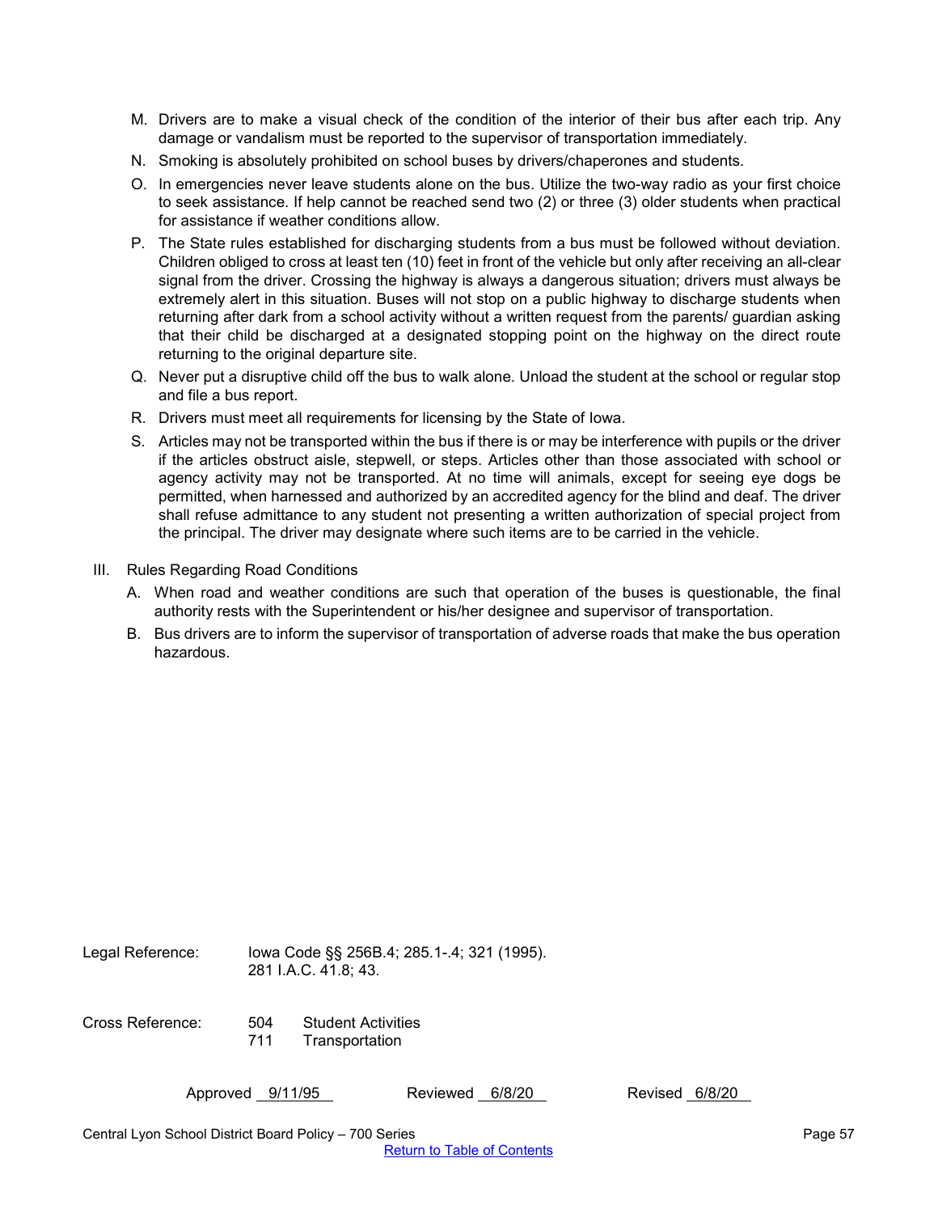M. Drivers are to make a visual check of the condition of the interior of their bus after each trip. Any damage or vandalism must be reported to the supervisor of transportation immediately.

N. Smoking is absolutely prohibited on school buses by drivers/chaperones and students.

O. In emergencies never leave students alone on the bus. Utilize the two-way radio as your first choice to seek assistance. If help cannot be reached send two (2) or three (3) older students when practical for assistance if weather conditions allow.

P. The State rules established for discharging students from a bus must be followed without deviation. Children obliged to cross at least ten (10) feet in front of the vehicle but only after receiving an all-clear signal from the driver. Crossing the highway is always a dangerous situation; drivers must always be extremely alert in this situation. Buses will not stop on a public highway to discharge students when returning after dark from a school activity without a written request from the parents/ guardian asking that their child be discharged at a designated stopping point on the highway on the direct route returning to the original departure site.

Q. Never put a disruptive child off the bus to walk alone. Unload the student at the school or regular stop and file a bus report.

R. Drivers must meet all requirements for licensing by the State of Iowa.

S. Articles may not be transported within the bus if there is or may be interference with pupils or the driver if the articles obstruct aisle, stepwell, or steps. Articles other than those associated with school or agency activity may not be transported. At no time will animals, except for seeing eye dogs be permitted, when harnessed and authorized by an accredited agency for the blind and deaf. The driver shall refuse admittance to any student not presenting a written authorization of special project from the principal. The driver may designate where such items are to be carried in the vehicle.

III. Rules Regarding Road Conditions

A. When road and weather conditions are such that operation of the buses is questionable, the final authority rests with the Superintendent or his/her designee and supervisor of transportation.

B. Bus drivers are to inform the supervisor of transportation of adverse roads that make the bus operation hazardous.

Legal Reference: Iowa Code §§ 256B.4; 285.1-.4; 321 (1995).
281 I.A.C. 41.8; 43.

Cross Reference: 504 Student Activities
711 Transportation

Approved 9/11/95 Reviewed 6/8/20 Revised 6/8/20

Central Lyon School District Board Policy – 700 Series

Return to Table of Contents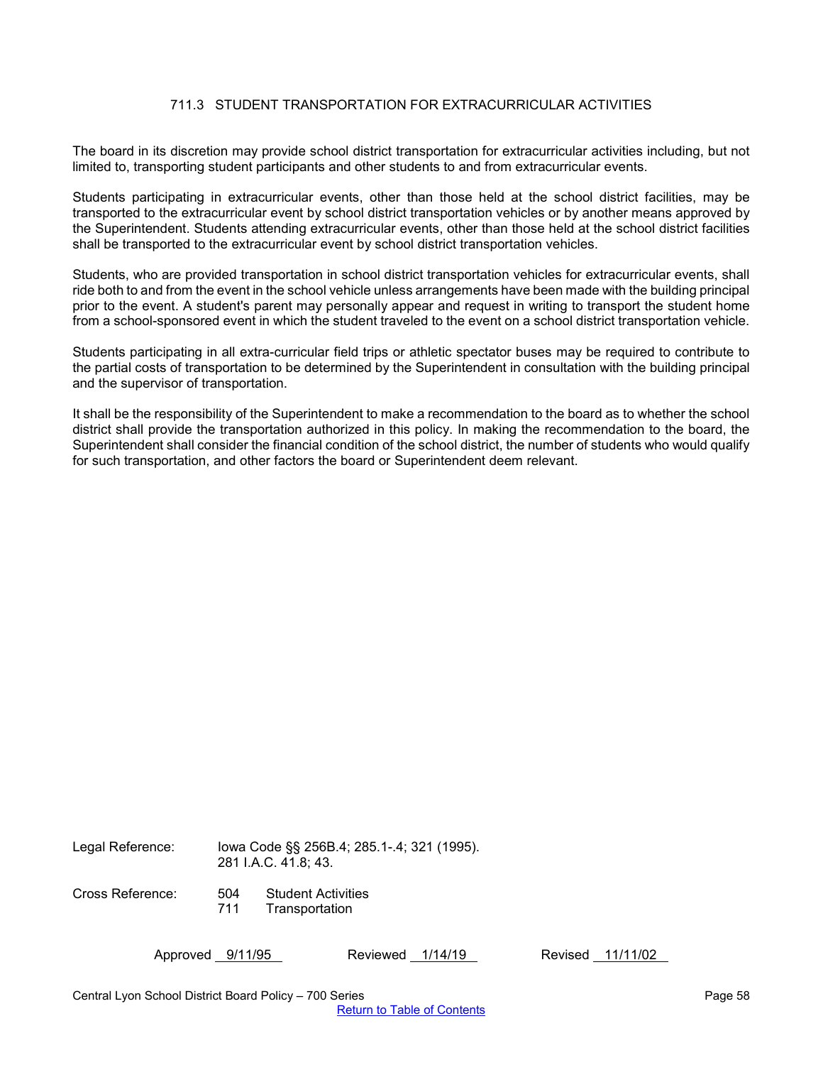# 711.3 STUDENT TRANSPORTATION FOR EXTRACURRICULAR ACTIVITIES

The board in its discretion may provide school district transportation for extracurricular activities including, but not limited to, transporting student participants and other students to and from extracurricular events.

Students participating in extracurricular events, other than those held at the school district facilities, may be transported to the extracurricular event by school district transportation vehicles or by another means approved by the Superintendent. Students attending extracurricular events, other than those held at the school district facilities shall be transported to the extracurricular event by school district transportation vehicles.

Students, who are provided transportation in school district transportation vehicles for extracurricular events, shall ride both to and from the event in the school vehicle unless arrangements have been made with the building principal prior to the event. A student's parent may personally appear and request in writing to transport the student home from a school-sponsored event in which the student traveled to the event on a school district transportation vehicle.

Students participating in all extra-curricular field trips or athletic spectator buses may be required to contribute to the partial costs of transportation to be determined by the Superintendent in consultation with the building principal and the supervisor of transportation.

It shall be the responsibility of the Superintendent to make a recommendation to the board as to whether the school district shall provide the transportation authorized in this policy. In making the recommendation to the board, the Superintendent shall consider the financial condition of the school district, the number of students who would qualify for such transportation, and other factors the board or Superintendent deem relevant.

Legal Reference: Iowa Code §§ 256B.4; 285.1-.4; 321 (1995).
281 I.A.C. 41.8; 43.

Cross Reference: 504 Student Activities
711 Transportation

Approved 9/11/95 Reviewed 1/14/19 Revised 11/11/02

Central Lyon School District Board Policy – 700 Series

Return to Table of Contents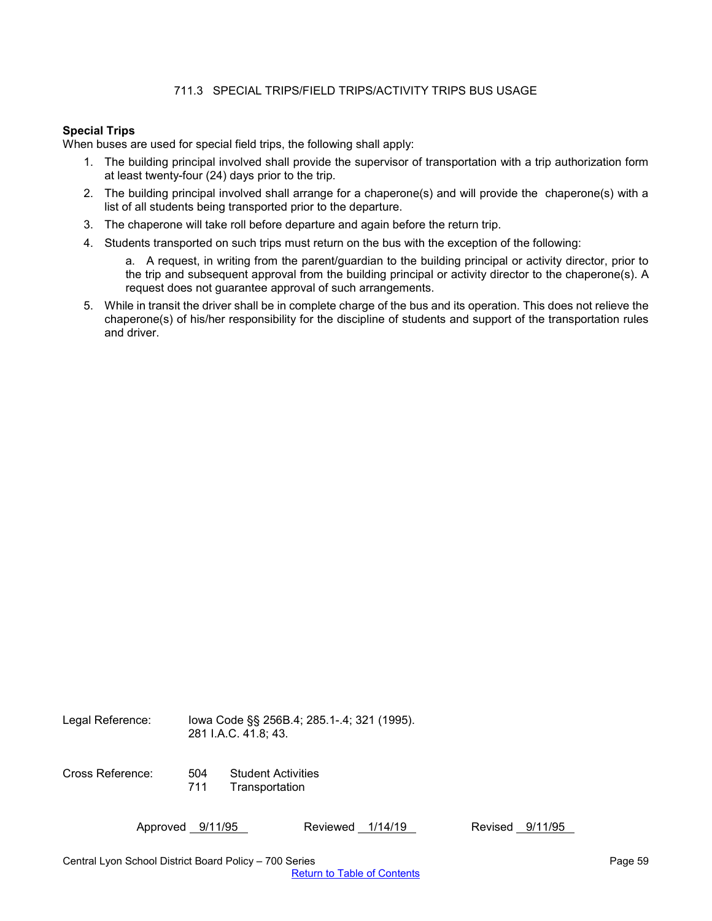# 711.3 SPECIAL TRIPS/FIELD TRIPS/ACTIVITY TRIPS BUS USAGE

**Special Trips**

When buses are used for special field trips, the following shall apply:

1. The building principal involved shall provide the supervisor of transportation with a trip authorization form at least twenty-four (24) days prior to the trip.
2. The building principal involved shall arrange for a chaperone(s) and will provide the chaperone(s) with a list of all students being transported prior to the departure.
3. The chaperone will take roll before departure and again before the return trip.
4. Students transported on such trips must return on the bus with the exception of the following:

   a. A request, in writing from the parent/guardian to the building principal or activity director, prior to the trip and subsequent approval from the building principal or activity director to the chaperone(s). A request does not guarantee approval of such arrangements.

5. While in transit the driver shall be in complete charge of the bus and its operation. This does not relieve the chaperone(s) of his/her responsibility for the discipline of students and support of the transportation rules and driver.

Legal Reference: Iowa Code §§ 256B.4; 285.1-.4; 321 (1995).
281 I.A.C. 41.8; 43.

Cross Reference: 504 Student Activities
711 Transportation

Approved 9/11/95 Reviewed 1/14/19 Revised 9/11/95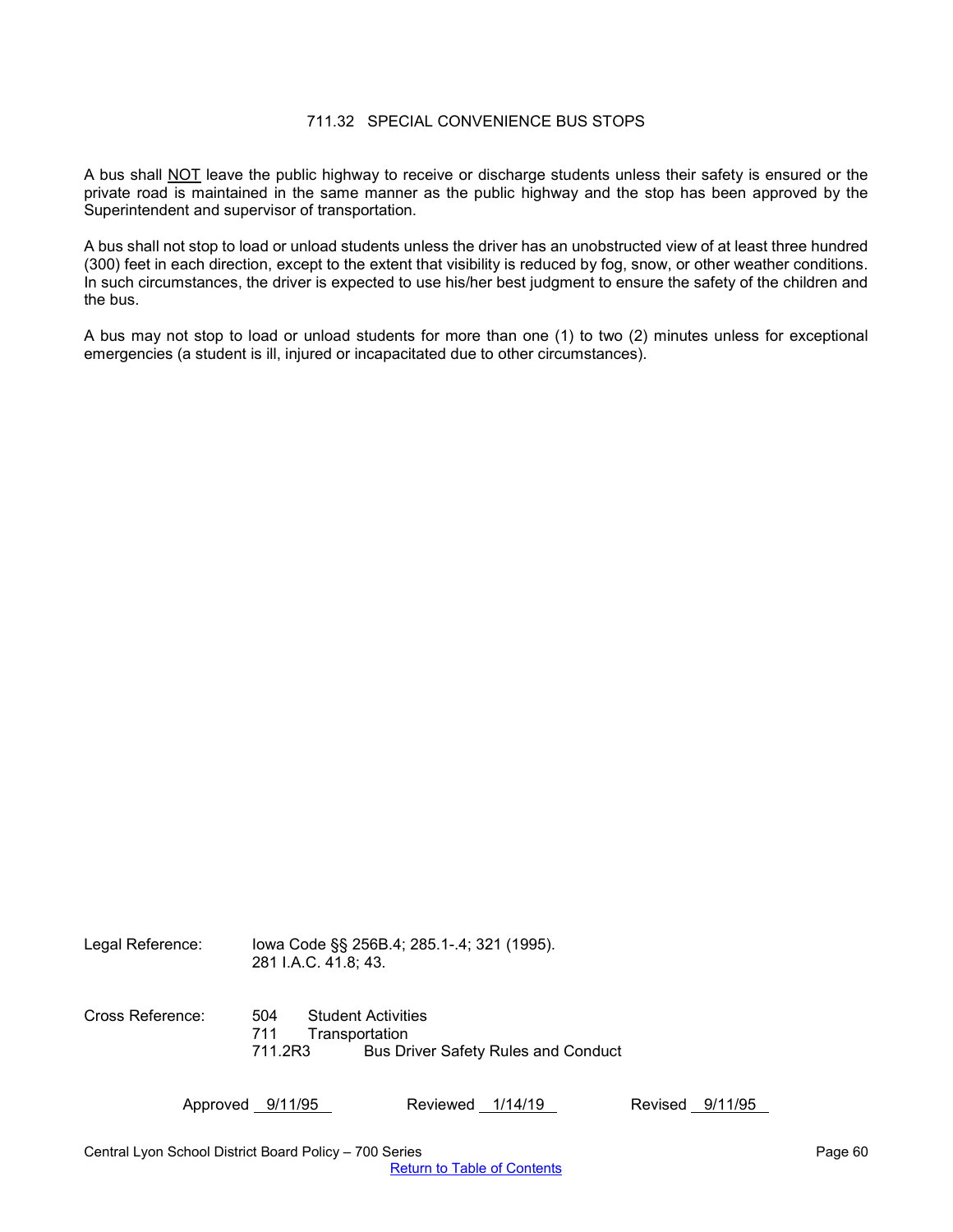# 711.32 SPECIAL CONVENIENCE BUS STOPS

A bus shall <u>NOT</u> leave the public highway to receive or discharge students unless their safety is ensured or the private road is maintained in the same manner as the public highway and the stop has been approved by the Superintendent and supervisor of transportation.

A bus shall not stop to load or unload students unless the driver has an unobstructed view of at least three hundred (300) feet in each direction, except to the extent that visibility is reduced by fog, snow, or other weather conditions. In such circumstances, the driver is expected to use his/her best judgment to ensure the safety of the children and the bus.

A bus may not stop to load or unload students for more than one (1) to two (2) minutes unless for exceptional emergencies (a student is ill, injured or incapacitated due to other circumstances).

Legal Reference: Iowa Code §§ 256B.4; 285.1-.4; 321 (1995).
281 I.A.C. 41.8; 43.

Cross Reference:
- 504 Student Activities
- 711 Transportation
- 711.2R3 Bus Driver Safety Rules and Conduct

Approved 9/11/95 Reviewed 1/14/19 Revised 9/11/95

Return to Table of Contents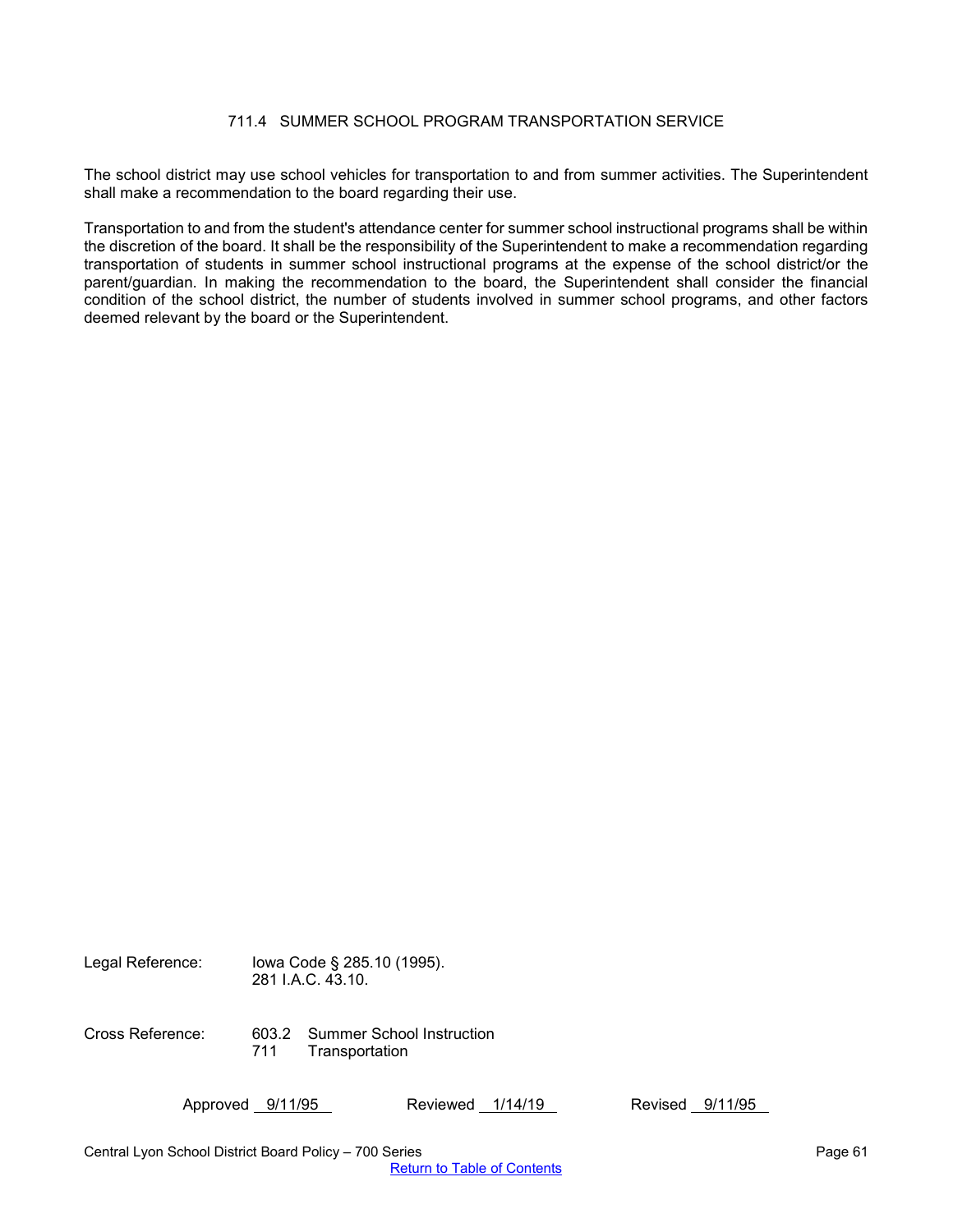# 711.4 SUMMER SCHOOL PROGRAM TRANSPORTATION SERVICE

The school district may use school vehicles for transportation to and from summer activities. The Superintendent shall make a recommendation to the board regarding their use.

Transportation to and from the student's attendance center for summer school instructional programs shall be within the discretion of the board. It shall be the responsibility of the Superintendent to make a recommendation regarding transportation of students in summer school instructional programs at the expense of the school district/or the parent/guardian. In making the recommendation to the board, the Superintendent shall consider the financial condition of the school district, the number of students involved in summer school programs, and other factors deemed relevant by the board or the Superintendent.

Legal Reference: Iowa Code § 285.10 (1995).
281 I.A.C. 43.10.

Cross Reference: 603.2 Summer School Instruction
711 Transportation

Approved 9/11/95 Reviewed 1/14/19 Revised 9/11/95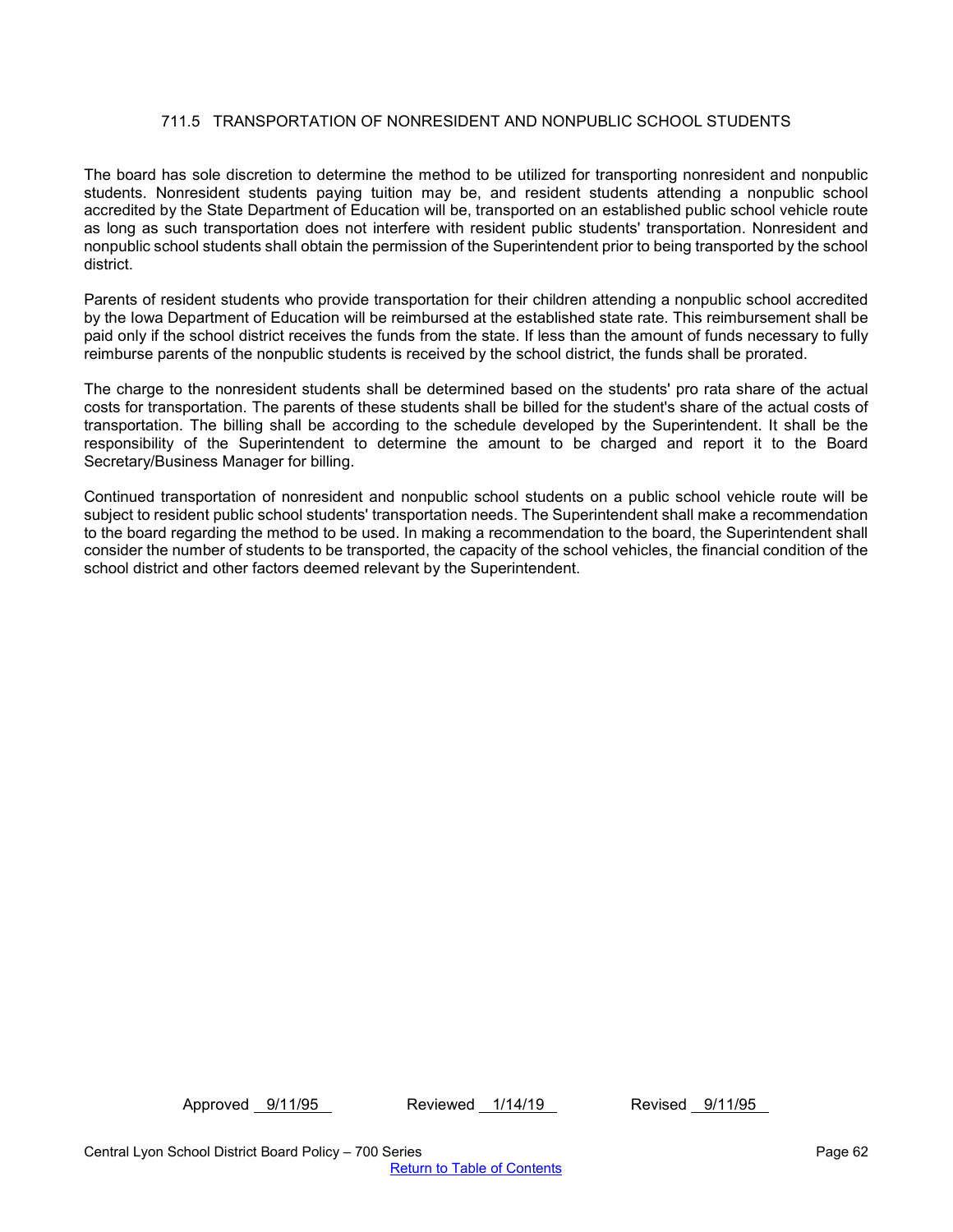## 711.5 TRANSPORTATION OF NONRESIDENT AND NONPUBLIC SCHOOL STUDENTS

The board has sole discretion to determine the method to be utilized for transporting nonresident and nonpublic students. Nonresident students paying tuition may be, and resident students attending a nonpublic school accredited by the State Department of Education will be, transported on an established public school vehicle route as long as such transportation does not interfere with resident public students' transportation. Nonresident and nonpublic school students shall obtain the permission of the Superintendent prior to being transported by the school district.

Parents of resident students who provide transportation for their children attending a nonpublic school accredited by the Iowa Department of Education will be reimbursed at the established state rate. This reimbursement shall be paid only if the school district receives the funds from the state. If less than the amount of funds necessary to fully reimburse parents of the nonpublic students is received by the school district, the funds shall be prorated.

The charge to the nonresident students shall be determined based on the students' pro rata share of the actual costs for transportation. The parents of these students shall be billed for the student's share of the actual costs of transportation. The billing shall be according to the schedule developed by the Superintendent. It shall be the responsibility of the Superintendent to determine the amount to be charged and report it to the Board Secretary/Business Manager for billing.

Continued transportation of nonresident and nonpublic school students on a public school vehicle route will be subject to resident public school students' transportation needs. The Superintendent shall make a recommendation to the board regarding the method to be used. In making a recommendation to the board, the Superintendent shall consider the number of students to be transported, the capacity of the school vehicles, the financial condition of the school district and other factors deemed relevant by the Superintendent.

Approved 9/11/95 Reviewed 1/14/19 Revised 9/11/95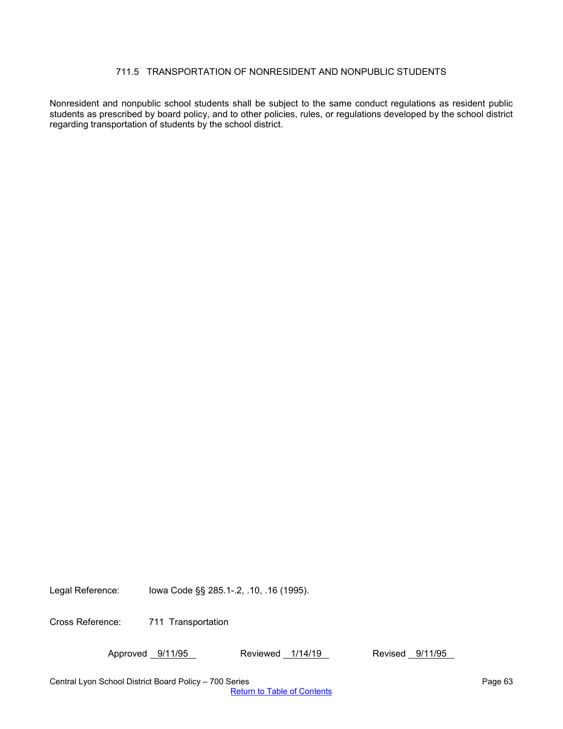# 711.5 TRANSPORTATION OF NONRESIDENT AND NONPUBLIC STUDENTS

Nonresident and nonpublic school students shall be subject to the same conduct regulations as resident public students as prescribed by board policy, and to other policies, rules, or regulations developed by the school district regarding transportation of students by the school district.

Legal Reference: Iowa Code §§ 285.1-.2, .10, .16 (1995).

Cross Reference: 711 Transportation

Approved 9/11/95 Reviewed 1/14/19 Revised 9/11/95

Return to Table of Contents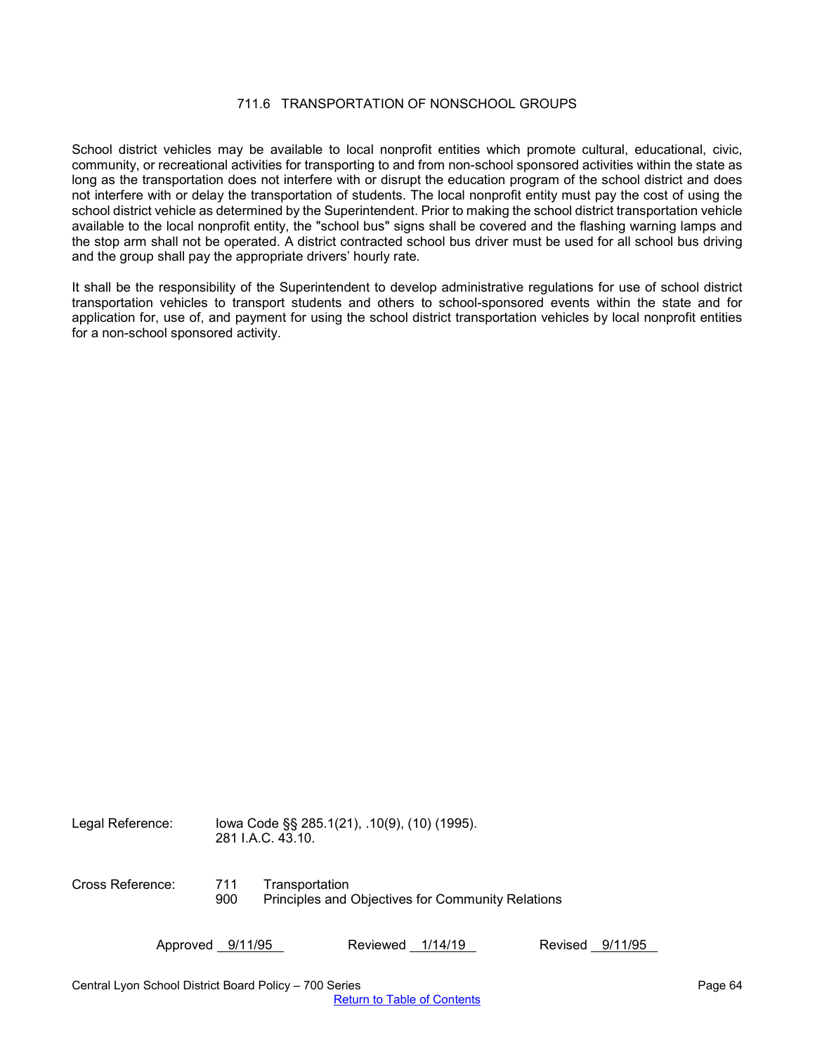# 711.6 TRANSPORTATION OF NONSCHOOL GROUPS

School district vehicles may be available to local nonprofit entities which promote cultural, educational, civic, community, or recreational activities for transporting to and from non-school sponsored activities within the state as long as the transportation does not interfere with or disrupt the education program of the school district and does not interfere with or delay the transportation of students. The local nonprofit entity must pay the cost of using the school district vehicle as determined by the Superintendent. Prior to making the school district transportation vehicle available to the local nonprofit entity, the "school bus" signs shall be covered and the flashing warning lamps and the stop arm shall not be operated. A district contracted school bus driver must be used for all school bus driving and the group shall pay the appropriate drivers' hourly rate.

It shall be the responsibility of the Superintendent to develop administrative regulations for use of school district transportation vehicles to transport students and others to school-sponsored events within the state and for application for, use of, and payment for using the school district transportation vehicles by local nonprofit entities for a non-school sponsored activity.

Legal Reference: Iowa Code §§ 285.1(21), .10(9), (10) (1995).
281 I.A.C. 43.10.

Cross Reference: 711 Transportation
900 Principles and Objectives for Community Relations

Approved 9/11/95 Reviewed 1/14/19 Revised 9/11/95

Return to Table of Contents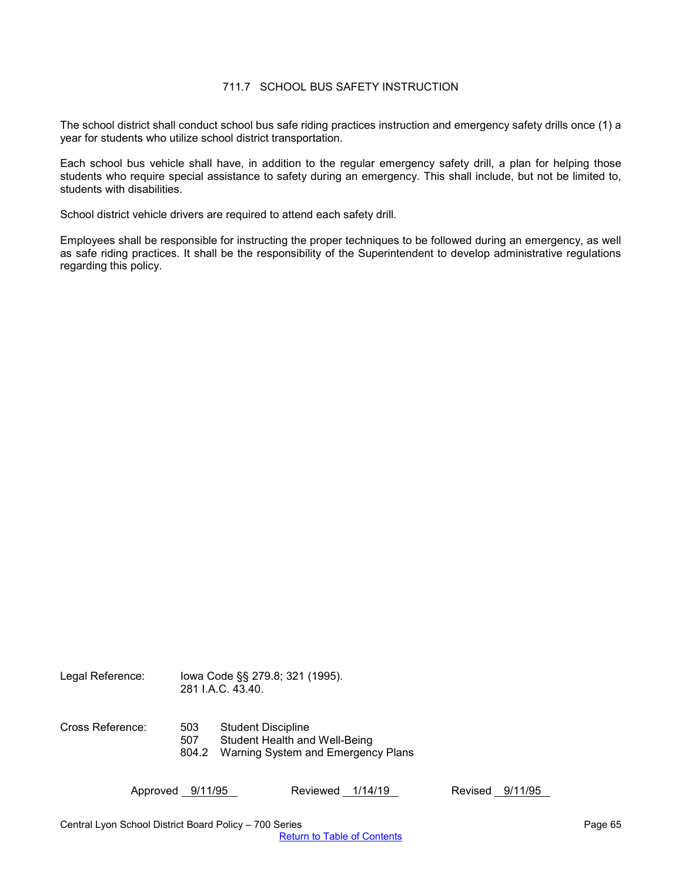# 711.7 SCHOOL BUS SAFETY INSTRUCTION

The school district shall conduct school bus safe riding practices instruction and emergency safety drills once (1) a year for students who utilize school district transportation.

Each school bus vehicle shall have, in addition to the regular emergency safety drill, a plan for helping those students who require special assistance to safety during an emergency. This shall include, but not be limited to, students with disabilities.

School district vehicle drivers are required to attend each safety drill.

Employees shall be responsible for instructing the proper techniques to be followed during an emergency, as well as safe riding practices. It shall be the responsibility of the Superintendent to develop administrative regulations regarding this policy.

Legal Reference: Iowa Code §§ 279.8; 321 (1995).
281 I.A.C. 43.40.

Cross Reference:
503 Student Discipline
507 Student Health and Well-Being
804.2 Warning System and Emergency Plans

Approved 9/11/95 Reviewed 1/14/19 Revised 9/11/95

Return to Table of Contents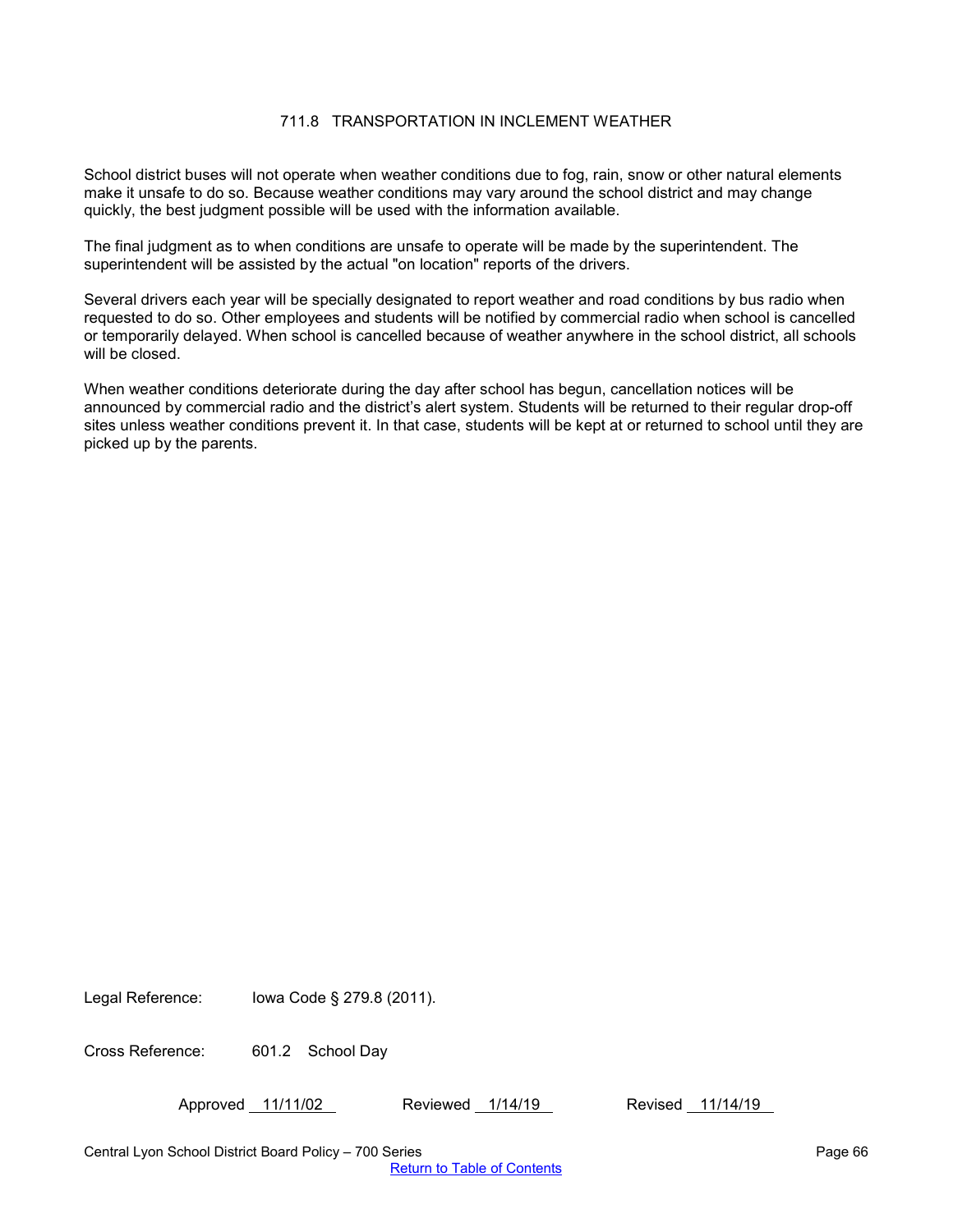# 711.8 TRANSPORTATION IN INCLEMENT WEATHER

School district buses will not operate when weather conditions due to fog, rain, snow or other natural elements make it unsafe to do so. Because weather conditions may vary around the school district and may change quickly, the best judgment possible will be used with the information available.

The final judgment as to when conditions are unsafe to operate will be made by the superintendent. The superintendent will be assisted by the actual "on location" reports of the drivers.

Several drivers each year will be specially designated to report weather and road conditions by bus radio when requested to do so. Other employees and students will be notified by commercial radio when school is cancelled or temporarily delayed. When school is cancelled because of weather anywhere in the school district, all schools will be closed.

When weather conditions deteriorate during the day after school has begun, cancellation notices will be announced by commercial radio and the district's alert system. Students will be returned to their regular drop-off sites unless weather conditions prevent it. In that case, students will be kept at or returned to school until they are picked up by the parents.

Legal Reference: Iowa Code § 279.8 (2011).

Cross Reference: 601.2 School Day

Approved 11/11/02 Reviewed 1/14/19 Revised 11/14/19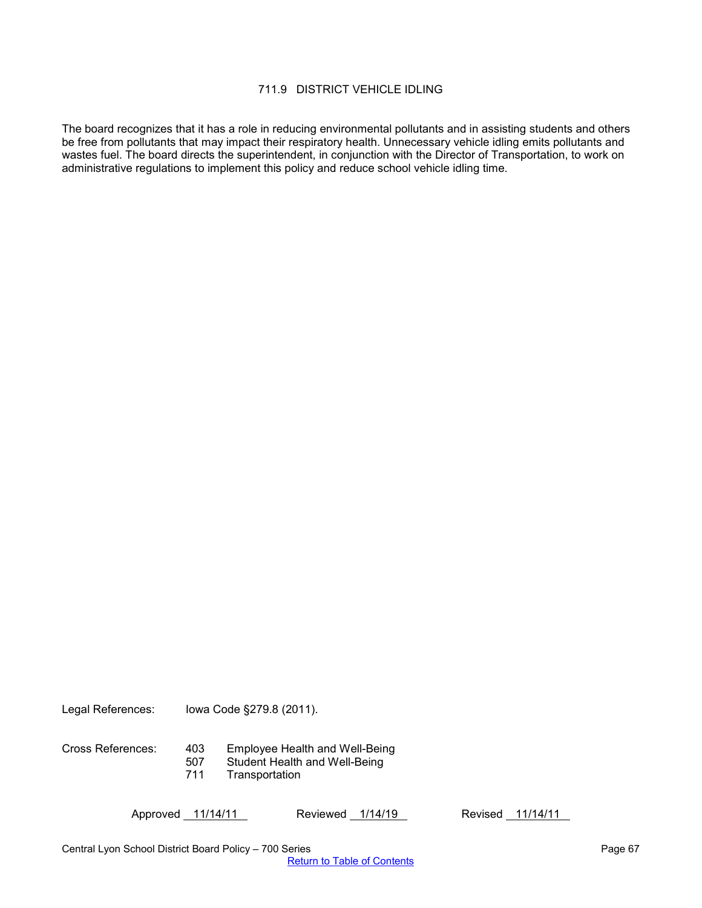# 711.9 DISTRICT VEHICLE IDLING

The board recognizes that it has a role in reducing environmental pollutants and in assisting students and others be free from pollutants that may impact their respiratory health. Unnecessary vehicle idling emits pollutants and wastes fuel. The board directs the superintendent, in conjunction with the Director of Transportation, to work on administrative regulations to implement this policy and reduce school vehicle idling time.

Legal References: Iowa Code §279.8 (2011).

Cross References:
- 403 Employee Health and Well-Being
- 507 Student Health and Well-Being
- 711 Transportation

Approved 11/14/11 Reviewed 1/14/19 Revised 11/14/11

Central Lyon School District Board Policy – 700 Series

Return to Table of Contents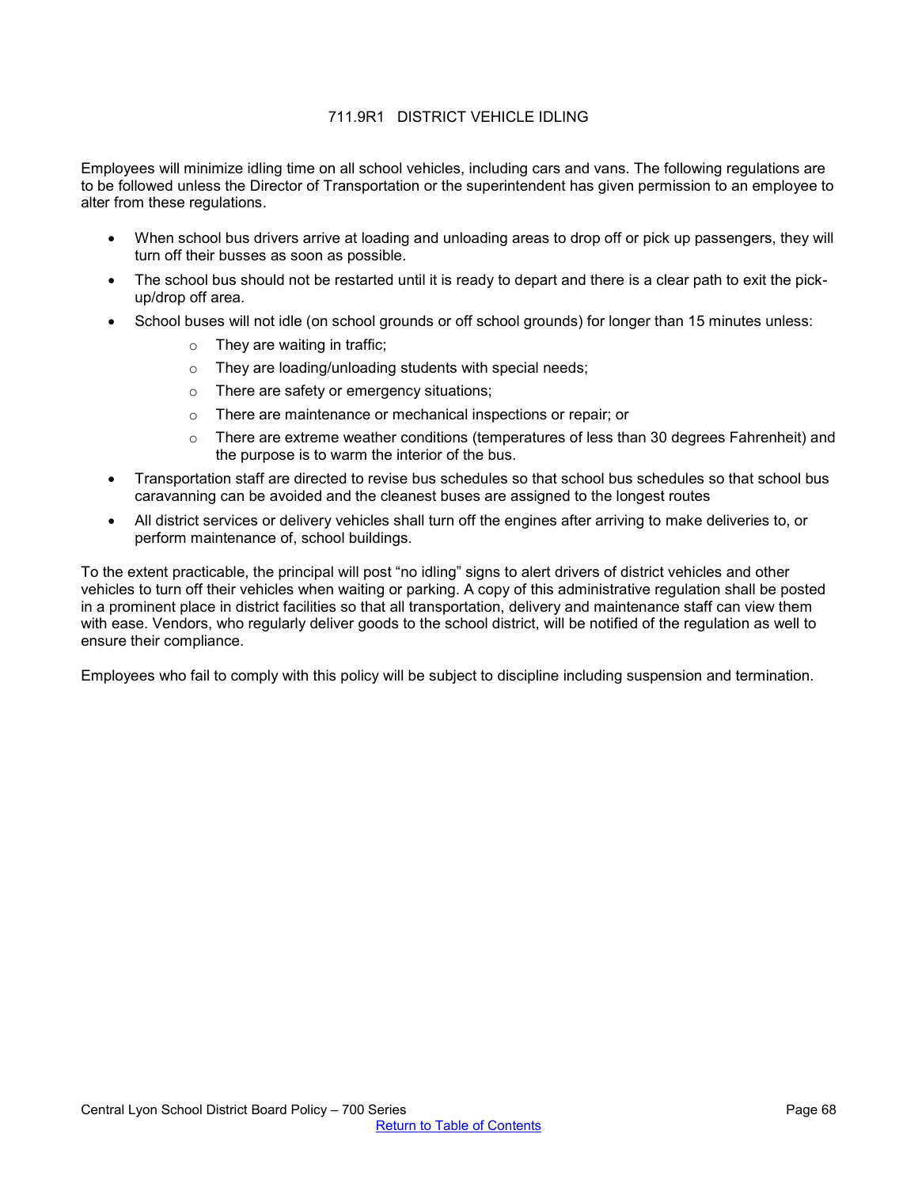# 711.9R1 DISTRICT VEHICLE IDLING

Employees will minimize idling time on all school vehicles, including cars and vans. The following regulations are to be followed unless the Director of Transportation or the superintendent has given permission to an employee to alter from these regulations.

- When school bus drivers arrive at loading and unloading areas to drop off or pick up passengers, they will turn off their busses as soon as possible.
- The school bus should not be restarted until it is ready to depart and there is a clear path to exit the pick-up/drop off area.
- School buses will not idle (on school grounds or off school grounds) for longer than 15 minutes unless:
  - They are waiting in traffic;
  - They are loading/unloading students with special needs;
  - There are safety or emergency situations;
  - There are maintenance or mechanical inspections or repair; or
  - There are extreme weather conditions (temperatures of less than 30 degrees Fahrenheit) and the purpose is to warm the interior of the bus.
- Transportation staff are directed to revise bus schedules so that school bus schedules so that school bus caravanning can be avoided and the cleanest buses are assigned to the longest routes
- All district services or delivery vehicles shall turn off the engines after arriving to make deliveries to, or perform maintenance of, school buildings.

To the extent practicable, the principal will post "no idling" signs to alert drivers of district vehicles and other vehicles to turn off their vehicles when waiting or parking. A copy of this administrative regulation shall be posted in a prominent place in district facilities so that all transportation, delivery and maintenance staff can view them with ease. Vendors, who regularly deliver goods to the school district, will be notified of the regulation as well to ensure their compliance.

Employees who fail to comply with this policy will be subject to discipline including suspension and termination.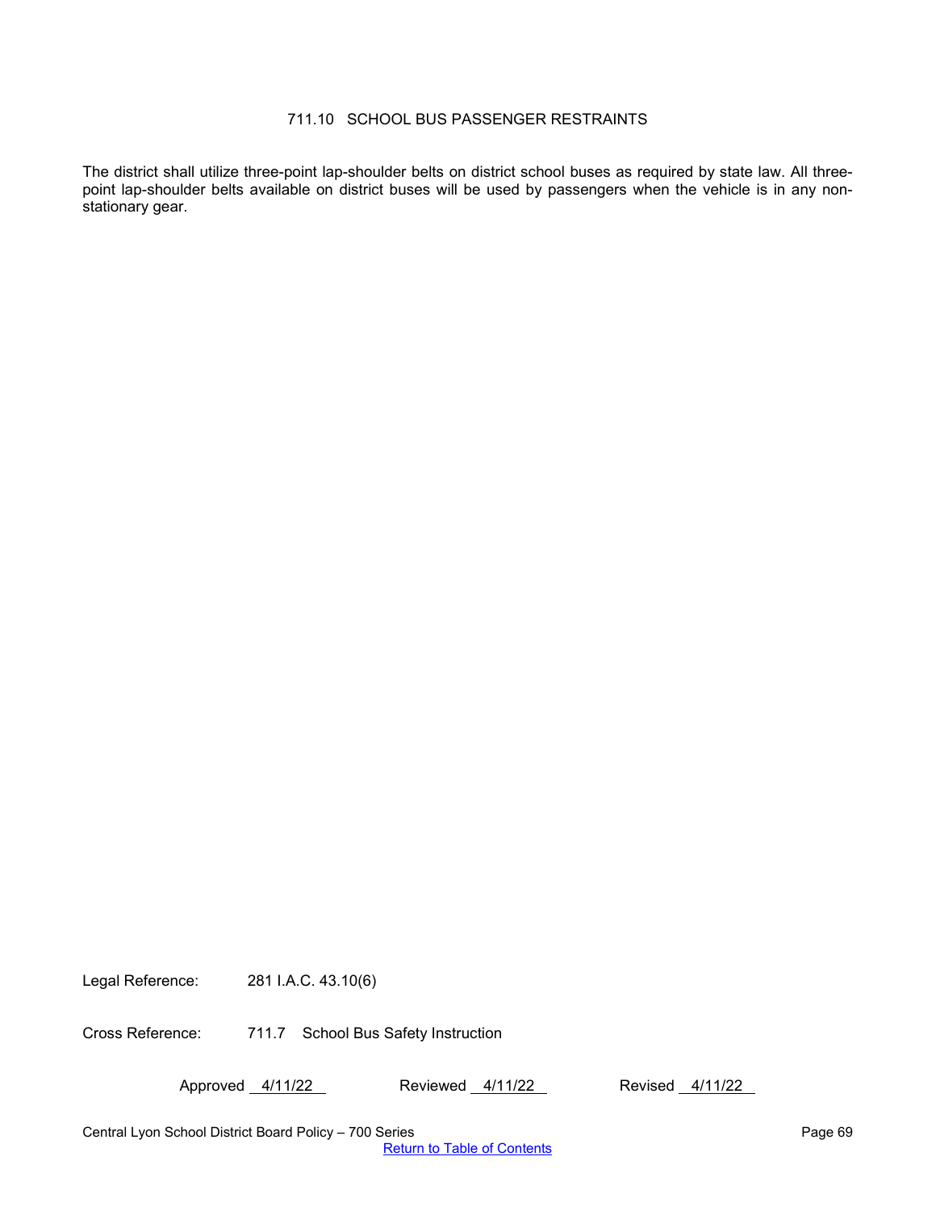# 711.10 SCHOOL BUS PASSENGER RESTRAINTS

The district shall utilize three-point lap-shoulder belts on district school buses as required by state law. All three-point lap-shoulder belts available on district buses will be used by passengers when the vehicle is in any non-stationary gear.

Legal Reference: 281 I.A.C. 43.10(6)

Cross Reference: 711.7 School Bus Safety Instruction

Approved 4/11/22 Reviewed 4/11/22 Revised 4/11/22

Central Lyon School District Board Policy – 700 Series

Return to Table of Contents